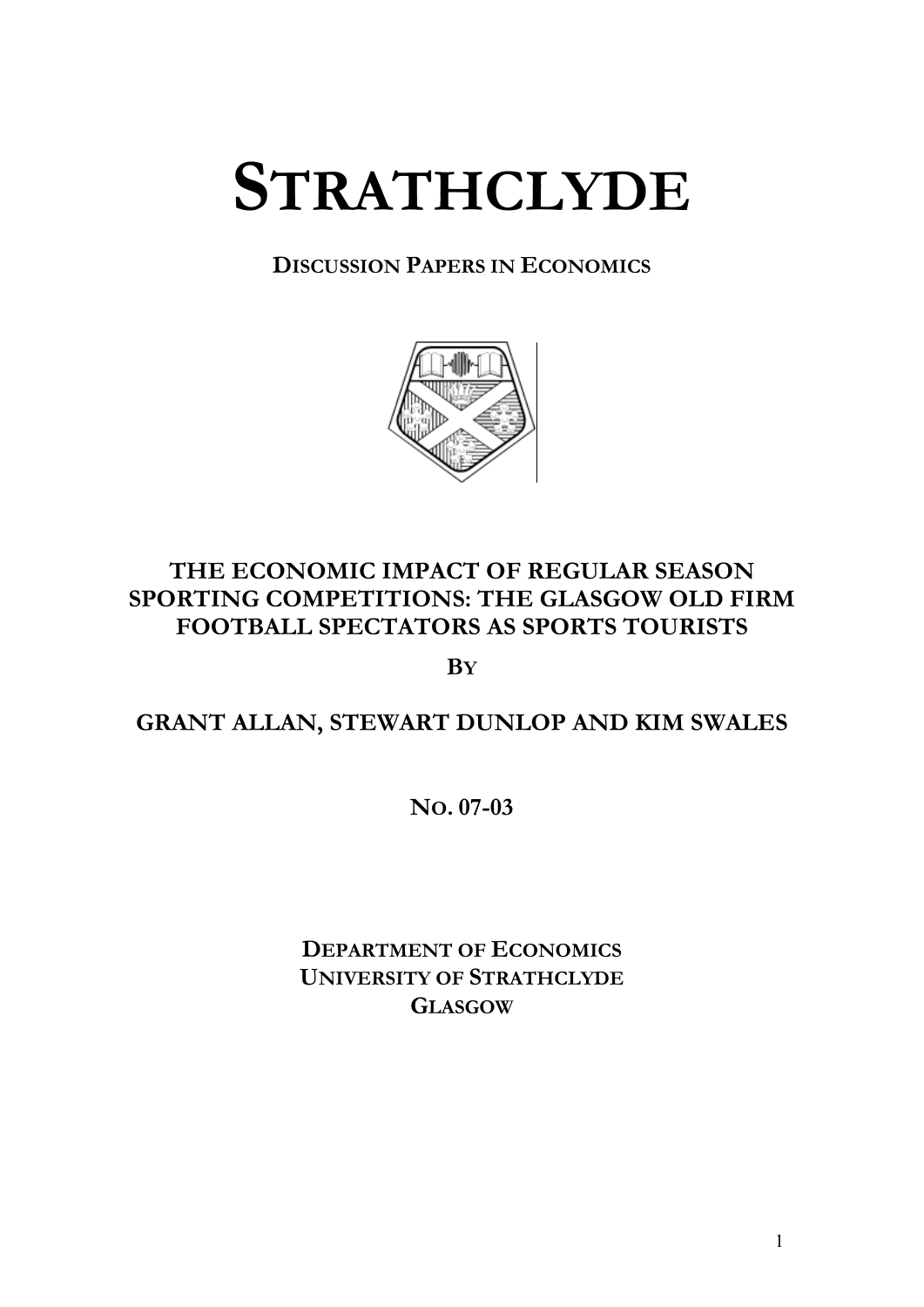# STRATHCLYDE

**DISCUSSION PAPERS IN ECONOMICS**

## THE ECONOMIC IMPACT OF REGULAR SEASON SPORTING COMPETITIONS: THE GLASGOW OLD FIRM FOOTBALL SPECTATORS AS SPORTS TOURISTS

**BY**

**GRANT ALLAN, STEWART DUNLOP AND KIM SWALES**

**NO. 07-03**

**DEPARTMENT OF ECONOMICS**
**UNIVERSITY OF STRATHCLYDE**
**GLASGOW**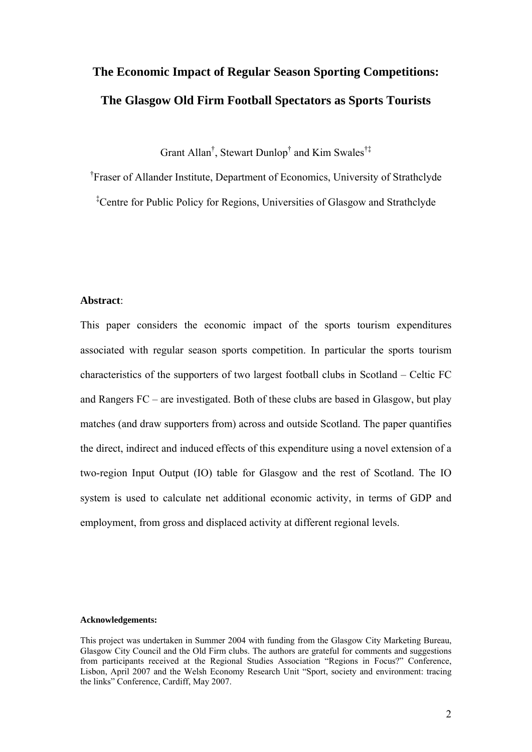# The Economic Impact of Regular Season Sporting Competitions: The Glasgow Old Firm Football Spectators as Sports Tourists

Grant Allan[†], Stewart Dunlop[†] and Kim Swales[†‡]

[†]Fraser of Allander Institute, Department of Economics, University of Strathclyde

[‡]Centre for Public Policy for Regions, Universities of Glasgow and Strathclyde

**Abstract**:

This paper considers the economic impact of the sports tourism expenditures associated with regular season sports competition. In particular the sports tourism characteristics of the supporters of two largest football clubs in Scotland – Celtic FC and Rangers FC – are investigated. Both of these clubs are based in Glasgow, but play matches (and draw supporters from) across and outside Scotland. The paper quantifies the direct, indirect and induced effects of this expenditure using a novel extension of a two-region Input Output (IO) table for Glasgow and the rest of Scotland. The IO system is used to calculate net additional economic activity, in terms of GDP and employment, from gross and displaced activity at different regional levels.

**Acknowledgements:**

This project was undertaken in Summer 2004 with funding from the Glasgow City Marketing Bureau, Glasgow City Council and the Old Firm clubs. The authors are grateful for comments and suggestions from participants received at the Regional Studies Association "Regions in Focus?" Conference, Lisbon, April 2007 and the Welsh Economy Research Unit "Sport, society and environment: tracing the links" Conference, Cardiff, May 2007.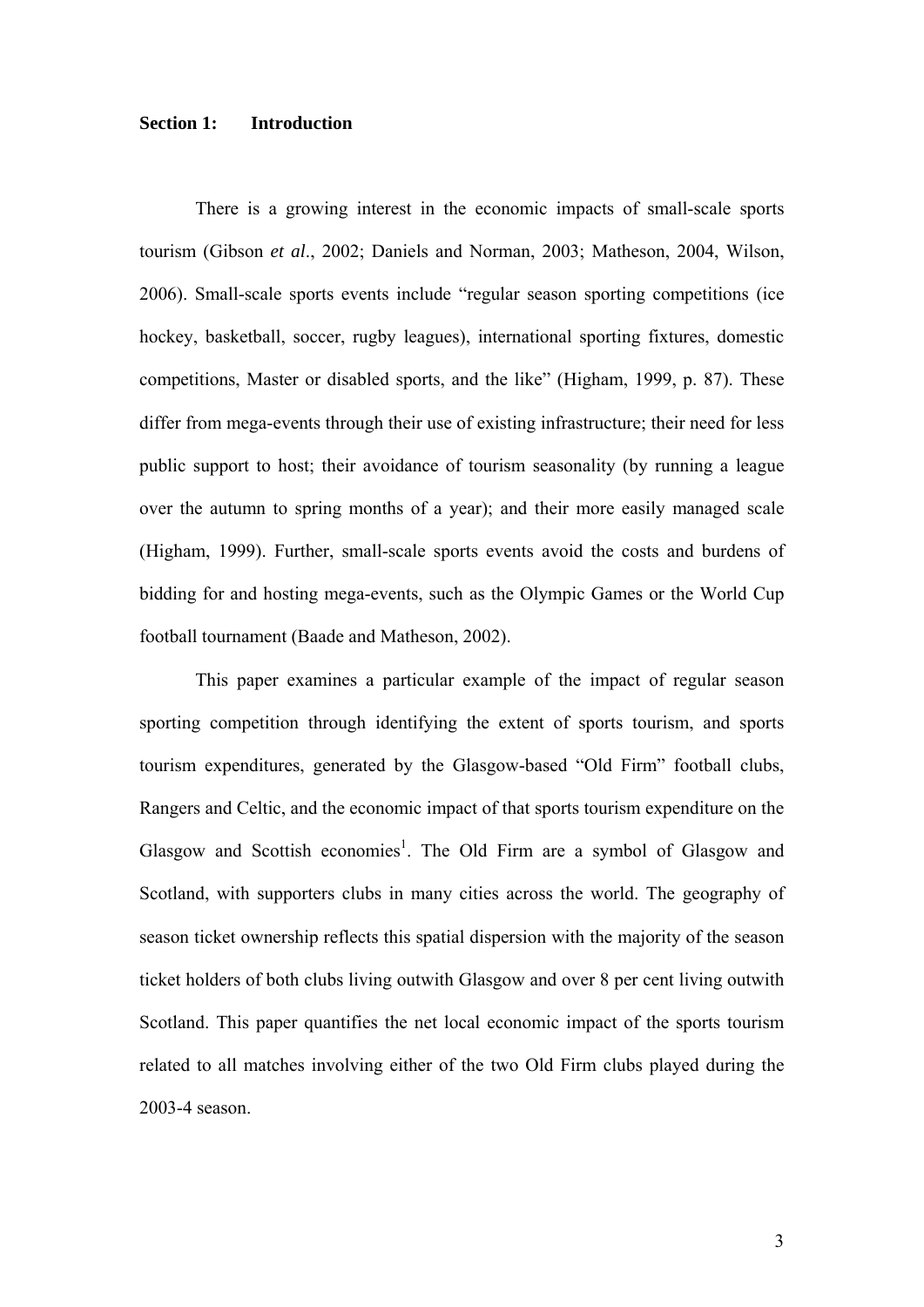## Section 1: Introduction

There is a growing interest in the economic impacts of small-scale sports tourism (Gibson *et al*., 2002; Daniels and Norman, 2003; Matheson, 2004, Wilson, 2006). Small-scale sports events include "regular season sporting competitions (ice hockey, basketball, soccer, rugby leagues), international sporting fixtures, domestic competitions, Master or disabled sports, and the like" (Higham, 1999, p. 87). These differ from mega-events through their use of existing infrastructure; their need for less public support to host; their avoidance of tourism seasonality (by running a league over the autumn to spring months of a year); and their more easily managed scale (Higham, 1999). Further, small-scale sports events avoid the costs and burdens of bidding for and hosting mega-events, such as the Olympic Games or the World Cup football tournament (Baade and Matheson, 2002).

This paper examines a particular example of the impact of regular season sporting competition through identifying the extent of sports tourism, and sports tourism expenditures, generated by the Glasgow-based "Old Firm" football clubs, Rangers and Celtic, and the economic impact of that sports tourism expenditure on the Glasgow and Scottish economies[1]. The Old Firm are a symbol of Glasgow and Scotland, with supporters clubs in many cities across the world. The geography of season ticket ownership reflects this spatial dispersion with the majority of the season ticket holders of both clubs living outwith Glasgow and over 8 per cent living outwith Scotland. This paper quantifies the net local economic impact of the sports tourism related to all matches involving either of the two Old Firm clubs played during the 2003-4 season.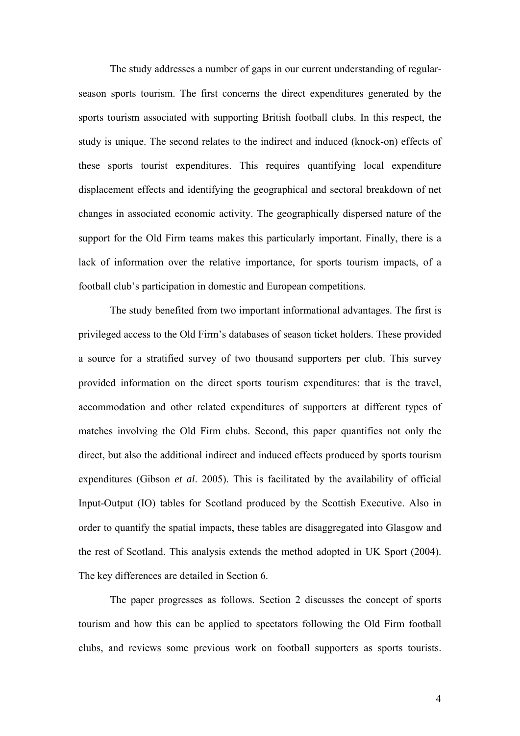The study addresses a number of gaps in our current understanding of regular-season sports tourism. The first concerns the direct expenditures generated by the sports tourism associated with supporting British football clubs. In this respect, the study is unique. The second relates to the indirect and induced (knock-on) effects of these sports tourist expenditures. This requires quantifying local expenditure displacement effects and identifying the geographical and sectoral breakdown of net changes in associated economic activity. The geographically dispersed nature of the support for the Old Firm teams makes this particularly important. Finally, there is a lack of information over the relative importance, for sports tourism impacts, of a football club's participation in domestic and European competitions.

The study benefited from two important informational advantages. The first is privileged access to the Old Firm's databases of season ticket holders. These provided a source for a stratified survey of two thousand supporters per club. This survey provided information on the direct sports tourism expenditures: that is the travel, accommodation and other related expenditures of supporters at different types of matches involving the Old Firm clubs. Second, this paper quantifies not only the direct, but also the additional indirect and induced effects produced by sports tourism expenditures (Gibson *et al*. 2005). This is facilitated by the availability of official Input-Output (IO) tables for Scotland produced by the Scottish Executive. Also in order to quantify the spatial impacts, these tables are disaggregated into Glasgow and the rest of Scotland. This analysis extends the method adopted in UK Sport (2004). The key differences are detailed in Section 6.

The paper progresses as follows. Section 2 discusses the concept of sports tourism and how this can be applied to spectators following the Old Firm football clubs, and reviews some previous work on football supporters as sports tourists.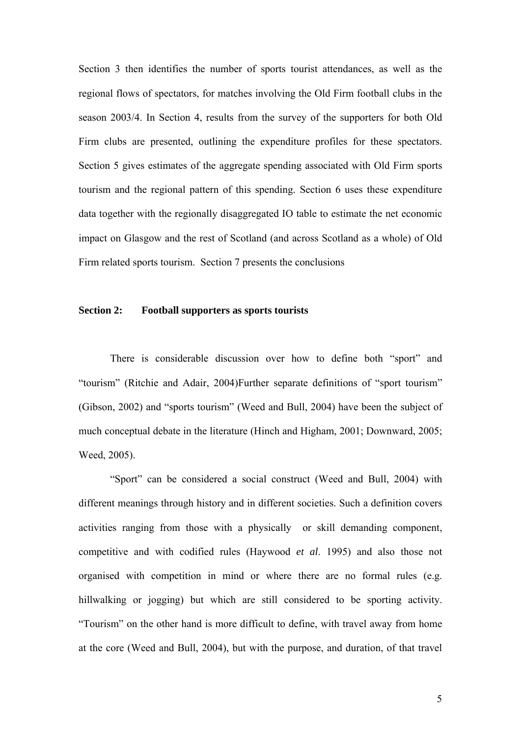Section 3 then identifies the number of sports tourist attendances, as well as the regional flows of spectators, for matches involving the Old Firm football clubs in the season 2003/4. In Section 4, results from the survey of the supporters for both Old Firm clubs are presented, outlining the expenditure profiles for these spectators. Section 5 gives estimates of the aggregate spending associated with Old Firm sports tourism and the regional pattern of this spending. Section 6 uses these expenditure data together with the regionally disaggregated IO table to estimate the net economic impact on Glasgow and the rest of Scotland (and across Scotland as a whole) of Old Firm related sports tourism. Section 7 presents the conclusions

## Section 2: Football supporters as sports tourists

There is considerable discussion over how to define both "sport" and "tourism" (Ritchie and Adair, 2004)Further separate definitions of "sport tourism" (Gibson, 2002) and "sports tourism" (Weed and Bull, 2004) have been the subject of much conceptual debate in the literature (Hinch and Higham, 2001; Downward, 2005; Weed, 2005).

"Sport" can be considered a social construct (Weed and Bull, 2004) with different meanings through history and in different societies. Such a definition covers activities ranging from those with a physically or skill demanding component, competitive and with codified rules (Haywood *et al*. 1995) and also those not organised with competition in mind or where there are no formal rules (e.g. hillwalking or jogging) but which are still considered to be sporting activity. "Tourism" on the other hand is more difficult to define, with travel away from home at the core (Weed and Bull, 2004), but with the purpose, and duration, of that travel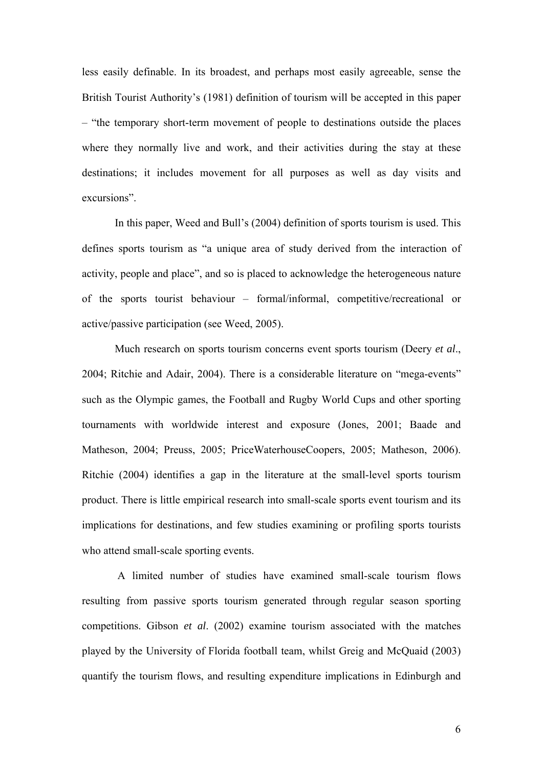less easily definable. In its broadest, and perhaps most easily agreeable, sense the British Tourist Authority's (1981) definition of tourism will be accepted in this paper – "the temporary short-term movement of people to destinations outside the places where they normally live and work, and their activities during the stay at these destinations; it includes movement for all purposes as well as day visits and excursions".

In this paper, Weed and Bull's (2004) definition of sports tourism is used. This defines sports tourism as "a unique area of study derived from the interaction of activity, people and place", and so is placed to acknowledge the heterogeneous nature of the sports tourist behaviour – formal/informal, competitive/recreational or active/passive participation (see Weed, 2005).

Much research on sports tourism concerns event sports tourism (Deery *et al*., 2004; Ritchie and Adair, 2004). There is a considerable literature on "mega-events" such as the Olympic games, the Football and Rugby World Cups and other sporting tournaments with worldwide interest and exposure (Jones, 2001; Baade and Matheson, 2004; Preuss, 2005; PriceWaterhouseCoopers, 2005; Matheson, 2006). Ritchie (2004) identifies a gap in the literature at the small-level sports tourism product. There is little empirical research into small-scale sports event tourism and its implications for destinations, and few studies examining or profiling sports tourists who attend small-scale sporting events.

A limited number of studies have examined small-scale tourism flows resulting from passive sports tourism generated through regular season sporting competitions. Gibson *et al*. (2002) examine tourism associated with the matches played by the University of Florida football team, whilst Greig and McQuaid (2003) quantify the tourism flows, and resulting expenditure implications in Edinburgh and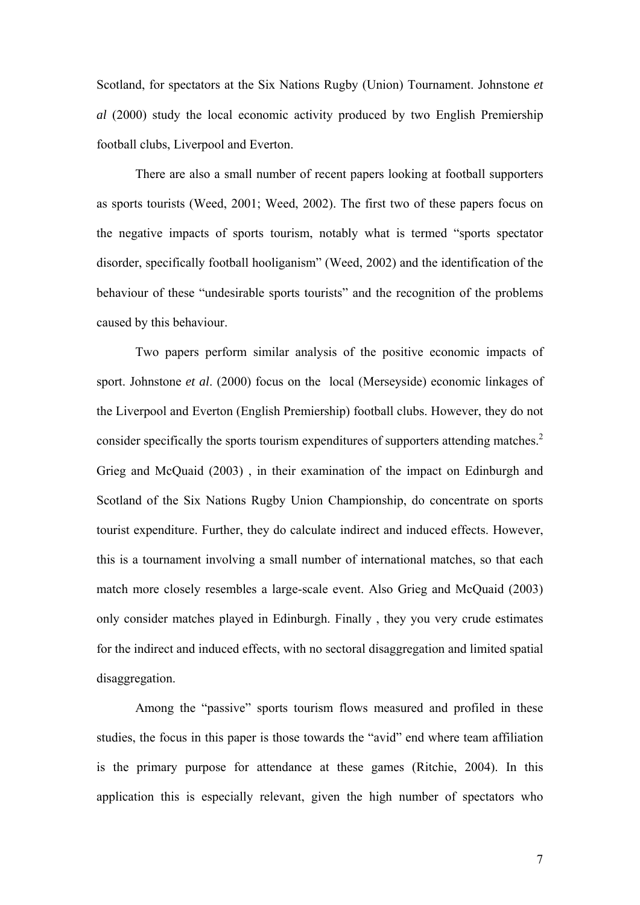Scotland, for spectators at the Six Nations Rugby (Union) Tournament. Johnstone *et al* (2000) study the local economic activity produced by two English Premiership football clubs, Liverpool and Everton.

There are also a small number of recent papers looking at football supporters as sports tourists (Weed, 2001; Weed, 2002). The first two of these papers focus on the negative impacts of sports tourism, notably what is termed "sports spectator disorder, specifically football hooliganism" (Weed, 2002) and the identification of the behaviour of these "undesirable sports tourists" and the recognition of the problems caused by this behaviour.

Two papers perform similar analysis of the positive economic impacts of sport. Johnstone *et al*. (2000) focus on the local (Merseyside) economic linkages of the Liverpool and Everton (English Premiership) football clubs. However, they do not consider specifically the sports tourism expenditures of supporters attending matches.[2] Grieg and McQuaid (2003) , in their examination of the impact on Edinburgh and Scotland of the Six Nations Rugby Union Championship, do concentrate on sports tourist expenditure. Further, they do calculate indirect and induced effects. However, this is a tournament involving a small number of international matches, so that each match more closely resembles a large-scale event. Also Grieg and McQuaid (2003) only consider matches played in Edinburgh. Finally , they you very crude estimates for the indirect and induced effects, with no sectoral disaggregation and limited spatial disaggregation.

Among the "passive" sports tourism flows measured and profiled in these studies, the focus in this paper is those towards the "avid" end where team affiliation is the primary purpose for attendance at these games (Ritchie, 2004). In this application this is especially relevant, given the high number of spectators who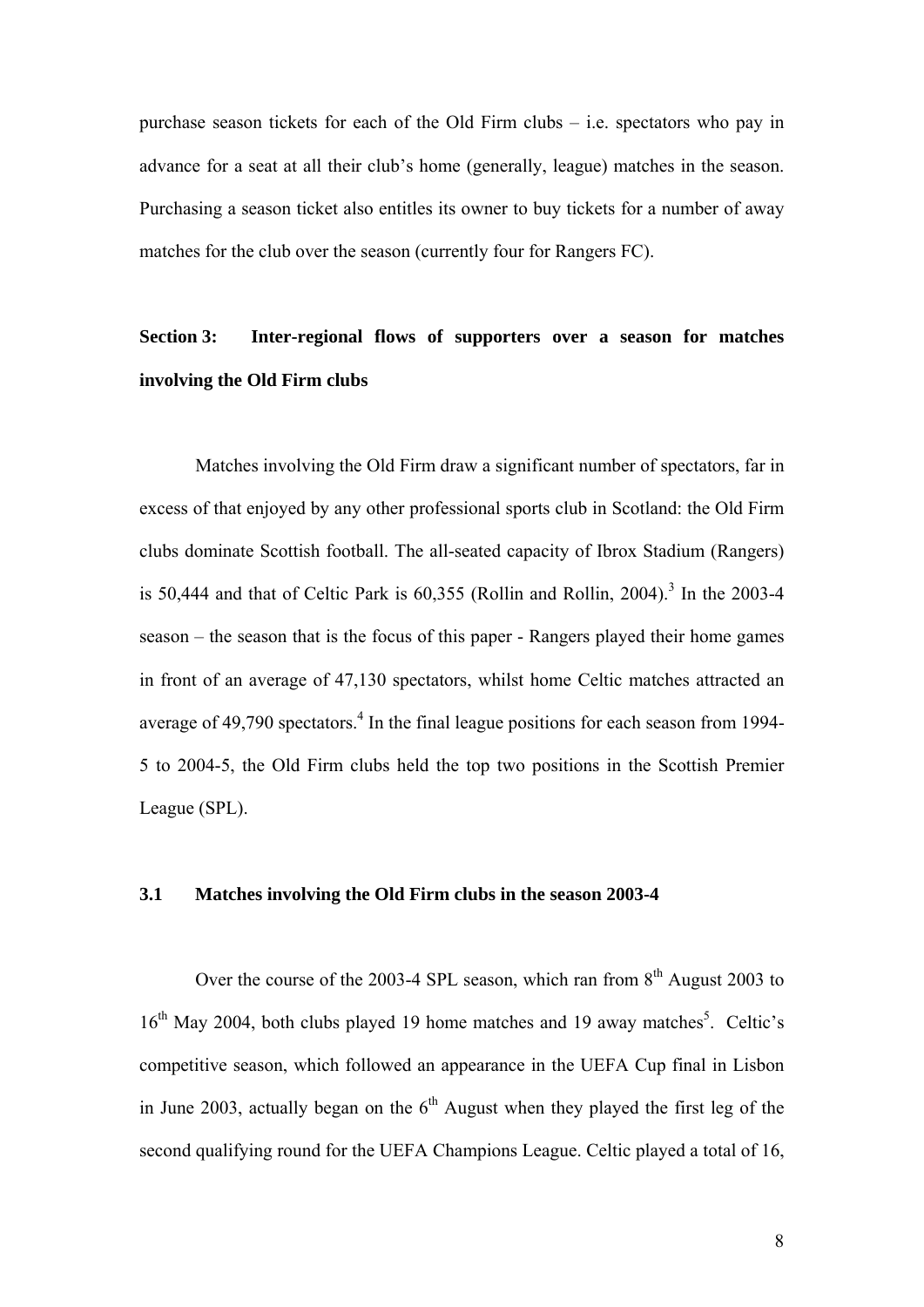purchase season tickets for each of the Old Firm clubs – i.e. spectators who pay in advance for a seat at all their club's home (generally, league) matches in the season. Purchasing a season ticket also entitles its owner to buy tickets for a number of away matches for the club over the season (currently four for Rangers FC).

## Section 3: Inter-regional flows of supporters over a season for matches involving the Old Firm clubs

Matches involving the Old Firm draw a significant number of spectators, far in excess of that enjoyed by any other professional sports club in Scotland: the Old Firm clubs dominate Scottish football. The all-seated capacity of Ibrox Stadium (Rangers) is 50,444 and that of Celtic Park is 60,355 (Rollin and Rollin, 2004).[3] In the 2003-4 season – the season that is the focus of this paper - Rangers played their home games in front of an average of 47,130 spectators, whilst home Celtic matches attracted an average of 49,790 spectators.[4] In the final league positions for each season from 1994-5 to 2004-5, the Old Firm clubs held the top two positions in the Scottish Premier League (SPL).

### 3.1 Matches involving the Old Firm clubs in the season 2003-4

Over the course of the 2003-4 SPL season, which ran from 8th August 2003 to 16th May 2004, both clubs played 19 home matches and 19 away matches[5]. Celtic's competitive season, which followed an appearance in the UEFA Cup final in Lisbon in June 2003, actually began on the 6th August when they played the first leg of the second qualifying round for the UEFA Champions League. Celtic played a total of 16,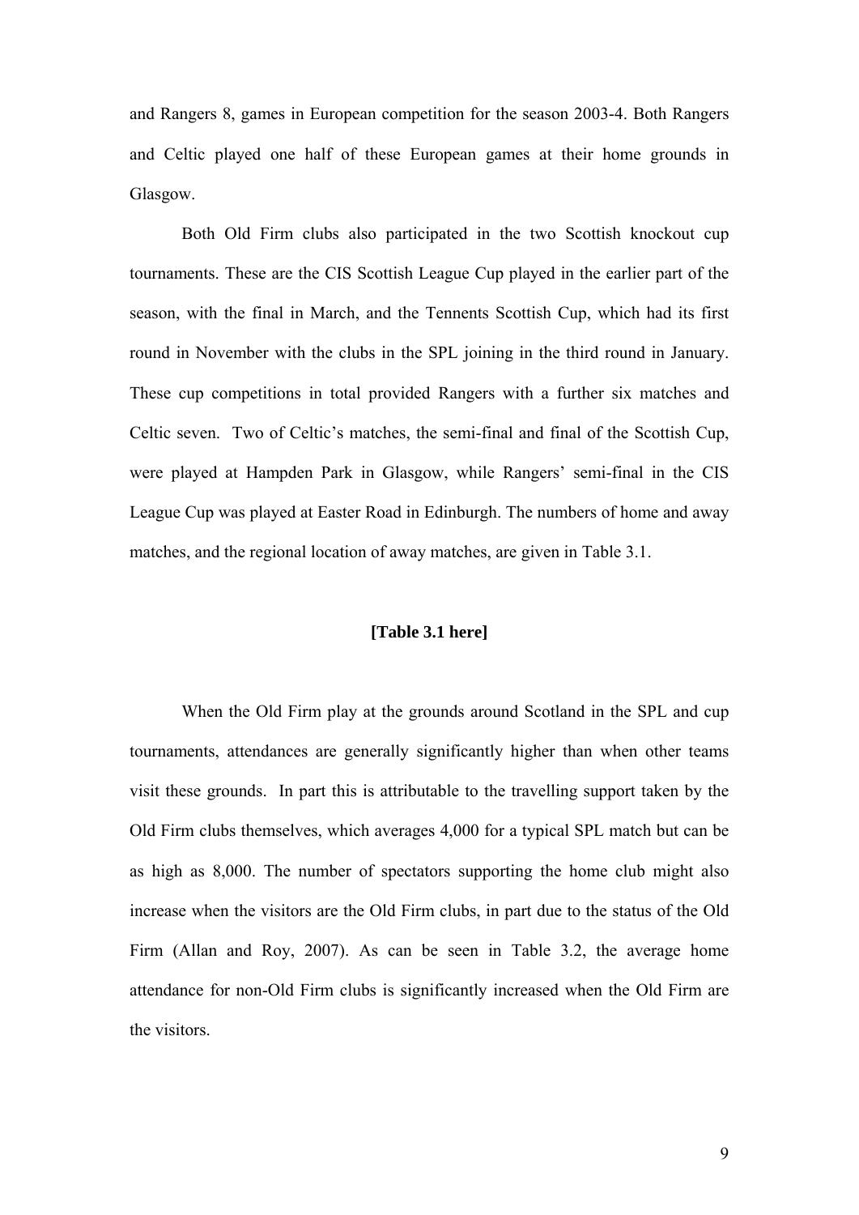and Rangers 8, games in European competition for the season 2003-4. Both Rangers and Celtic played one half of these European games at their home grounds in Glasgow.

Both Old Firm clubs also participated in the two Scottish knockout cup tournaments. These are the CIS Scottish League Cup played in the earlier part of the season, with the final in March, and the Tennents Scottish Cup, which had its first round in November with the clubs in the SPL joining in the third round in January. These cup competitions in total provided Rangers with a further six matches and Celtic seven. Two of Celtic's matches, the semi-final and final of the Scottish Cup, were played at Hampden Park in Glasgow, while Rangers' semi-final in the CIS League Cup was played at Easter Road in Edinburgh. The numbers of home and away matches, and the regional location of away matches, are given in Table 3.1.

**[Table 3.1 here]**

When the Old Firm play at the grounds around Scotland in the SPL and cup tournaments, attendances are generally significantly higher than when other teams visit these grounds. In part this is attributable to the travelling support taken by the Old Firm clubs themselves, which averages 4,000 for a typical SPL match but can be as high as 8,000. The number of spectators supporting the home club might also increase when the visitors are the Old Firm clubs, in part due to the status of the Old Firm (Allan and Roy, 2007). As can be seen in Table 3.2, the average home attendance for non-Old Firm clubs is significantly increased when the Old Firm are the visitors.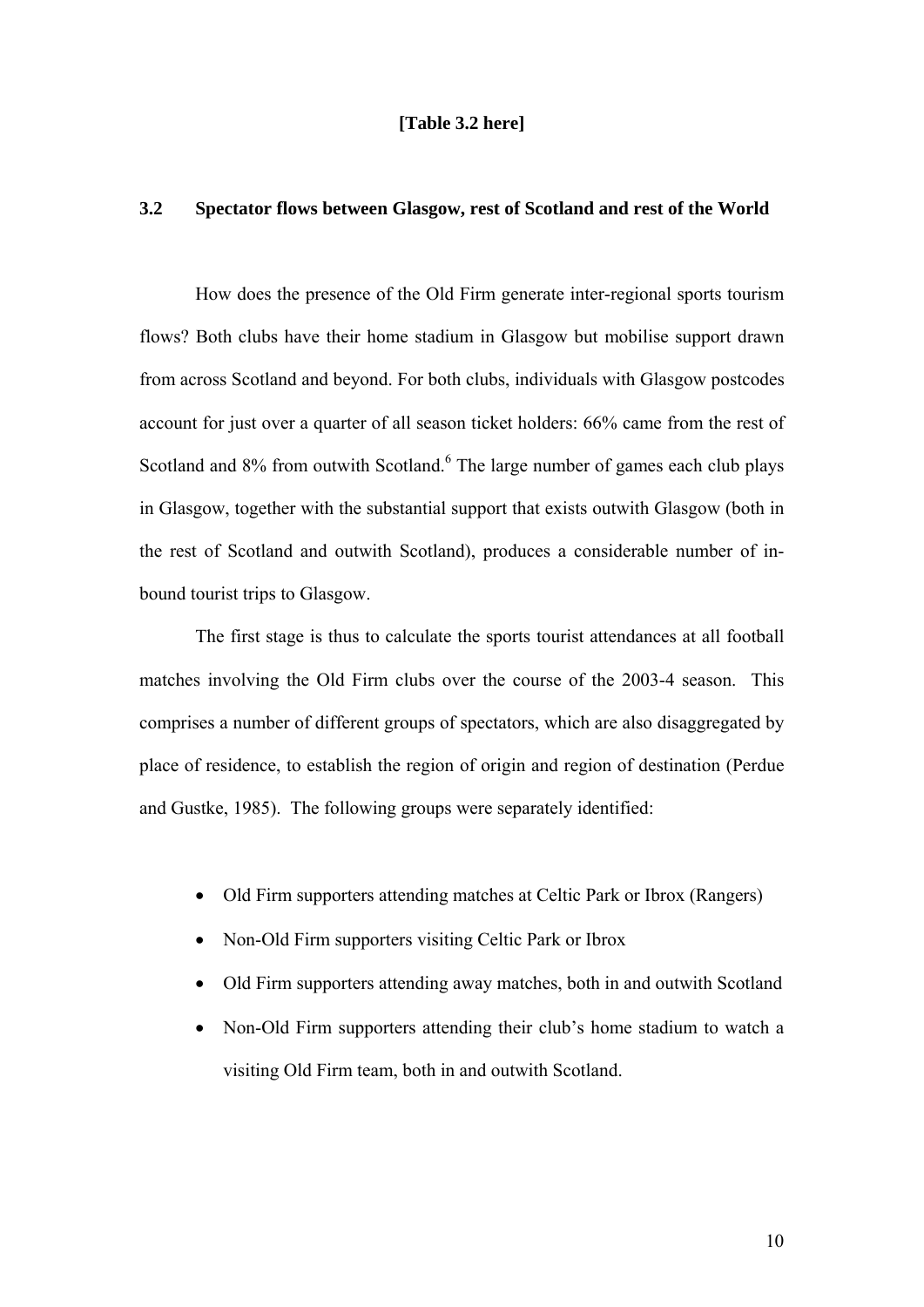**[Table 3.2 here]**

## 3.2 Spectator flows between Glasgow, rest of Scotland and rest of the World

How does the presence of the Old Firm generate inter-regional sports tourism flows? Both clubs have their home stadium in Glasgow but mobilise support drawn from across Scotland and beyond. For both clubs, individuals with Glasgow postcodes account for just over a quarter of all season ticket holders: 66% came from the rest of Scotland and 8% from outwith Scotland.[6] The large number of games each club plays in Glasgow, together with the substantial support that exists outwith Glasgow (both in the rest of Scotland and outwith Scotland), produces a considerable number of in-bound tourist trips to Glasgow.

The first stage is thus to calculate the sports tourist attendances at all football matches involving the Old Firm clubs over the course of the 2003-4 season. This comprises a number of different groups of spectators, which are also disaggregated by place of residence, to establish the region of origin and region of destination (Perdue and Gustke, 1985). The following groups were separately identified:

- Old Firm supporters attending matches at Celtic Park or Ibrox (Rangers)
- Non-Old Firm supporters visiting Celtic Park or Ibrox
- Old Firm supporters attending away matches, both in and outwith Scotland
- Non-Old Firm supporters attending their club's home stadium to watch a visiting Old Firm team, both in and outwith Scotland.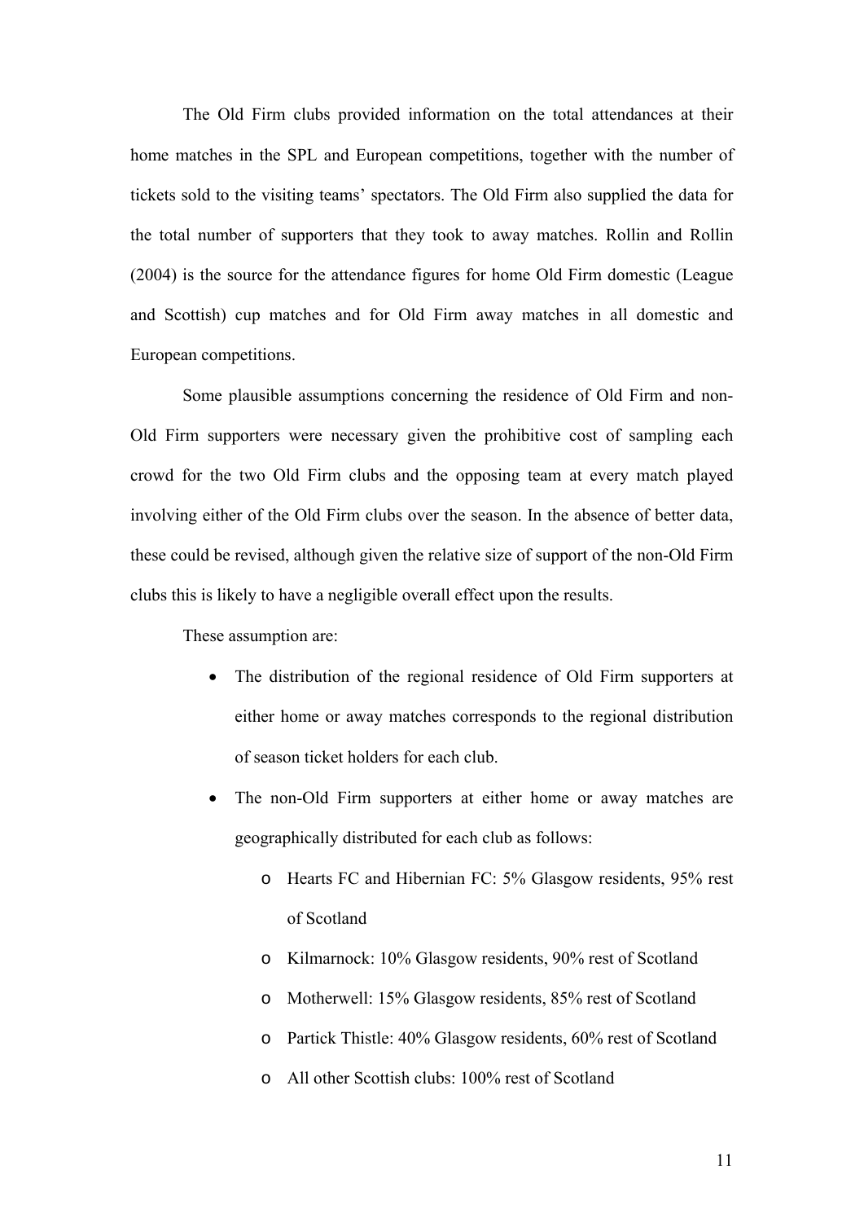The Old Firm clubs provided information on the total attendances at their home matches in the SPL and European competitions, together with the number of tickets sold to the visiting teams' spectators. The Old Firm also supplied the data for the total number of supporters that they took to away matches. Rollin and Rollin (2004) is the source for the attendance figures for home Old Firm domestic (League and Scottish) cup matches and for Old Firm away matches in all domestic and European competitions.

Some plausible assumptions concerning the residence of Old Firm and non-Old Firm supporters were necessary given the prohibitive cost of sampling each crowd for the two Old Firm clubs and the opposing team at every match played involving either of the Old Firm clubs over the season. In the absence of better data, these could be revised, although given the relative size of support of the non-Old Firm clubs this is likely to have a negligible overall effect upon the results.

These assumption are:

- The distribution of the regional residence of Old Firm supporters at either home or away matches corresponds to the regional distribution of season ticket holders for each club.
- The non-Old Firm supporters at either home or away matches are geographically distributed for each club as follows:
    - Hearts FC and Hibernian FC: 5% Glasgow residents, 95% rest of Scotland
    - Kilmarnock: 10% Glasgow residents, 90% rest of Scotland
    - Motherwell: 15% Glasgow residents, 85% rest of Scotland
    - Partick Thistle: 40% Glasgow residents, 60% rest of Scotland
    - All other Scottish clubs: 100% rest of Scotland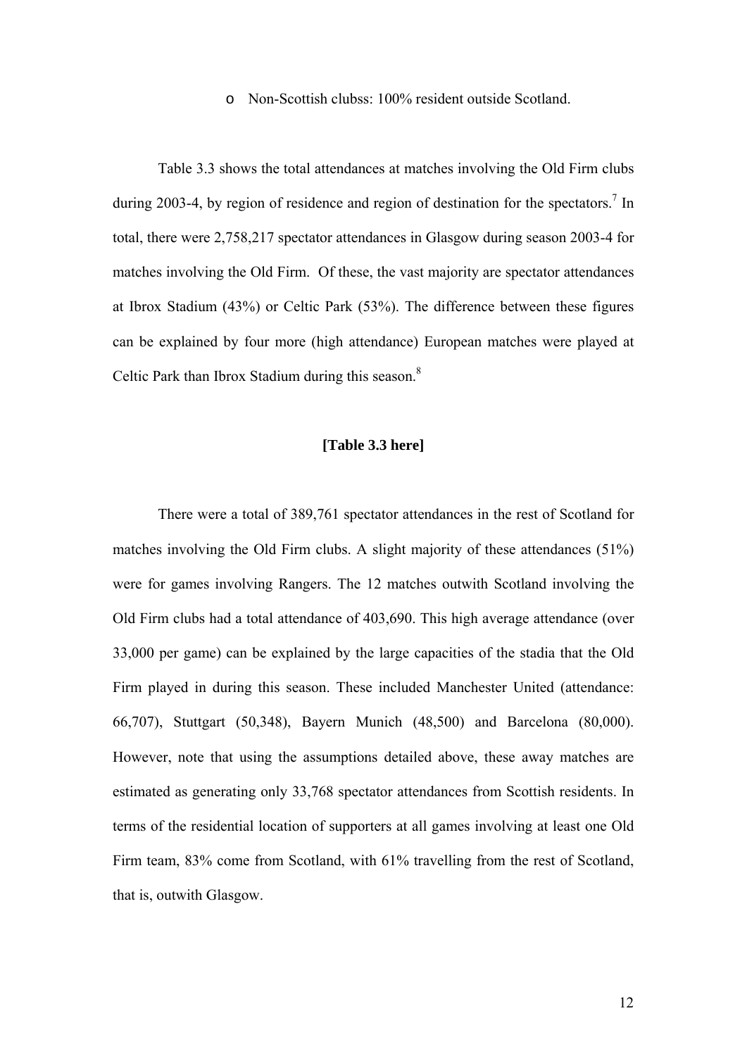- Non-Scottish clubss: 100% resident outside Scotland.

Table 3.3 shows the total attendances at matches involving the Old Firm clubs during 2003-4, by region of residence and region of destination for the spectators.[7] In total, there were 2,758,217 spectator attendances in Glasgow during season 2003-4 for matches involving the Old Firm. Of these, the vast majority are spectator attendances at Ibrox Stadium (43%) or Celtic Park (53%). The difference between these figures can be explained by four more (high attendance) European matches were played at Celtic Park than Ibrox Stadium during this season.[8]

**[Table 3.3 here]**

There were a total of 389,761 spectator attendances in the rest of Scotland for matches involving the Old Firm clubs. A slight majority of these attendances (51%) were for games involving Rangers. The 12 matches outwith Scotland involving the Old Firm clubs had a total attendance of 403,690. This high average attendance (over 33,000 per game) can be explained by the large capacities of the stadia that the Old Firm played in during this season. These included Manchester United (attendance: 66,707), Stuttgart (50,348), Bayern Munich (48,500) and Barcelona (80,000). However, note that using the assumptions detailed above, these away matches are estimated as generating only 33,768 spectator attendances from Scottish residents. In terms of the residential location of supporters at all games involving at least one Old Firm team, 83% come from Scotland, with 61% travelling from the rest of Scotland, that is, outwith Glasgow.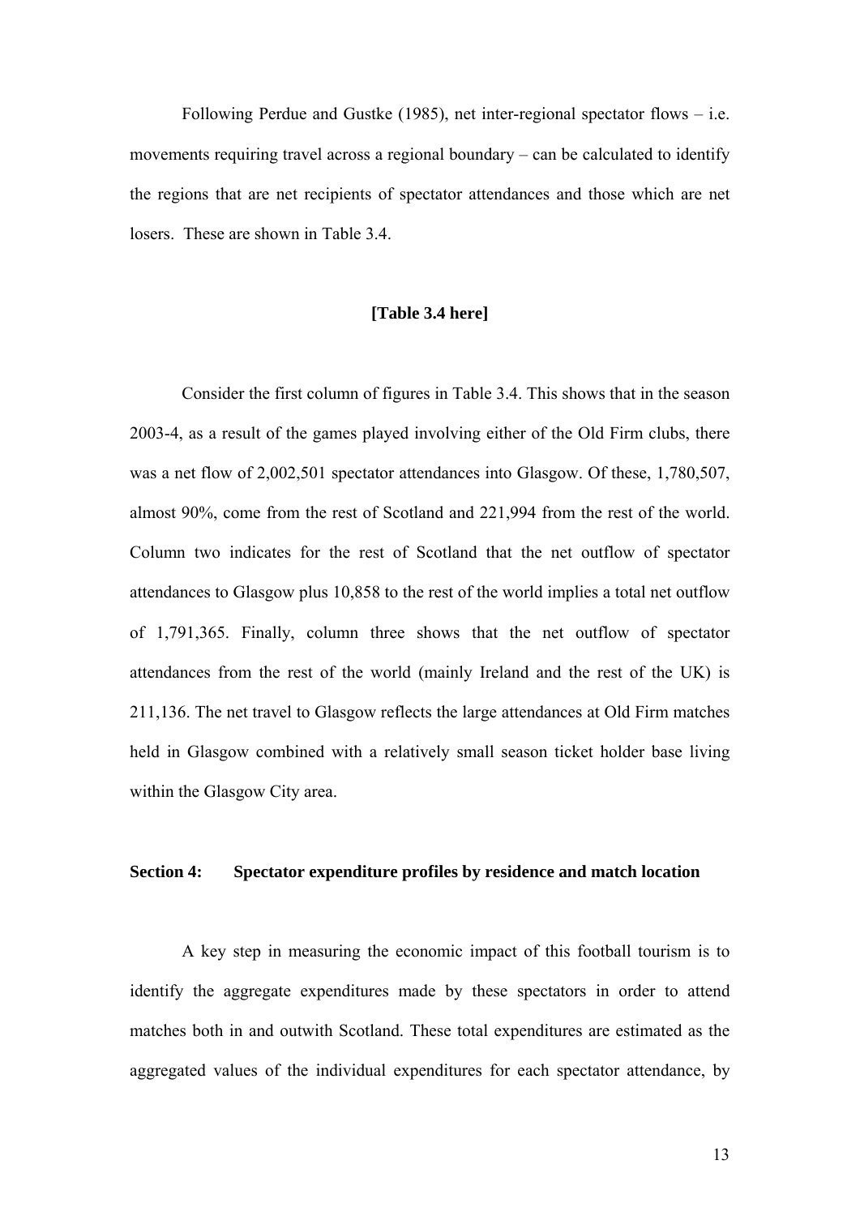Following Perdue and Gustke (1985), net inter-regional spectator flows – i.e. movements requiring travel across a regional boundary – can be calculated to identify the regions that are net recipients of spectator attendances and those which are net losers. These are shown in Table 3.4.

**[Table 3.4 here]**

Consider the first column of figures in Table 3.4. This shows that in the season 2003-4, as a result of the games played involving either of the Old Firm clubs, there was a net flow of 2,002,501 spectator attendances into Glasgow. Of these, 1,780,507, almost 90%, come from the rest of Scotland and 221,994 from the rest of the world. Column two indicates for the rest of Scotland that the net outflow of spectator attendances to Glasgow plus 10,858 to the rest of the world implies a total net outflow of 1,791,365. Finally, column three shows that the net outflow of spectator attendances from the rest of the world (mainly Ireland and the rest of the UK) is 211,136. The net travel to Glasgow reflects the large attendances at Old Firm matches held in Glasgow combined with a relatively small season ticket holder base living within the Glasgow City area.

## Section 4: Spectator expenditure profiles by residence and match location

A key step in measuring the economic impact of this football tourism is to identify the aggregate expenditures made by these spectators in order to attend matches both in and outwith Scotland. These total expenditures are estimated as the aggregated values of the individual expenditures for each spectator attendance, by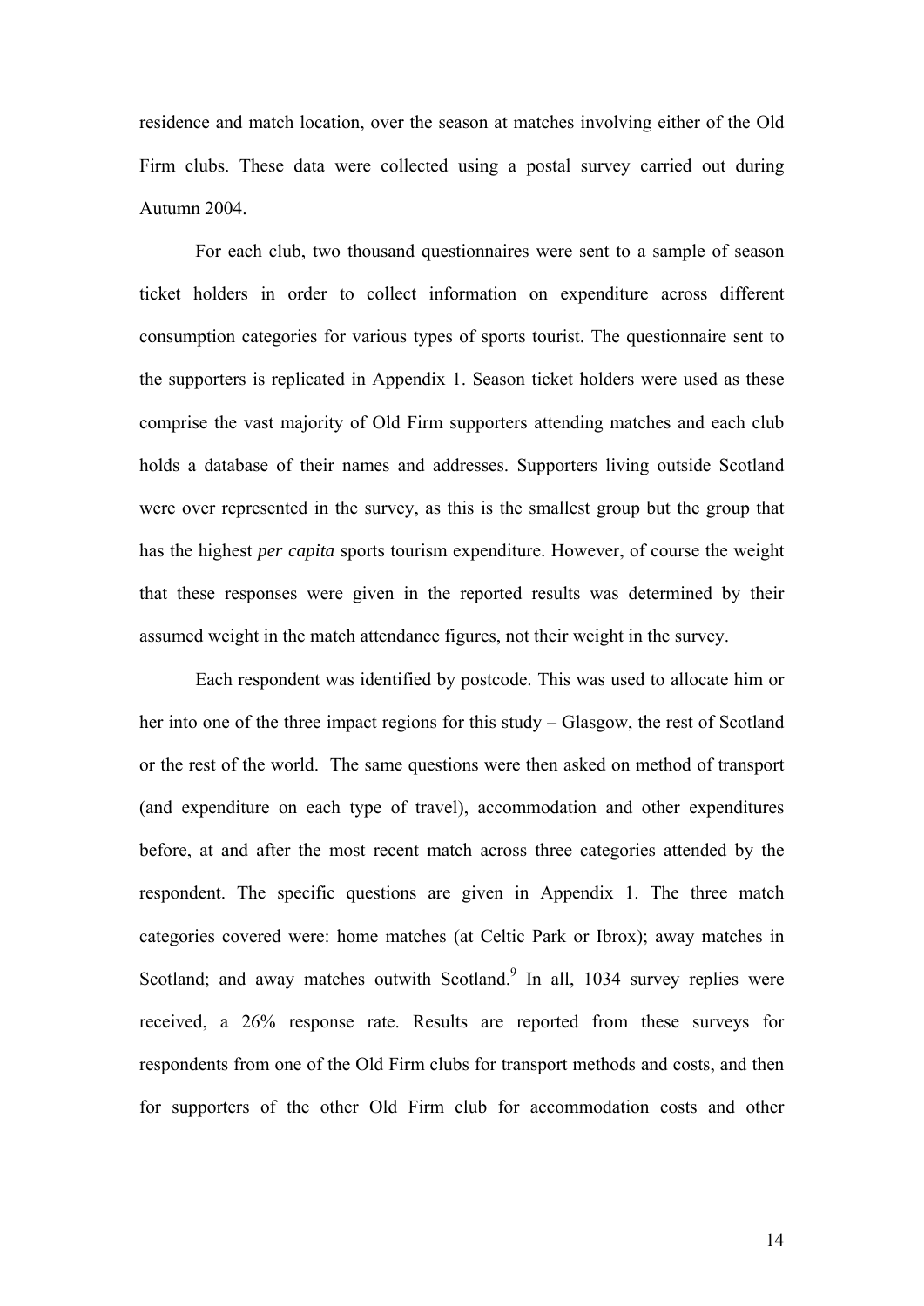residence and match location, over the season at matches involving either of the Old Firm clubs. These data were collected using a postal survey carried out during Autumn 2004.

For each club, two thousand questionnaires were sent to a sample of season ticket holders in order to collect information on expenditure across different consumption categories for various types of sports tourist. The questionnaire sent to the supporters is replicated in Appendix 1. Season ticket holders were used as these comprise the vast majority of Old Firm supporters attending matches and each club holds a database of their names and addresses. Supporters living outside Scotland were over represented in the survey, as this is the smallest group but the group that has the highest *per capita* sports tourism expenditure. However, of course the weight that these responses were given in the reported results was determined by their assumed weight in the match attendance figures, not their weight in the survey.

Each respondent was identified by postcode. This was used to allocate him or her into one of the three impact regions for this study – Glasgow, the rest of Scotland or the rest of the world. The same questions were then asked on method of transport (and expenditure on each type of travel), accommodation and other expenditures before, at and after the most recent match across three categories attended by the respondent. The specific questions are given in Appendix 1. The three match categories covered were: home matches (at Celtic Park or Ibrox); away matches in Scotland; and away matches outwith Scotland.[9] In all, 1034 survey replies were received, a 26% response rate. Results are reported from these surveys for respondents from one of the Old Firm clubs for transport methods and costs, and then for supporters of the other Old Firm club for accommodation costs and other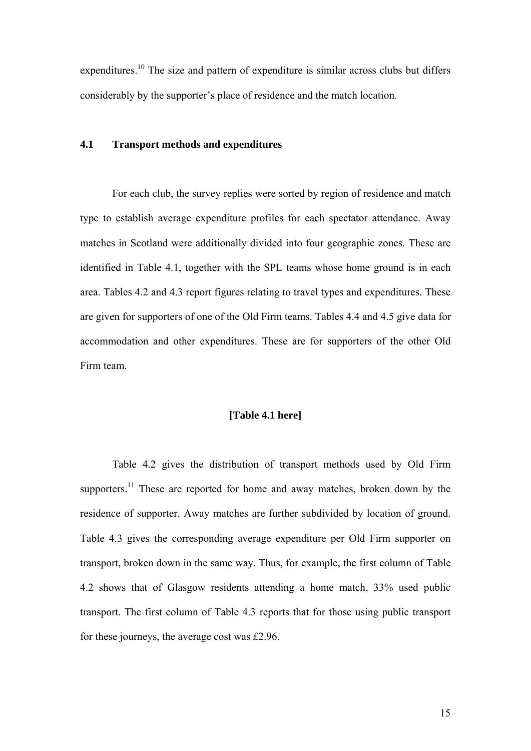expenditures.[10] The size and pattern of expenditure is similar across clubs but differs considerably by the supporter's place of residence and the match location.

### 4.1 Transport methods and expenditures

For each club, the survey replies were sorted by region of residence and match type to establish average expenditure profiles for each spectator attendance. Away matches in Scotland were additionally divided into four geographic zones. These are identified in Table 4.1, together with the SPL teams whose home ground is in each area. Tables 4.2 and 4.3 report figures relating to travel types and expenditures. These are given for supporters of one of the Old Firm teams. Tables 4.4 and 4.5 give data for accommodation and other expenditures. These are for supporters of the other Old Firm team.

**[Table 4.1 here]**

Table 4.2 gives the distribution of transport methods used by Old Firm supporters.[11] These are reported for home and away matches, broken down by the residence of supporter. Away matches are further subdivided by location of ground. Table 4.3 gives the corresponding average expenditure per Old Firm supporter on transport, broken down in the same way. Thus, for example, the first column of Table 4.2 shows that of Glasgow residents attending a home match, 33% used public transport. The first column of Table 4.3 reports that for those using public transport for these journeys, the average cost was £2.96.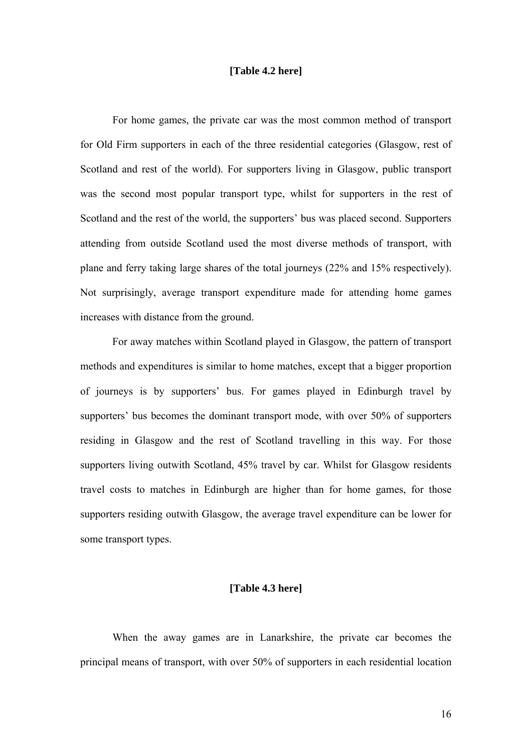**[Table 4.2 here]**

For home games, the private car was the most common method of transport for Old Firm supporters in each of the three residential categories (Glasgow, rest of Scotland and rest of the world). For supporters living in Glasgow, public transport was the second most popular transport type, whilst for supporters in the rest of Scotland and the rest of the world, the supporters' bus was placed second. Supporters attending from outside Scotland used the most diverse methods of transport, with plane and ferry taking large shares of the total journeys (22% and 15% respectively). Not surprisingly, average transport expenditure made for attending home games increases with distance from the ground.

For away matches within Scotland played in Glasgow, the pattern of transport methods and expenditures is similar to home matches, except that a bigger proportion of journeys is by supporters' bus. For games played in Edinburgh travel by supporters' bus becomes the dominant transport mode, with over 50% of supporters residing in Glasgow and the rest of Scotland travelling in this way. For those supporters living outwith Scotland, 45% travel by car. Whilst for Glasgow residents travel costs to matches in Edinburgh are higher than for home games, for those supporters residing outwith Glasgow, the average travel expenditure can be lower for some transport types.

**[Table 4.3 here]**

When the away games are in Lanarkshire, the private car becomes the principal means of transport, with over 50% of supporters in each residential location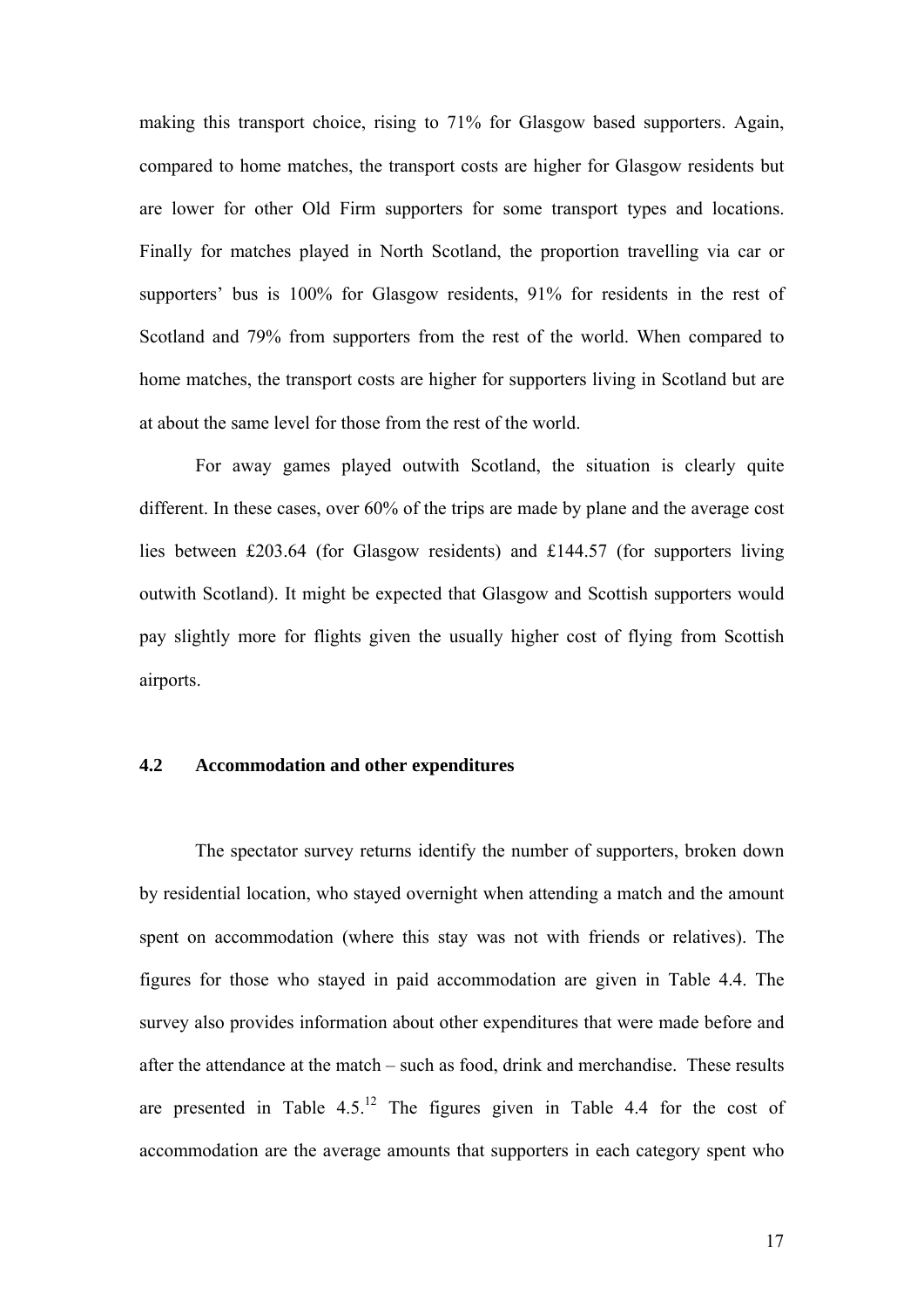making this transport choice, rising to 71% for Glasgow based supporters. Again, compared to home matches, the transport costs are higher for Glasgow residents but are lower for other Old Firm supporters for some transport types and locations. Finally for matches played in North Scotland, the proportion travelling via car or supporters' bus is 100% for Glasgow residents, 91% for residents in the rest of Scotland and 79% from supporters from the rest of the world. When compared to home matches, the transport costs are higher for supporters living in Scotland but are at about the same level for those from the rest of the world.

For away games played outwith Scotland, the situation is clearly quite different. In these cases, over 60% of the trips are made by plane and the average cost lies between £203.64 (for Glasgow residents) and £144.57 (for supporters living outwith Scotland). It might be expected that Glasgow and Scottish supporters would pay slightly more for flights given the usually higher cost of flying from Scottish airports.

## 4.2 Accommodation and other expenditures

The spectator survey returns identify the number of supporters, broken down by residential location, who stayed overnight when attending a match and the amount spent on accommodation (where this stay was not with friends or relatives). The figures for those who stayed in paid accommodation are given in Table 4.4. The survey also provides information about other expenditures that were made before and after the attendance at the match – such as food, drink and merchandise. These results are presented in Table 4.5.[12] The figures given in Table 4.4 for the cost of accommodation are the average amounts that supporters in each category spent who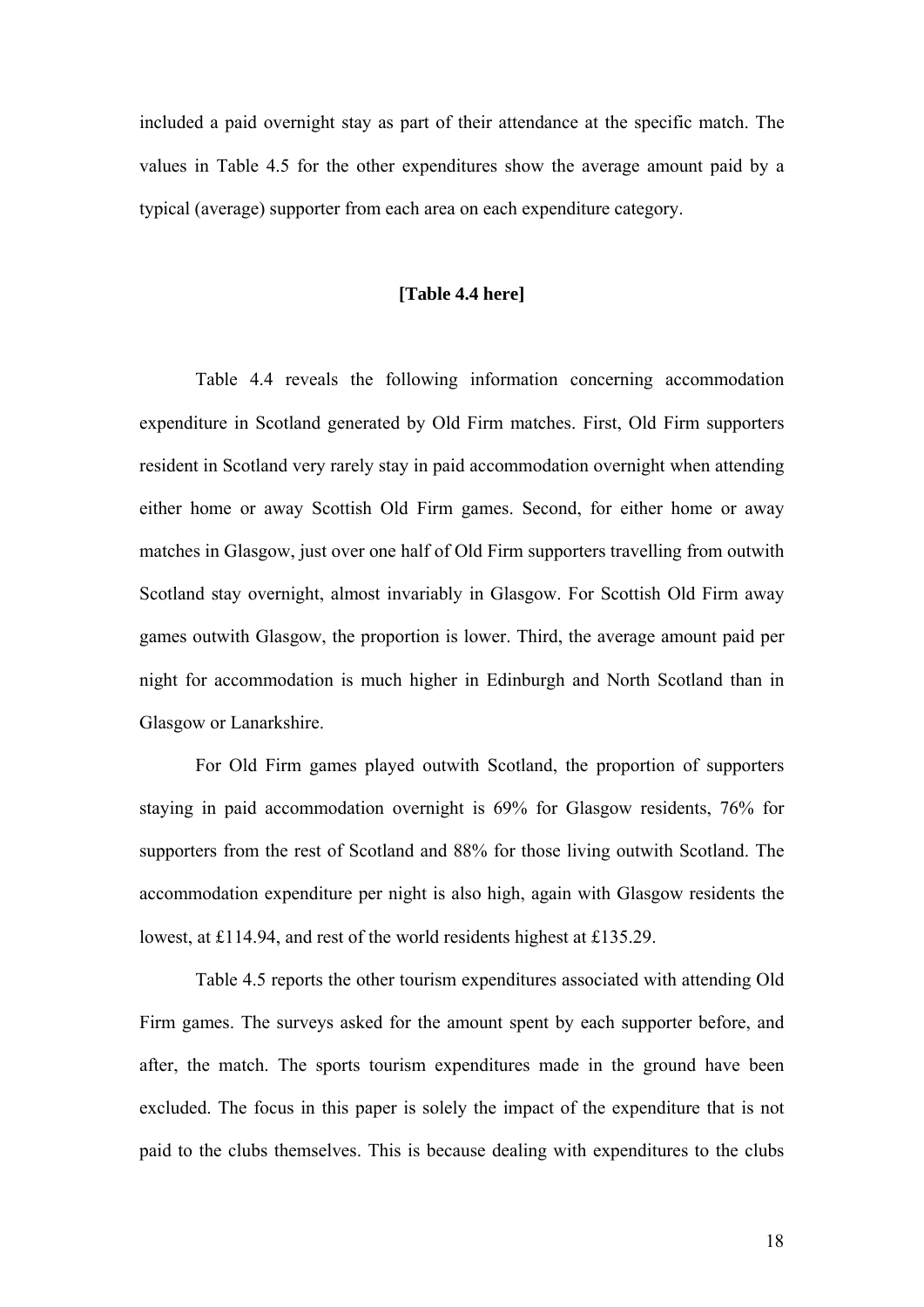included a paid overnight stay as part of their attendance at the specific match. The values in Table 4.5 for the other expenditures show the average amount paid by a typical (average) supporter from each area on each expenditure category.

**[Table 4.4 here]**

Table 4.4 reveals the following information concerning accommodation expenditure in Scotland generated by Old Firm matches. First, Old Firm supporters resident in Scotland very rarely stay in paid accommodation overnight when attending either home or away Scottish Old Firm games. Second, for either home or away matches in Glasgow, just over one half of Old Firm supporters travelling from outwith Scotland stay overnight, almost invariably in Glasgow. For Scottish Old Firm away games outwith Glasgow, the proportion is lower. Third, the average amount paid per night for accommodation is much higher in Edinburgh and North Scotland than in Glasgow or Lanarkshire.

For Old Firm games played outwith Scotland, the proportion of supporters staying in paid accommodation overnight is 69% for Glasgow residents, 76% for supporters from the rest of Scotland and 88% for those living outwith Scotland. The accommodation expenditure per night is also high, again with Glasgow residents the lowest, at £114.94, and rest of the world residents highest at £135.29.

Table 4.5 reports the other tourism expenditures associated with attending Old Firm games. The surveys asked for the amount spent by each supporter before, and after, the match. The sports tourism expenditures made in the ground have been excluded. The focus in this paper is solely the impact of the expenditure that is not paid to the clubs themselves. This is because dealing with expenditures to the clubs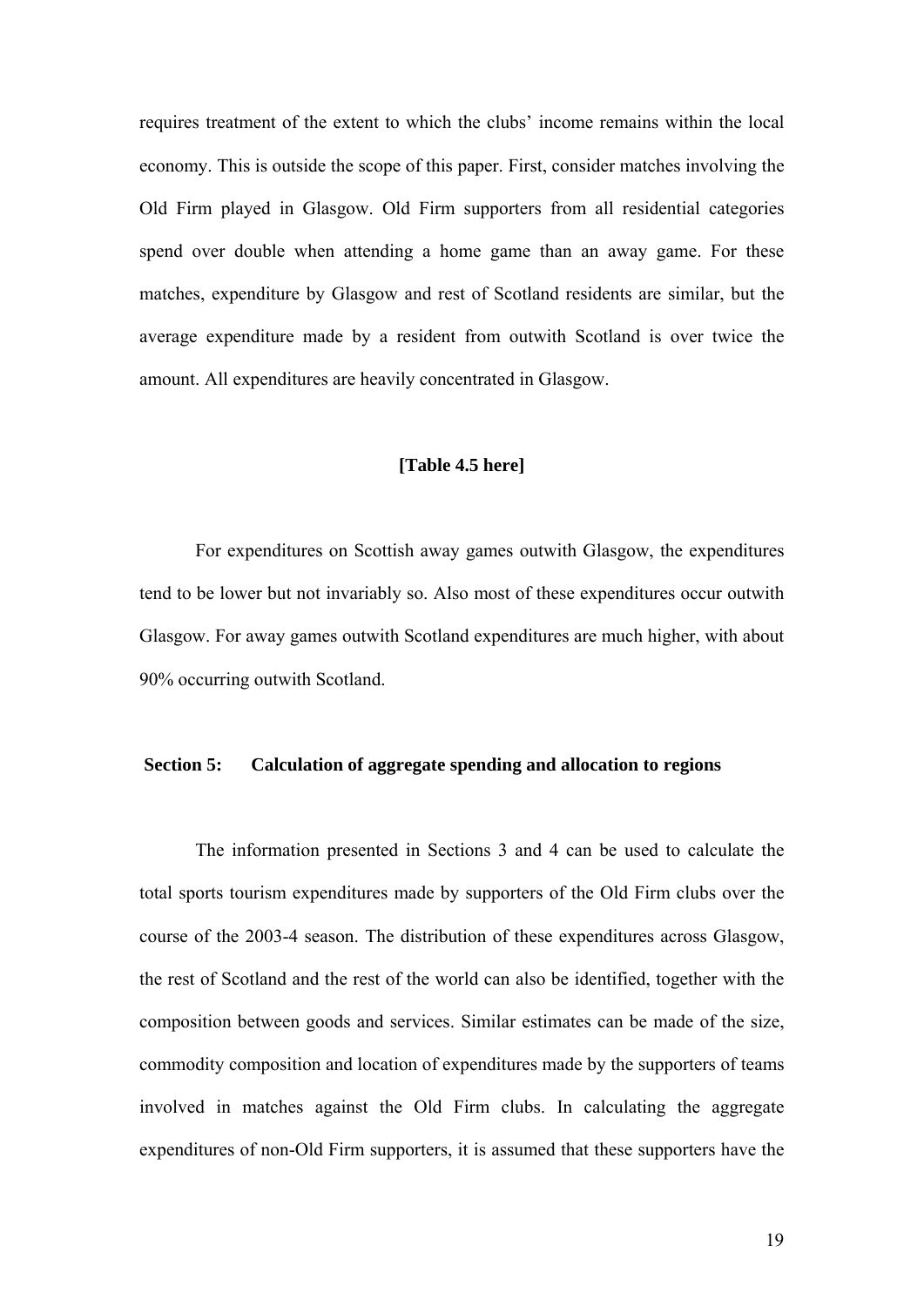requires treatment of the extent to which the clubs' income remains within the local economy. This is outside the scope of this paper. First, consider matches involving the Old Firm played in Glasgow. Old Firm supporters from all residential categories spend over double when attending a home game than an away game. For these matches, expenditure by Glasgow and rest of Scotland residents are similar, but the average expenditure made by a resident from outwith Scotland is over twice the amount. All expenditures are heavily concentrated in Glasgow.

**[Table 4.5 here]**

For expenditures on Scottish away games outwith Glasgow, the expenditures tend to be lower but not invariably so. Also most of these expenditures occur outwith Glasgow. For away games outwith Scotland expenditures are much higher, with about 90% occurring outwith Scotland.

## Section 5: Calculation of aggregate spending and allocation to regions

The information presented in Sections 3 and 4 can be used to calculate the total sports tourism expenditures made by supporters of the Old Firm clubs over the course of the 2003-4 season. The distribution of these expenditures across Glasgow, the rest of Scotland and the rest of the world can also be identified, together with the composition between goods and services. Similar estimates can be made of the size, commodity composition and location of expenditures made by the supporters of teams involved in matches against the Old Firm clubs. In calculating the aggregate expenditures of non-Old Firm supporters, it is assumed that these supporters have the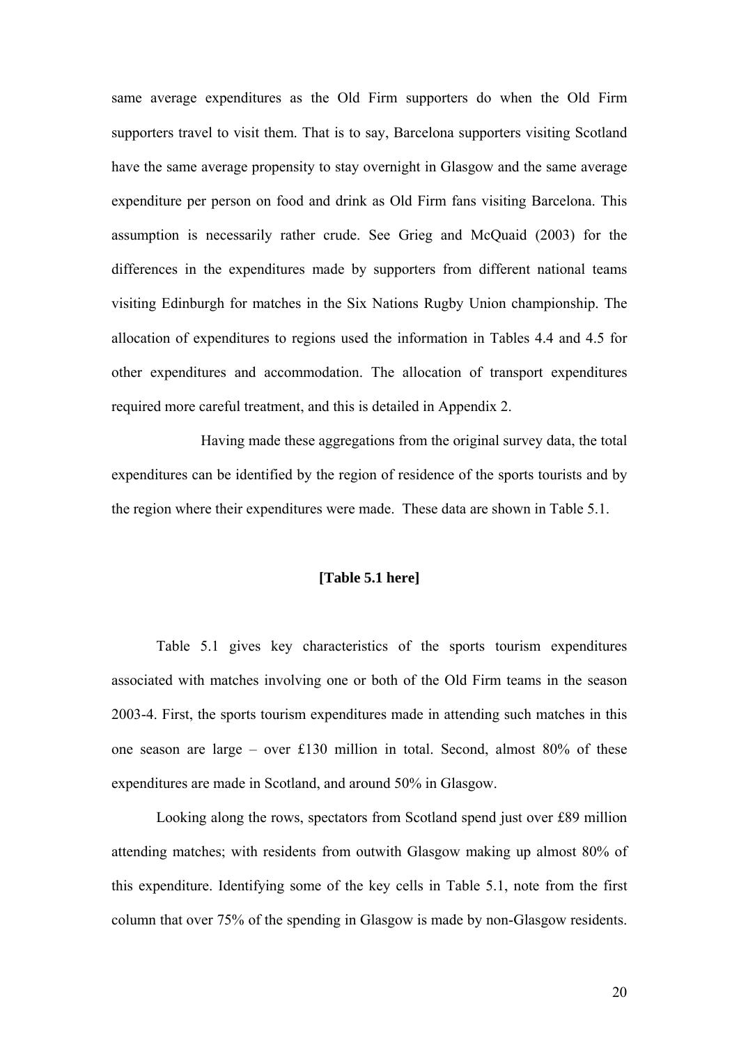same average expenditures as the Old Firm supporters do when the Old Firm supporters travel to visit them. That is to say, Barcelona supporters visiting Scotland have the same average propensity to stay overnight in Glasgow and the same average expenditure per person on food and drink as Old Firm fans visiting Barcelona. This assumption is necessarily rather crude. See Grieg and McQuaid (2003) for the differences in the expenditures made by supporters from different national teams visiting Edinburgh for matches in the Six Nations Rugby Union championship. The allocation of expenditures to regions used the information in Tables 4.4 and 4.5 for other expenditures and accommodation. The allocation of transport expenditures required more careful treatment, and this is detailed in Appendix 2.

Having made these aggregations from the original survey data, the total expenditures can be identified by the region of residence of the sports tourists and by the region where their expenditures were made. These data are shown in Table 5.1.

**[Table 5.1 here]**

Table 5.1 gives key characteristics of the sports tourism expenditures associated with matches involving one or both of the Old Firm teams in the season 2003-4. First, the sports tourism expenditures made in attending such matches in this one season are large – over £130 million in total. Second, almost 80% of these expenditures are made in Scotland, and around 50% in Glasgow.

Looking along the rows, spectators from Scotland spend just over £89 million attending matches; with residents from outwith Glasgow making up almost 80% of this expenditure. Identifying some of the key cells in Table 5.1, note from the first column that over 75% of the spending in Glasgow is made by non-Glasgow residents.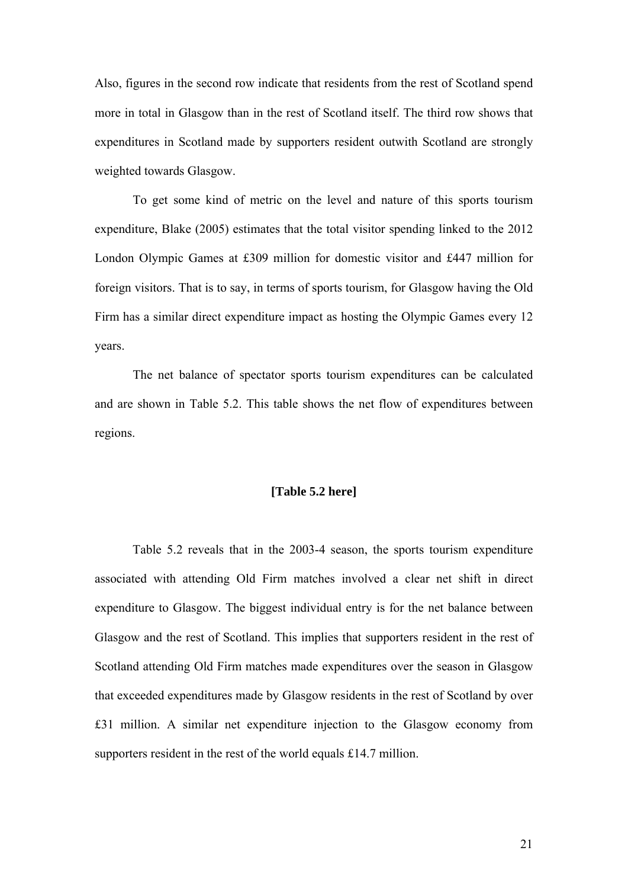Also, figures in the second row indicate that residents from the rest of Scotland spend more in total in Glasgow than in the rest of Scotland itself. The third row shows that expenditures in Scotland made by supporters resident outwith Scotland are strongly weighted towards Glasgow.

To get some kind of metric on the level and nature of this sports tourism expenditure, Blake (2005) estimates that the total visitor spending linked to the 2012 London Olympic Games at £309 million for domestic visitor and £447 million for foreign visitors. That is to say, in terms of sports tourism, for Glasgow having the Old Firm has a similar direct expenditure impact as hosting the Olympic Games every 12 years.

The net balance of spectator sports tourism expenditures can be calculated and are shown in Table 5.2. This table shows the net flow of expenditures between regions.

**[Table 5.2 here]**

Table 5.2 reveals that in the 2003-4 season, the sports tourism expenditure associated with attending Old Firm matches involved a clear net shift in direct expenditure to Glasgow. The biggest individual entry is for the net balance between Glasgow and the rest of Scotland. This implies that supporters resident in the rest of Scotland attending Old Firm matches made expenditures over the season in Glasgow that exceeded expenditures made by Glasgow residents in the rest of Scotland by over £31 million. A similar net expenditure injection to the Glasgow economy from supporters resident in the rest of the world equals £14.7 million.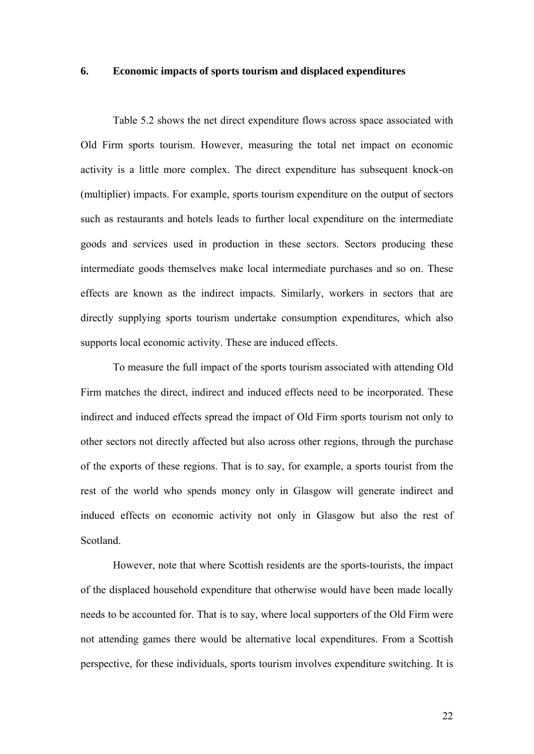## 6. Economic impacts of sports tourism and displaced expenditures

Table 5.2 shows the net direct expenditure flows across space associated with Old Firm sports tourism. However, measuring the total net impact on economic activity is a little more complex. The direct expenditure has subsequent knock-on (multiplier) impacts. For example, sports tourism expenditure on the output of sectors such as restaurants and hotels leads to further local expenditure on the intermediate goods and services used in production in these sectors. Sectors producing these intermediate goods themselves make local intermediate purchases and so on. These effects are known as the indirect impacts. Similarly, workers in sectors that are directly supplying sports tourism undertake consumption expenditures, which also supports local economic activity. These are induced effects.

To measure the full impact of the sports tourism associated with attending Old Firm matches the direct, indirect and induced effects need to be incorporated. These indirect and induced effects spread the impact of Old Firm sports tourism not only to other sectors not directly affected but also across other regions, through the purchase of the exports of these regions. That is to say, for example, a sports tourist from the rest of the world who spends money only in Glasgow will generate indirect and induced effects on economic activity not only in Glasgow but also the rest of Scotland.

However, note that where Scottish residents are the sports-tourists, the impact of the displaced household expenditure that otherwise would have been made locally needs to be accounted for. That is to say, where local supporters of the Old Firm were not attending games there would be alternative local expenditures. From a Scottish perspective, for these individuals, sports tourism involves expenditure switching. It is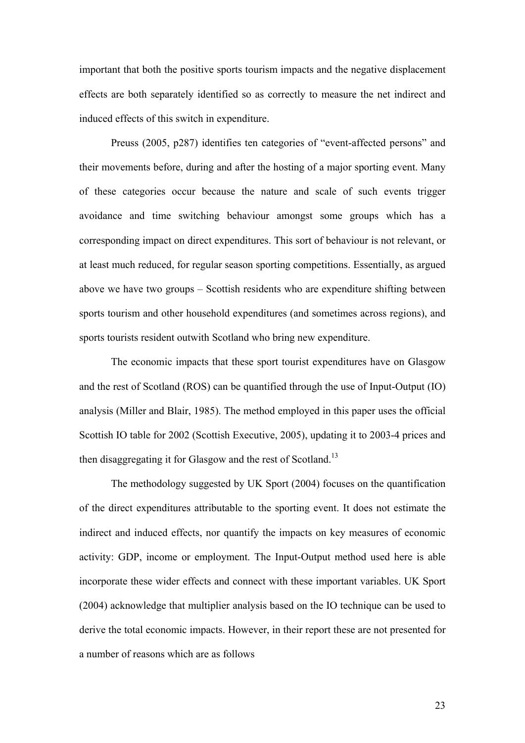important that both the positive sports tourism impacts and the negative displacement effects are both separately identified so as correctly to measure the net indirect and induced effects of this switch in expenditure.

Preuss (2005, p287) identifies ten categories of "event-affected persons" and their movements before, during and after the hosting of a major sporting event. Many of these categories occur because the nature and scale of such events trigger avoidance and time switching behaviour amongst some groups which has a corresponding impact on direct expenditures. This sort of behaviour is not relevant, or at least much reduced, for regular season sporting competitions. Essentially, as argued above we have two groups – Scottish residents who are expenditure shifting between sports tourism and other household expenditures (and sometimes across regions), and sports tourists resident outwith Scotland who bring new expenditure.

The economic impacts that these sport tourist expenditures have on Glasgow and the rest of Scotland (ROS) can be quantified through the use of Input-Output (IO) analysis (Miller and Blair, 1985). The method employed in this paper uses the official Scottish IO table for 2002 (Scottish Executive, 2005), updating it to 2003-4 prices and then disaggregating it for Glasgow and the rest of Scotland.[13]

The methodology suggested by UK Sport (2004) focuses on the quantification of the direct expenditures attributable to the sporting event. It does not estimate the indirect and induced effects, nor quantify the impacts on key measures of economic activity: GDP, income or employment. The Input-Output method used here is able incorporate these wider effects and connect with these important variables. UK Sport (2004) acknowledge that multiplier analysis based on the IO technique can be used to derive the total economic impacts. However, in their report these are not presented for a number of reasons which are as follows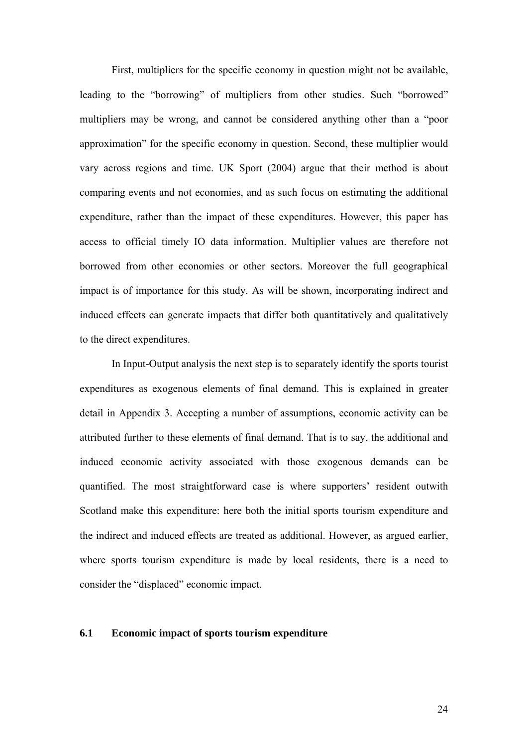First, multipliers for the specific economy in question might not be available, leading to the "borrowing" of multipliers from other studies. Such "borrowed" multipliers may be wrong, and cannot be considered anything other than a "poor approximation" for the specific economy in question. Second, these multiplier would vary across regions and time. UK Sport (2004) argue that their method is about comparing events and not economies, and as such focus on estimating the additional expenditure, rather than the impact of these expenditures. However, this paper has access to official timely IO data information. Multiplier values are therefore not borrowed from other economies or other sectors. Moreover the full geographical impact is of importance for this study. As will be shown, incorporating indirect and induced effects can generate impacts that differ both quantitatively and qualitatively to the direct expenditures.

In Input-Output analysis the next step is to separately identify the sports tourist expenditures as exogenous elements of final demand. This is explained in greater detail in Appendix 3. Accepting a number of assumptions, economic activity can be attributed further to these elements of final demand. That is to say, the additional and induced economic activity associated with those exogenous demands can be quantified. The most straightforward case is where supporters' resident outwith Scotland make this expenditure: here both the initial sports tourism expenditure and the indirect and induced effects are treated as additional. However, as argued earlier, where sports tourism expenditure is made by local residents, there is a need to consider the "displaced" economic impact.

### 6.1 Economic impact of sports tourism expenditure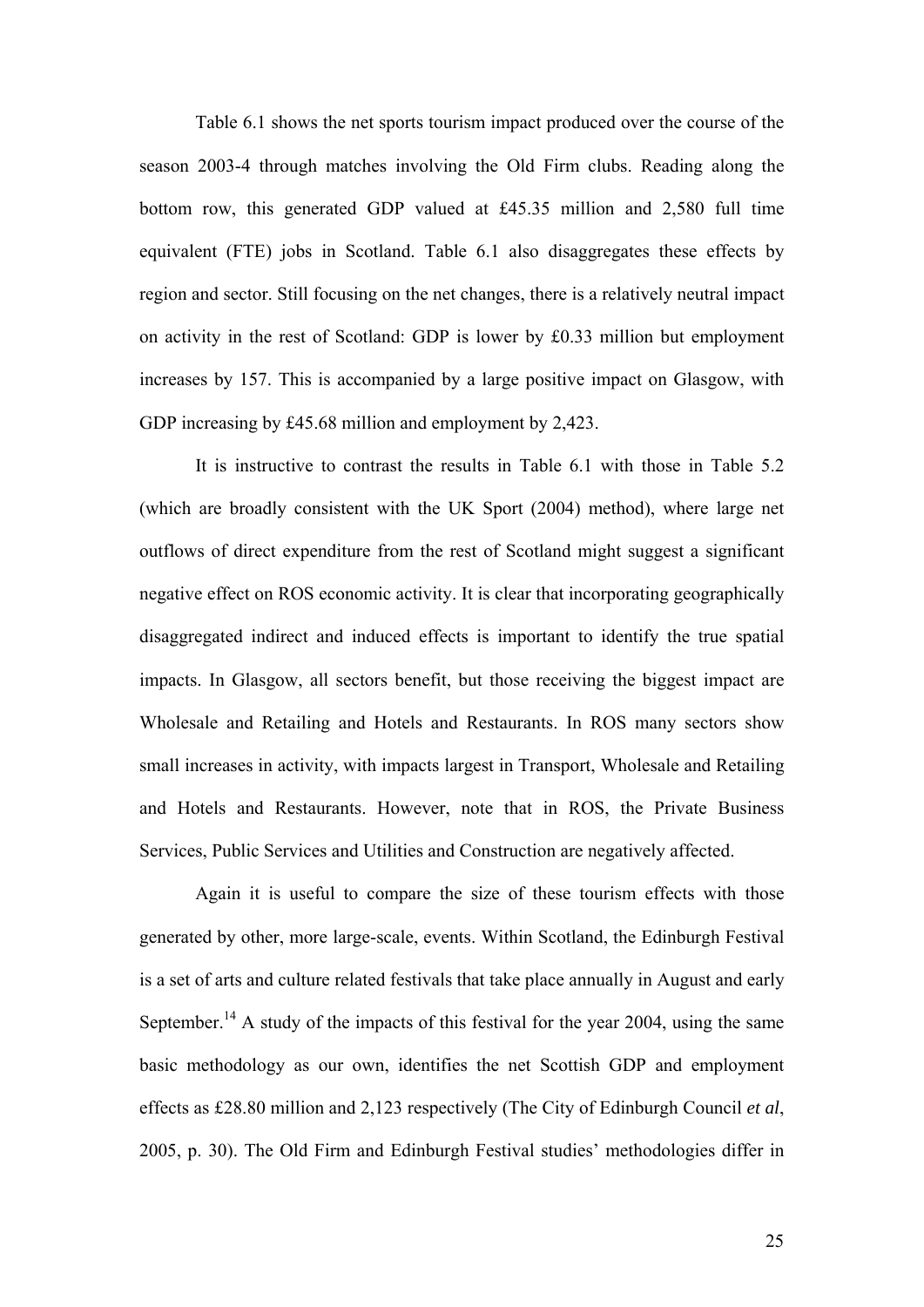Table 6.1 shows the net sports tourism impact produced over the course of the season 2003-4 through matches involving the Old Firm clubs. Reading along the bottom row, this generated GDP valued at £45.35 million and 2,580 full time equivalent (FTE) jobs in Scotland. Table 6.1 also disaggregates these effects by region and sector. Still focusing on the net changes, there is a relatively neutral impact on activity in the rest of Scotland: GDP is lower by £0.33 million but employment increases by 157. This is accompanied by a large positive impact on Glasgow, with GDP increasing by £45.68 million and employment by 2,423.

It is instructive to contrast the results in Table 6.1 with those in Table 5.2 (which are broadly consistent with the UK Sport (2004) method), where large net outflows of direct expenditure from the rest of Scotland might suggest a significant negative effect on ROS economic activity. It is clear that incorporating geographically disaggregated indirect and induced effects is important to identify the true spatial impacts. In Glasgow, all sectors benefit, but those receiving the biggest impact are Wholesale and Retailing and Hotels and Restaurants. In ROS many sectors show small increases in activity, with impacts largest in Transport, Wholesale and Retailing and Hotels and Restaurants. However, note that in ROS, the Private Business Services, Public Services and Utilities and Construction are negatively affected.

Again it is useful to compare the size of these tourism effects with those generated by other, more large-scale, events. Within Scotland, the Edinburgh Festival is a set of arts and culture related festivals that take place annually in August and early September.[14] A study of the impacts of this festival for the year 2004, using the same basic methodology as our own, identifies the net Scottish GDP and employment effects as £28.80 million and 2,123 respectively (The City of Edinburgh Council *et al*, 2005, p. 30). The Old Firm and Edinburgh Festival studies' methodologies differ in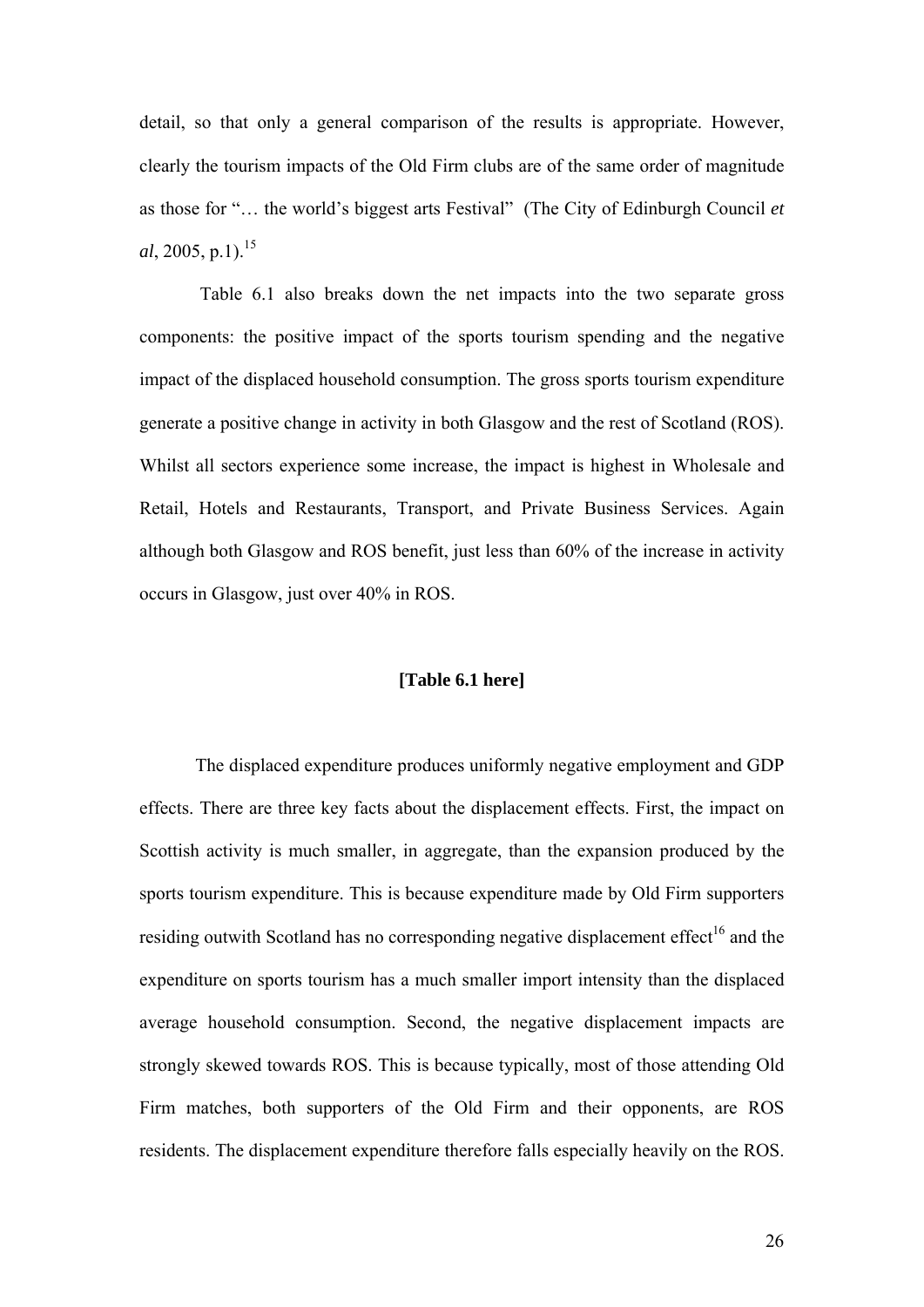detail, so that only a general comparison of the results is appropriate. However, clearly the tourism impacts of the Old Firm clubs are of the same order of magnitude as those for "… the world's biggest arts Festival" (The City of Edinburgh Council *et al*, 2005, p.1).[15]

Table 6.1 also breaks down the net impacts into the two separate gross components: the positive impact of the sports tourism spending and the negative impact of the displaced household consumption. The gross sports tourism expenditure generate a positive change in activity in both Glasgow and the rest of Scotland (ROS). Whilst all sectors experience some increase, the impact is highest in Wholesale and Retail, Hotels and Restaurants, Transport, and Private Business Services. Again although both Glasgow and ROS benefit, just less than 60% of the increase in activity occurs in Glasgow, just over 40% in ROS.

**[Table 6.1 here]**

The displaced expenditure produces uniformly negative employment and GDP effects. There are three key facts about the displacement effects. First, the impact on Scottish activity is much smaller, in aggregate, than the expansion produced by the sports tourism expenditure. This is because expenditure made by Old Firm supporters residing outwith Scotland has no corresponding negative displacement effect[16] and the expenditure on sports tourism has a much smaller import intensity than the displaced average household consumption. Second, the negative displacement impacts are strongly skewed towards ROS. This is because typically, most of those attending Old Firm matches, both supporters of the Old Firm and their opponents, are ROS residents. The displacement expenditure therefore falls especially heavily on the ROS.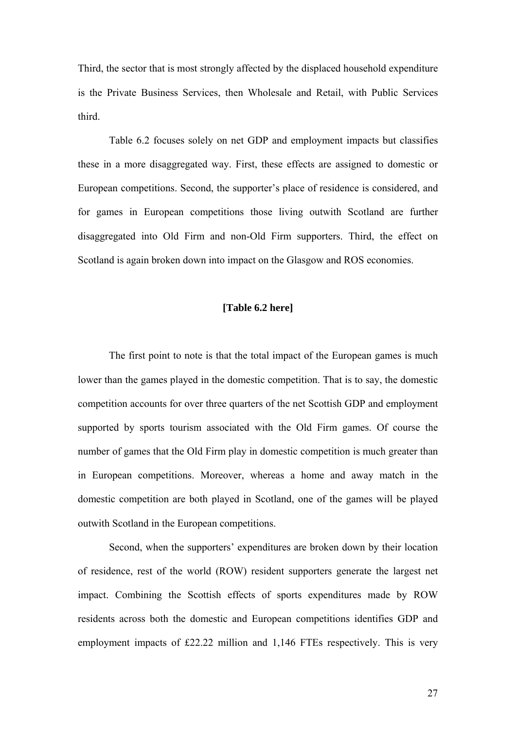Third, the sector that is most strongly affected by the displaced household expenditure is the Private Business Services, then Wholesale and Retail, with Public Services third.

Table 6.2 focuses solely on net GDP and employment impacts but classifies these in a more disaggregated way. First, these effects are assigned to domestic or European competitions. Second, the supporter's place of residence is considered, and for games in European competitions those living outwith Scotland are further disaggregated into Old Firm and non-Old Firm supporters. Third, the effect on Scotland is again broken down into impact on the Glasgow and ROS economies.

**[Table 6.2 here]**

The first point to note is that the total impact of the European games is much lower than the games played in the domestic competition. That is to say, the domestic competition accounts for over three quarters of the net Scottish GDP and employment supported by sports tourism associated with the Old Firm games. Of course the number of games that the Old Firm play in domestic competition is much greater than in European competitions. Moreover, whereas a home and away match in the domestic competition are both played in Scotland, one of the games will be played outwith Scotland in the European competitions.

Second, when the supporters' expenditures are broken down by their location of residence, rest of the world (ROW) resident supporters generate the largest net impact. Combining the Scottish effects of sports expenditures made by ROW residents across both the domestic and European competitions identifies GDP and employment impacts of £22.22 million and 1,146 FTEs respectively. This is very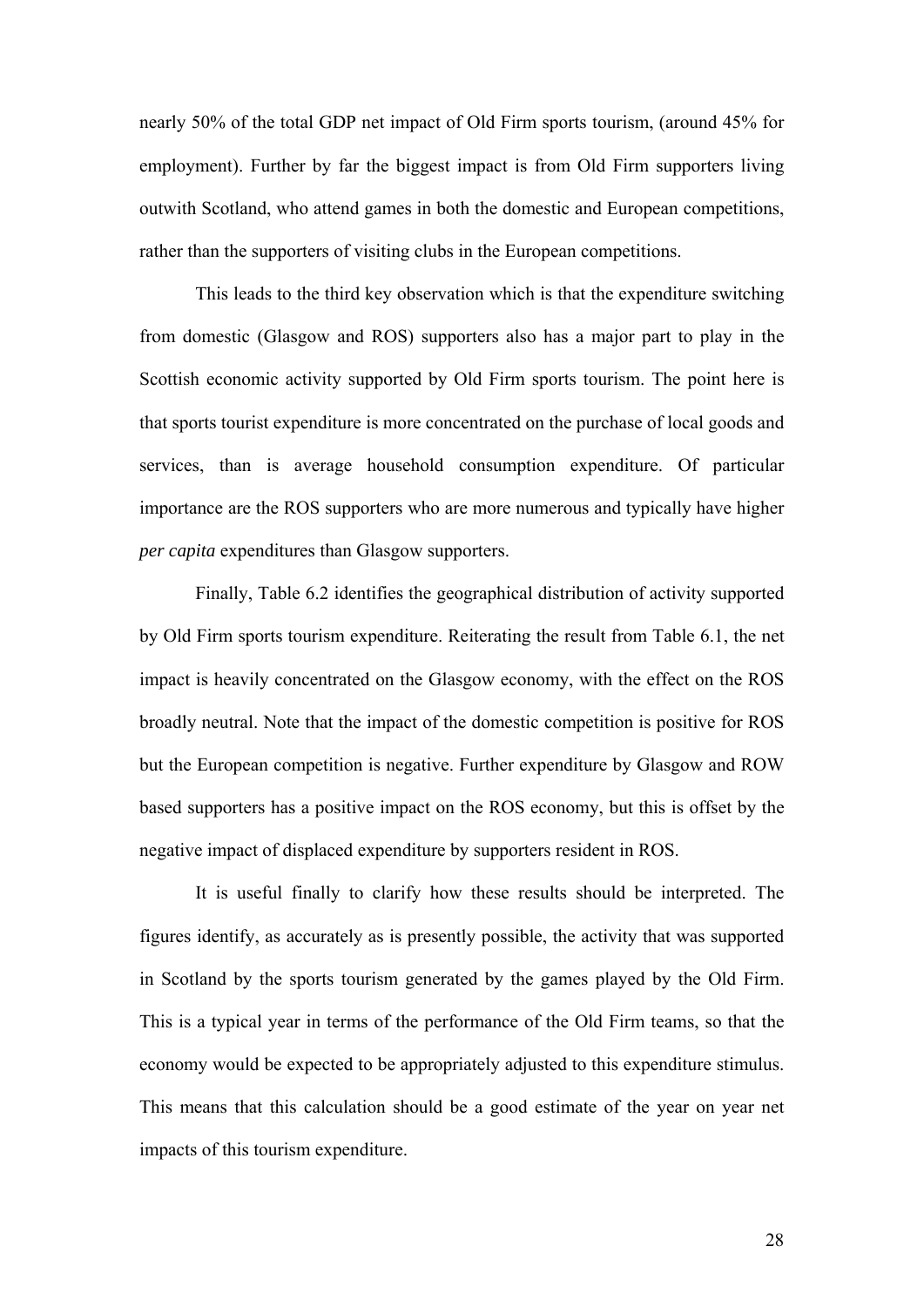nearly 50% of the total GDP net impact of Old Firm sports tourism, (around 45% for employment). Further by far the biggest impact is from Old Firm supporters living outwith Scotland, who attend games in both the domestic and European competitions, rather than the supporters of visiting clubs in the European competitions.

This leads to the third key observation which is that the expenditure switching from domestic (Glasgow and ROS) supporters also has a major part to play in the Scottish economic activity supported by Old Firm sports tourism. The point here is that sports tourist expenditure is more concentrated on the purchase of local goods and services, than is average household consumption expenditure. Of particular importance are the ROS supporters who are more numerous and typically have higher *per capita* expenditures than Glasgow supporters.

Finally, Table 6.2 identifies the geographical distribution of activity supported by Old Firm sports tourism expenditure. Reiterating the result from Table 6.1, the net impact is heavily concentrated on the Glasgow economy, with the effect on the ROS broadly neutral. Note that the impact of the domestic competition is positive for ROS but the European competition is negative. Further expenditure by Glasgow and ROW based supporters has a positive impact on the ROS economy, but this is offset by the negative impact of displaced expenditure by supporters resident in ROS.

It is useful finally to clarify how these results should be interpreted. The figures identify, as accurately as is presently possible, the activity that was supported in Scotland by the sports tourism generated by the games played by the Old Firm. This is a typical year in terms of the performance of the Old Firm teams, so that the economy would be expected to be appropriately adjusted to this expenditure stimulus. This means that this calculation should be a good estimate of the year on year net impacts of this tourism expenditure.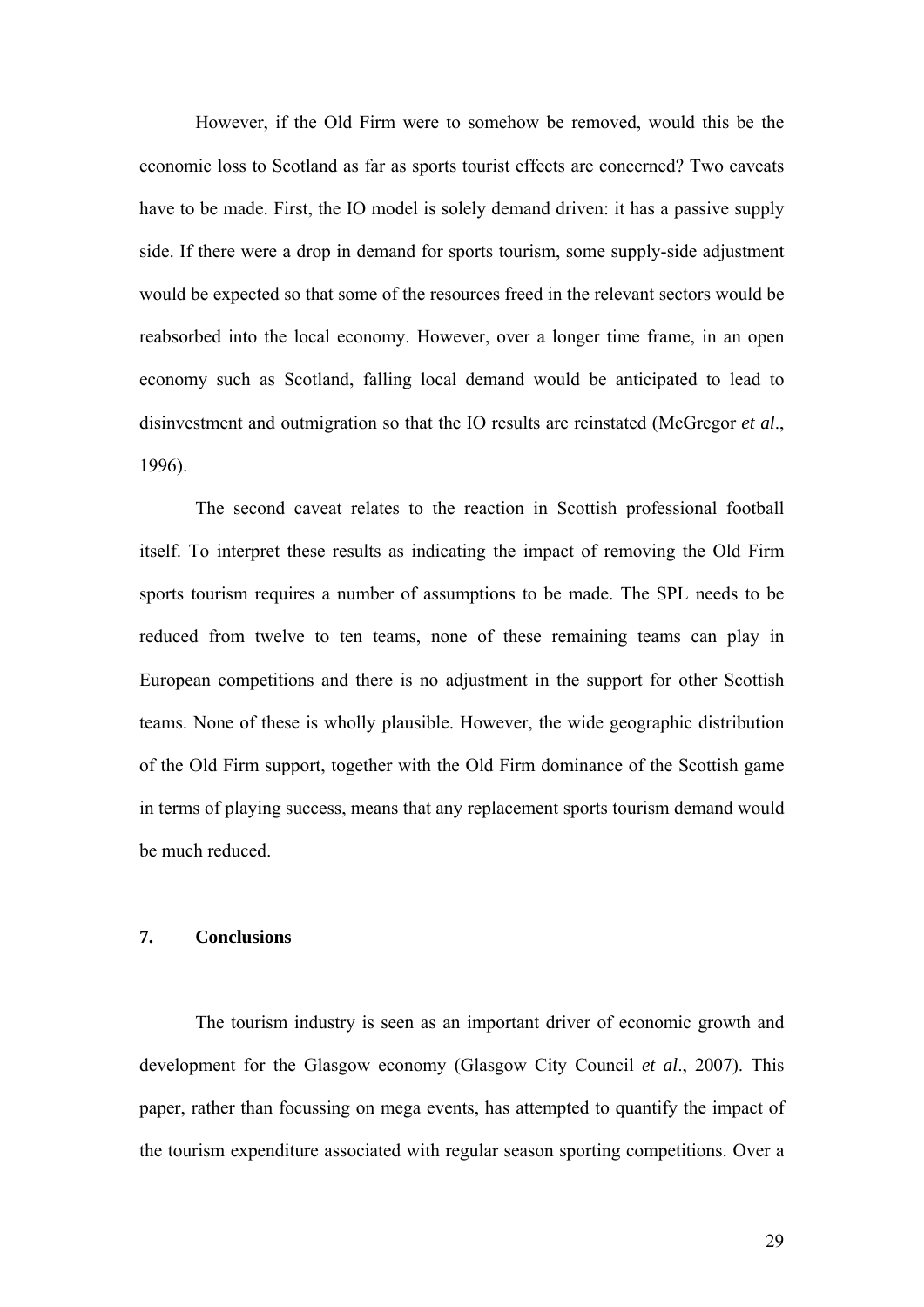However, if the Old Firm were to somehow be removed, would this be the economic loss to Scotland as far as sports tourist effects are concerned? Two caveats have to be made. First, the IO model is solely demand driven: it has a passive supply side. If there were a drop in demand for sports tourism, some supply-side adjustment would be expected so that some of the resources freed in the relevant sectors would be reabsorbed into the local economy. However, over a longer time frame, in an open economy such as Scotland, falling local demand would be anticipated to lead to disinvestment and outmigration so that the IO results are reinstated (McGregor *et al*., 1996).

The second caveat relates to the reaction in Scottish professional football itself. To interpret these results as indicating the impact of removing the Old Firm sports tourism requires a number of assumptions to be made. The SPL needs to be reduced from twelve to ten teams, none of these remaining teams can play in European competitions and there is no adjustment in the support for other Scottish teams. None of these is wholly plausible. However, the wide geographic distribution of the Old Firm support, together with the Old Firm dominance of the Scottish game in terms of playing success, means that any replacement sports tourism demand would be much reduced.

## 7. Conclusions

The tourism industry is seen as an important driver of economic growth and development for the Glasgow economy (Glasgow City Council *et al*., 2007). This paper, rather than focussing on mega events, has attempted to quantify the impact of the tourism expenditure associated with regular season sporting competitions. Over a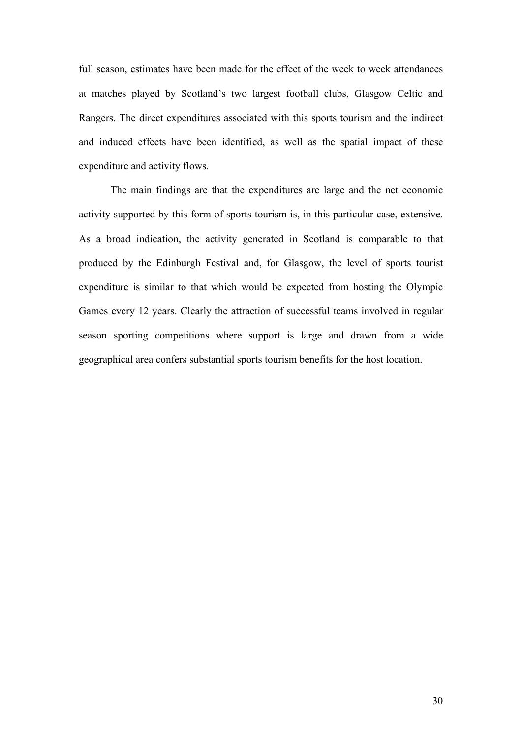full season, estimates have been made for the effect of the week to week attendances at matches played by Scotland's two largest football clubs, Glasgow Celtic and Rangers. The direct expenditures associated with this sports tourism and the indirect and induced effects have been identified, as well as the spatial impact of these expenditure and activity flows.

The main findings are that the expenditures are large and the net economic activity supported by this form of sports tourism is, in this particular case, extensive. As a broad indication, the activity generated in Scotland is comparable to that produced by the Edinburgh Festival and, for Glasgow, the level of sports tourist expenditure is similar to that which would be expected from hosting the Olympic Games every 12 years. Clearly the attraction of successful teams involved in regular season sporting competitions where support is large and drawn from a wide geographical area confers substantial sports tourism benefits for the host location.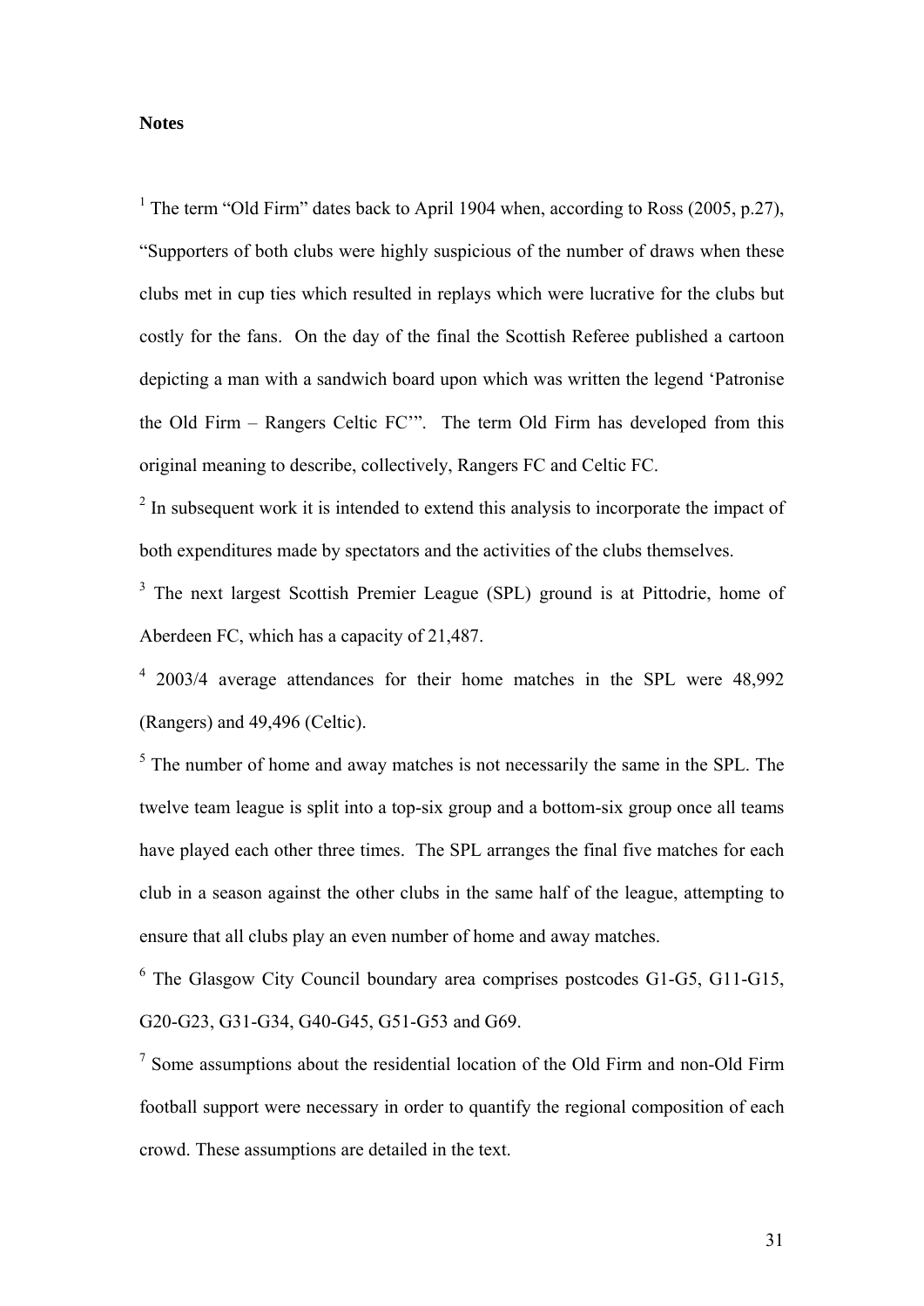**Notes**

[1] The term "Old Firm" dates back to April 1904 when, according to Ross (2005, p.27), "Supporters of both clubs were highly suspicious of the number of draws when these clubs met in cup ties which resulted in replays which were lucrative for the clubs but costly for the fans. On the day of the final the Scottish Referee published a cartoon depicting a man with a sandwich board upon which was written the legend 'Patronise the Old Firm – Rangers Celtic FC'". The term Old Firm has developed from this original meaning to describe, collectively, Rangers FC and Celtic FC.

[2] In subsequent work it is intended to extend this analysis to incorporate the impact of both expenditures made by spectators and the activities of the clubs themselves.

[3] The next largest Scottish Premier League (SPL) ground is at Pittodrie, home of Aberdeen FC, which has a capacity of 21,487.

[4] 2003/4 average attendances for their home matches in the SPL were 48,992 (Rangers) and 49,496 (Celtic).

[5] The number of home and away matches is not necessarily the same in the SPL. The twelve team league is split into a top-six group and a bottom-six group once all teams have played each other three times. The SPL arranges the final five matches for each club in a season against the other clubs in the same half of the league, attempting to ensure that all clubs play an even number of home and away matches.

[6] The Glasgow City Council boundary area comprises postcodes G1-G5, G11-G15, G20-G23, G31-G34, G40-G45, G51-G53 and G69.

[7] Some assumptions about the residential location of the Old Firm and non-Old Firm football support were necessary in order to quantify the regional composition of each crowd. These assumptions are detailed in the text.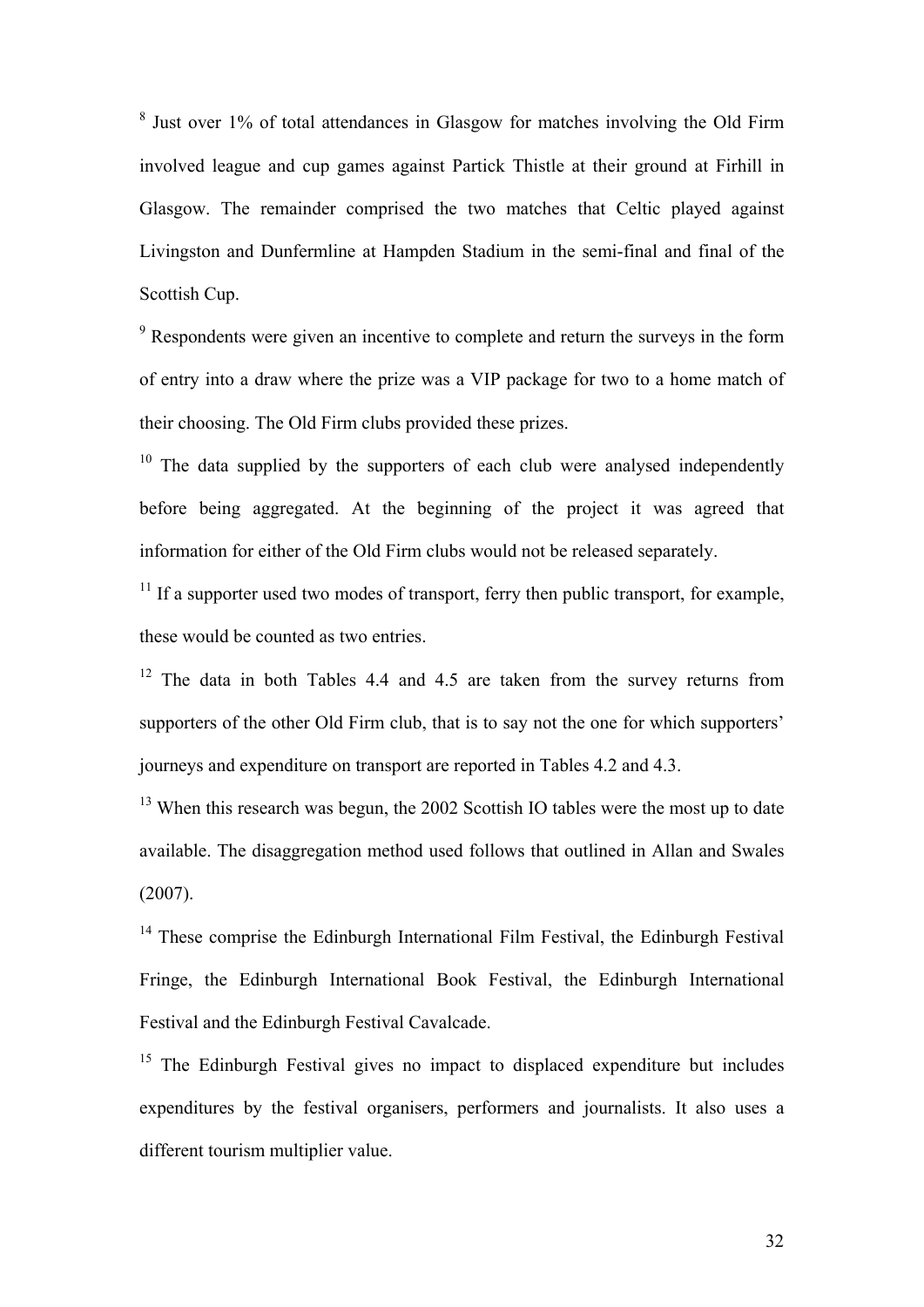[8] Just over 1% of total attendances in Glasgow for matches involving the Old Firm involved league and cup games against Partick Thistle at their ground at Firhill in Glasgow. The remainder comprised the two matches that Celtic played against Livingston and Dunfermline at Hampden Stadium in the semi-final and final of the Scottish Cup.

[9] Respondents were given an incentive to complete and return the surveys in the form of entry into a draw where the prize was a VIP package for two to a home match of their choosing. The Old Firm clubs provided these prizes.

[10] The data supplied by the supporters of each club were analysed independently before being aggregated. At the beginning of the project it was agreed that information for either of the Old Firm clubs would not be released separately.

[11] If a supporter used two modes of transport, ferry then public transport, for example, these would be counted as two entries.

[12] The data in both Tables 4.4 and 4.5 are taken from the survey returns from supporters of the other Old Firm club, that is to say not the one for which supporters' journeys and expenditure on transport are reported in Tables 4.2 and 4.3.

[13] When this research was begun, the 2002 Scottish IO tables were the most up to date available. The disaggregation method used follows that outlined in Allan and Swales (2007).

[14] These comprise the Edinburgh International Film Festival, the Edinburgh Festival Fringe, the Edinburgh International Book Festival, the Edinburgh International Festival and the Edinburgh Festival Cavalcade.

[15] The Edinburgh Festival gives no impact to displaced expenditure but includes expenditures by the festival organisers, performers and journalists. It also uses a different tourism multiplier value.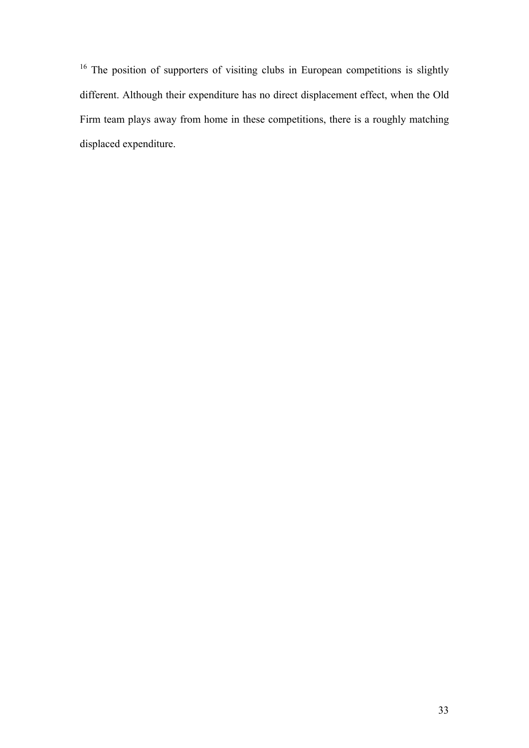[16] The position of supporters of visiting clubs in European competitions is slightly different. Although their expenditure has no direct displacement effect, when the Old Firm team plays away from home in these competitions, there is a roughly matching displaced expenditure.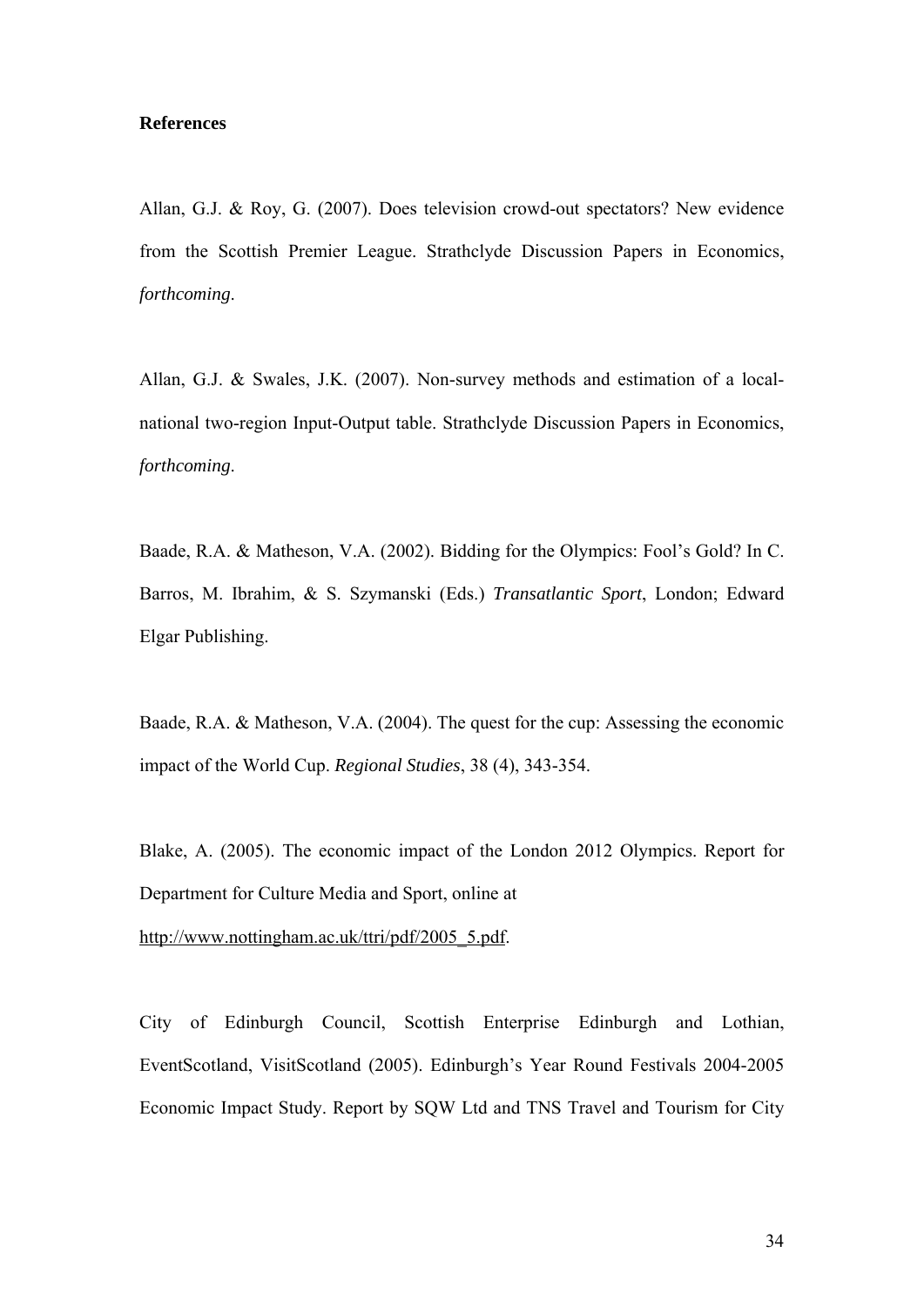**References**

Allan, G.J. & Roy, G. (2007). Does television crowd-out spectators? New evidence from the Scottish Premier League. Strathclyde Discussion Papers in Economics, *forthcoming*.

Allan, G.J. & Swales, J.K. (2007). Non-survey methods and estimation of a local-national two-region Input-Output table. Strathclyde Discussion Papers in Economics, *forthcoming*.

Baade, R.A. & Matheson, V.A. (2002). Bidding for the Olympics: Fool's Gold? In C. Barros, M. Ibrahim, & S. Szymanski (Eds.) *Transatlantic Sport*, London; Edward Elgar Publishing.

Baade, R.A. & Matheson, V.A. (2004). The quest for the cup: Assessing the economic impact of the World Cup. *Regional Studies*, 38 (4), 343-354.

Blake, A. (2005). The economic impact of the London 2012 Olympics. Report for Department for Culture Media and Sport, online at http://www.nottingham.ac.uk/ttri/pdf/2005_5.pdf.

City of Edinburgh Council, Scottish Enterprise Edinburgh and Lothian, EventScotland, VisitScotland (2005). Edinburgh's Year Round Festivals 2004-2005 Economic Impact Study. Report by SQW Ltd and TNS Travel and Tourism for City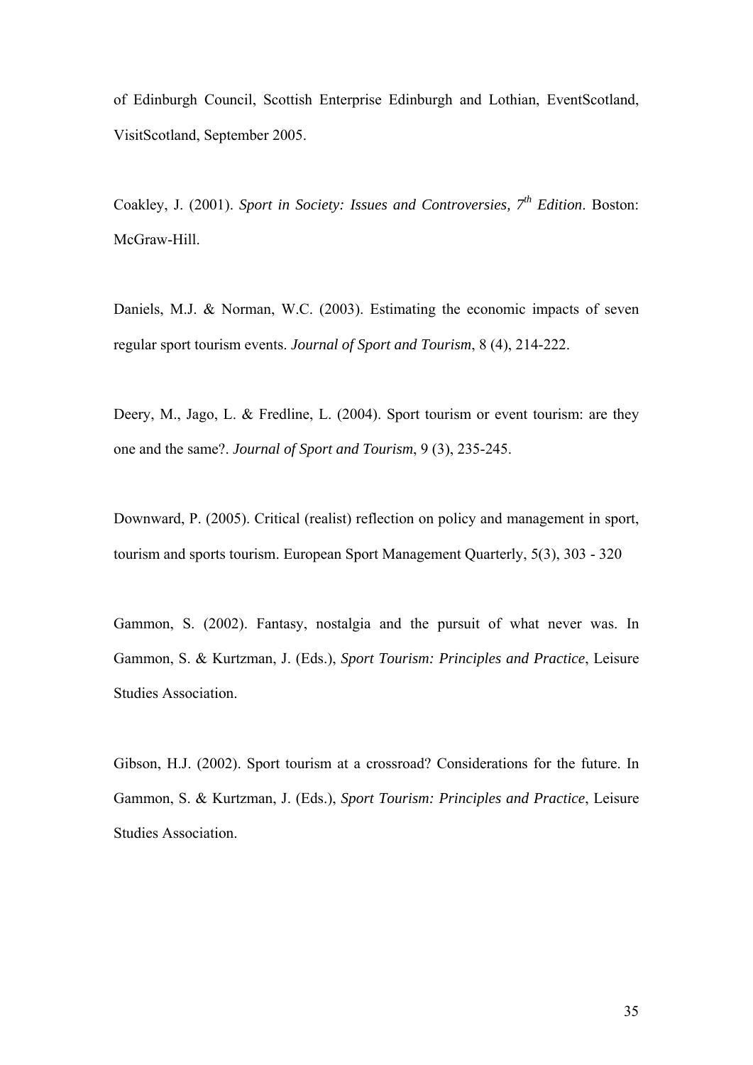of Edinburgh Council, Scottish Enterprise Edinburgh and Lothian, EventScotland, VisitScotland, September 2005.

Coakley, J. (2001). *Sport in Society: Issues and Controversies, 7th Edition*. Boston: McGraw-Hill.

Daniels, M.J. & Norman, W.C. (2003). Estimating the economic impacts of seven regular sport tourism events. *Journal of Sport and Tourism*, 8 (4), 214-222.

Deery, M., Jago, L. & Fredline, L. (2004). Sport tourism or event tourism: are they one and the same?. *Journal of Sport and Tourism*, 9 (3), 235-245.

Downward, P. (2005). Critical (realist) reflection on policy and management in sport, tourism and sports tourism. European Sport Management Quarterly, 5(3), 303 - 320

Gammon, S. (2002). Fantasy, nostalgia and the pursuit of what never was. In Gammon, S. & Kurtzman, J. (Eds.), *Sport Tourism: Principles and Practice*, Leisure Studies Association.

Gibson, H.J. (2002). Sport tourism at a crossroad? Considerations for the future. In Gammon, S. & Kurtzman, J. (Eds.), *Sport Tourism: Principles and Practice*, Leisure Studies Association.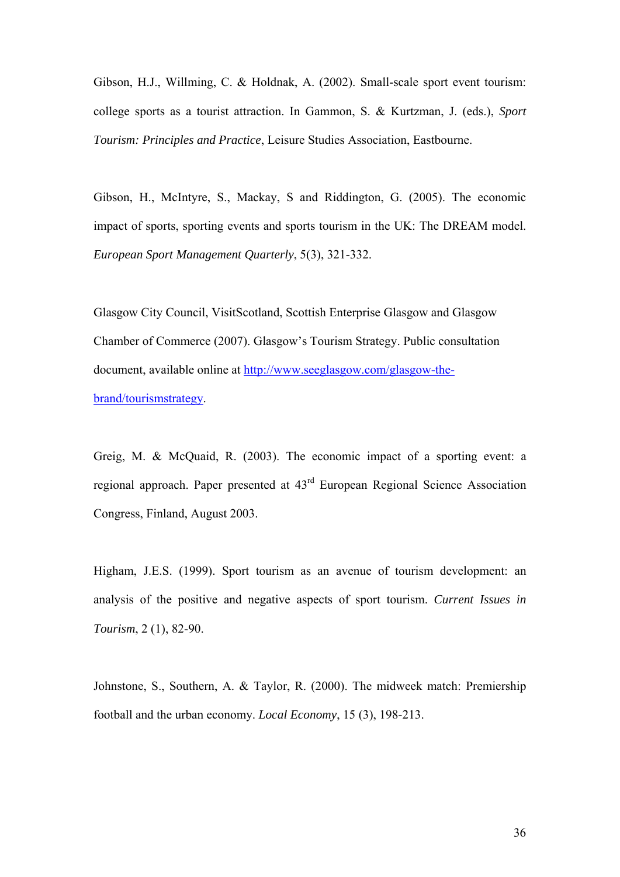Gibson, H.J., Willming, C. & Holdnak, A. (2002). Small-scale sport event tourism: college sports as a tourist attraction. In Gammon, S. & Kurtzman, J. (eds.), *Sport Tourism: Principles and Practice*, Leisure Studies Association, Eastbourne.

Gibson, H., McIntyre, S., Mackay, S and Riddington, G. (2005). The economic impact of sports, sporting events and sports tourism in the UK: The DREAM model. *European Sport Management Quarterly*, 5(3), 321-332.

Glasgow City Council, VisitScotland, Scottish Enterprise Glasgow and Glasgow Chamber of Commerce (2007). Glasgow's Tourism Strategy. Public consultation document, available online at [http://www.seeglasgow.com/glasgow-the-brand/tourismstrategy](http://www.seeglasgow.com/glasgow-the-brand/tourismstrategy).

Greig, M. & McQuaid, R. (2003). The economic impact of a sporting event: a regional approach. Paper presented at 43rd European Regional Science Association Congress, Finland, August 2003.

Higham, J.E.S. (1999). Sport tourism as an avenue of tourism development: an analysis of the positive and negative aspects of sport tourism. *Current Issues in Tourism*, 2 (1), 82-90.

Johnstone, S., Southern, A. & Taylor, R. (2000). The midweek match: Premiership football and the urban economy. *Local Economy*, 15 (3), 198-213.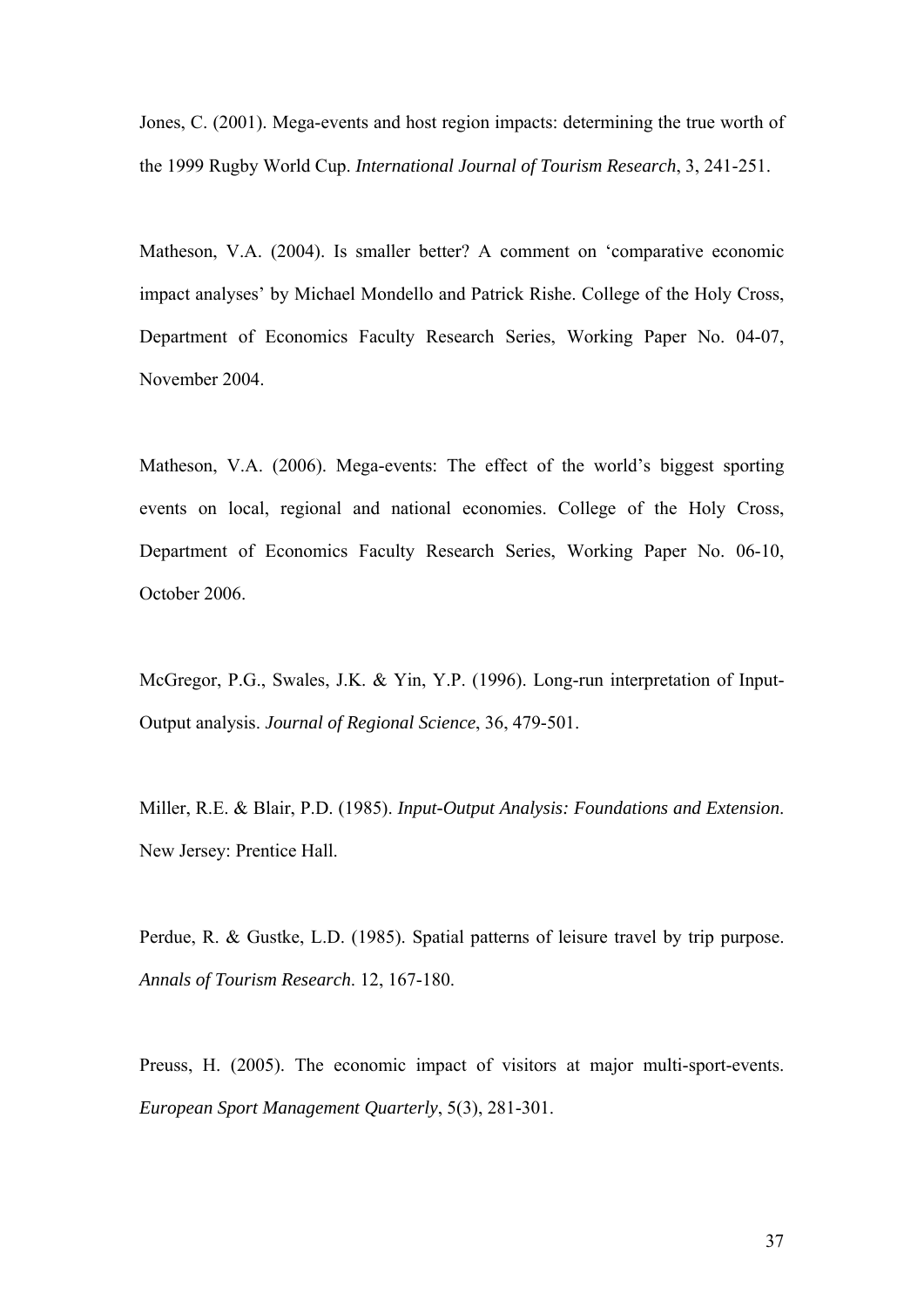Jones, C. (2001). Mega-events and host region impacts: determining the true worth of the 1999 Rugby World Cup. *International Journal of Tourism Research*, 3, 241-251.

Matheson, V.A. (2004). Is smaller better? A comment on 'comparative economic impact analyses' by Michael Mondello and Patrick Rishe. College of the Holy Cross, Department of Economics Faculty Research Series, Working Paper No. 04-07, November 2004.

Matheson, V.A. (2006). Mega-events: The effect of the world's biggest sporting events on local, regional and national economies. College of the Holy Cross, Department of Economics Faculty Research Series, Working Paper No. 06-10, October 2006.

McGregor, P.G., Swales, J.K. & Yin, Y.P. (1996). Long-run interpretation of Input-Output analysis. *Journal of Regional Science*, 36, 479-501.

Miller, R.E. & Blair, P.D. (1985). *Input-Output Analysis: Foundations and Extension*. New Jersey: Prentice Hall.

Perdue, R. & Gustke, L.D. (1985). Spatial patterns of leisure travel by trip purpose. *Annals of Tourism Research*. 12, 167-180.

Preuss, H. (2005). The economic impact of visitors at major multi-sport-events. *European Sport Management Quarterly*, 5(3), 281-301.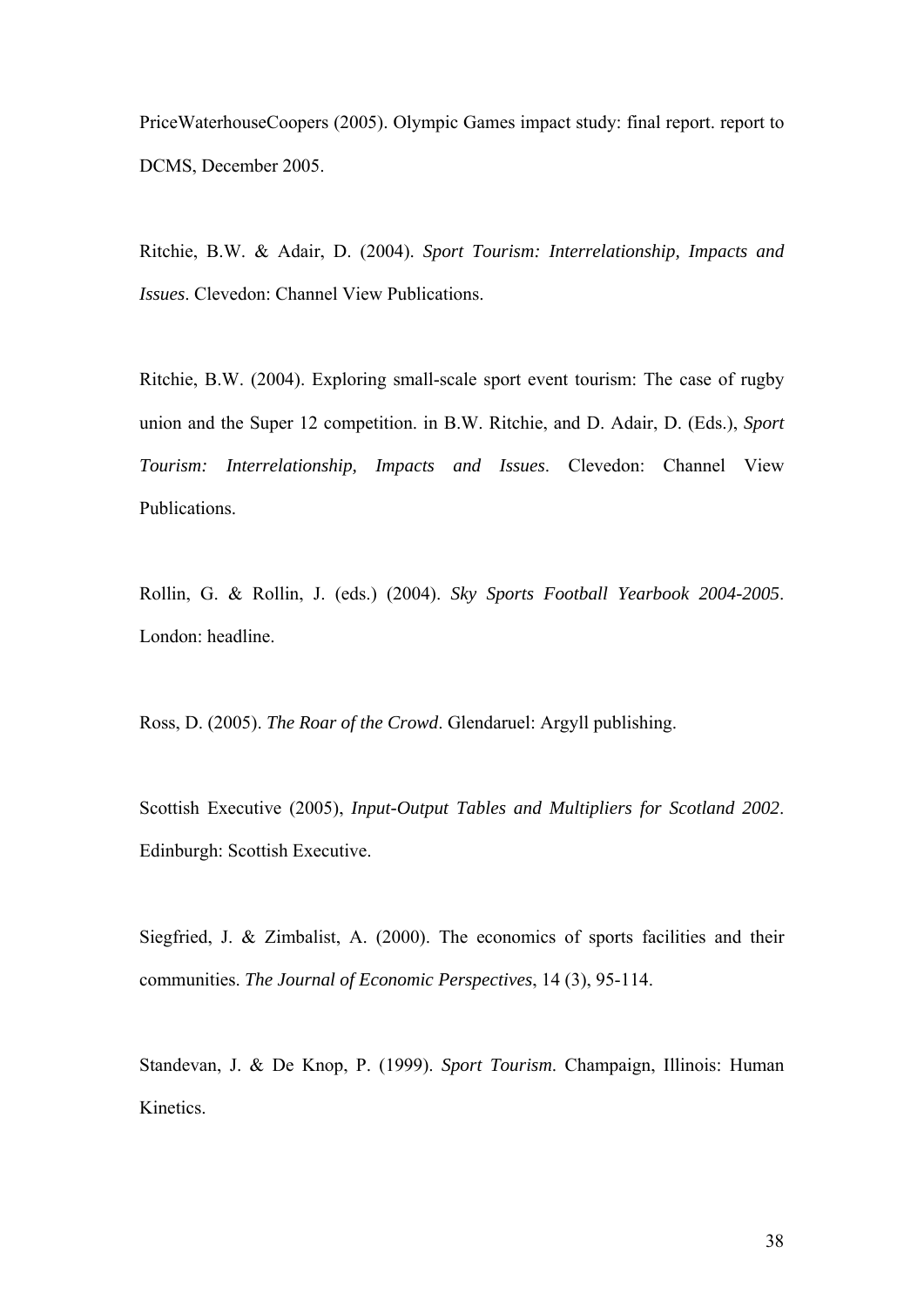PriceWaterhouseCoopers (2005). Olympic Games impact study: final report. report to DCMS, December 2005.

Ritchie, B.W. & Adair, D. (2004). *Sport Tourism: Interrelationship, Impacts and Issues*. Clevedon: Channel View Publications.

Ritchie, B.W. (2004). Exploring small-scale sport event tourism: The case of rugby union and the Super 12 competition. in B.W. Ritchie, and D. Adair, D. (Eds.), *Sport Tourism: Interrelationship, Impacts and Issues*. Clevedon: Channel View Publications.

Rollin, G. & Rollin, J. (eds.) (2004). *Sky Sports Football Yearbook 2004-2005*. London: headline.

Ross, D. (2005). *The Roar of the Crowd*. Glendaruel: Argyll publishing.

Scottish Executive (2005), *Input-Output Tables and Multipliers for Scotland 2002*. Edinburgh: Scottish Executive.

Siegfried, J. & Zimbalist, A. (2000). The economics of sports facilities and their communities. *The Journal of Economic Perspectives*, 14 (3), 95-114.

Standevan, J. & De Knop, P. (1999). *Sport Tourism*. Champaign, Illinois: Human Kinetics.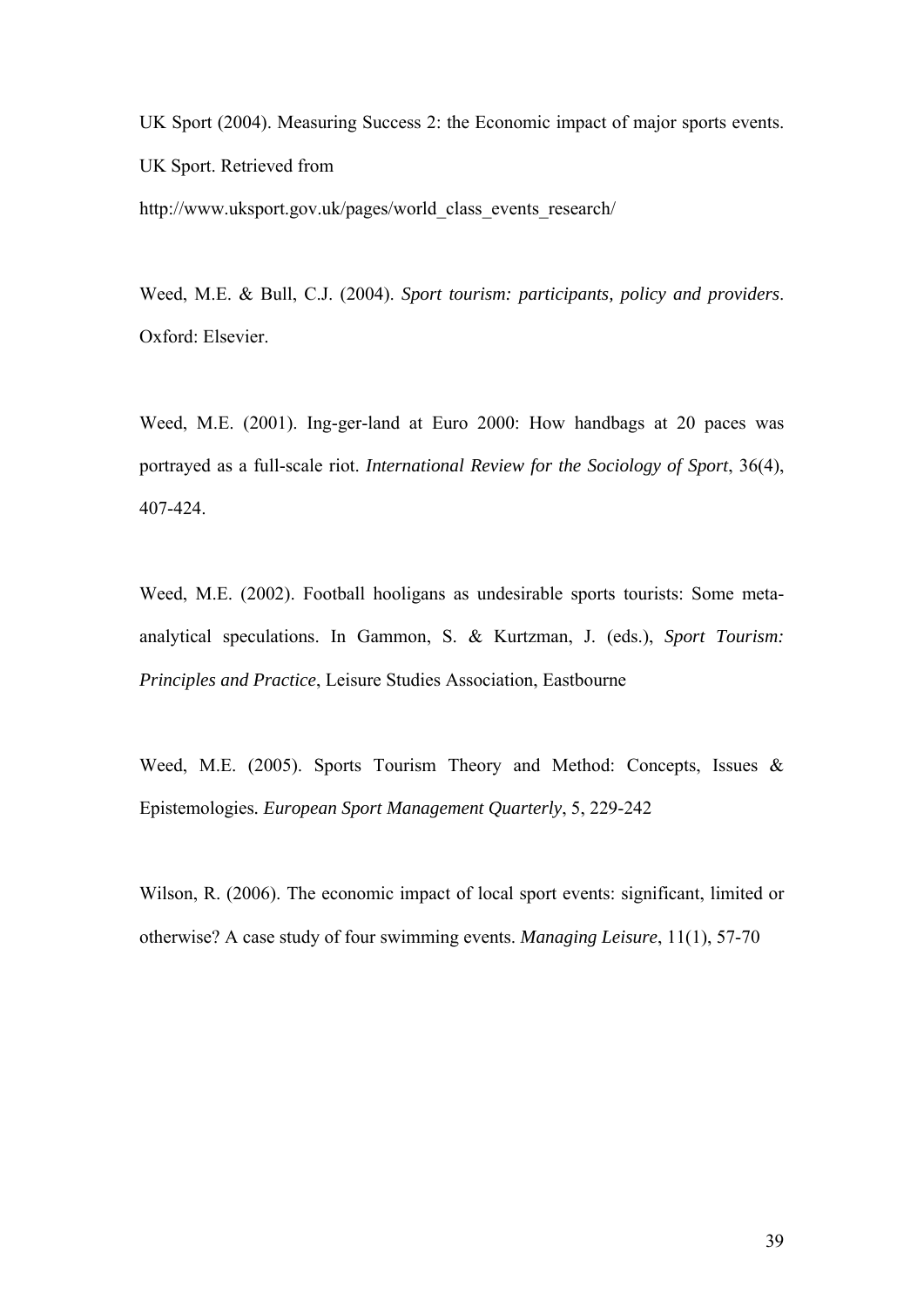UK Sport (2004). Measuring Success 2: the Economic impact of major sports events. UK Sport. Retrieved from http://www.uksport.gov.uk/pages/world_class_events_research/

Weed, M.E. & Bull, C.J. (2004). *Sport tourism: participants, policy and providers*. Oxford: Elsevier.

Weed, M.E. (2001). Ing-ger-land at Euro 2000: How handbags at 20 paces was portrayed as a full-scale riot. *International Review for the Sociology of Sport*, 36(4), 407-424.

Weed, M.E. (2002). Football hooligans as undesirable sports tourists: Some meta-analytical speculations. In Gammon, S. & Kurtzman, J. (eds.), *Sport Tourism: Principles and Practice*, Leisure Studies Association, Eastbourne

Weed, M.E. (2005). Sports Tourism Theory and Method: Concepts, Issues & Epistemologies. *European Sport Management Quarterly*, 5, 229-242

Wilson, R. (2006). The economic impact of local sport events: significant, limited or otherwise? A case study of four swimming events. *Managing Leisure*, 11(1), 57-70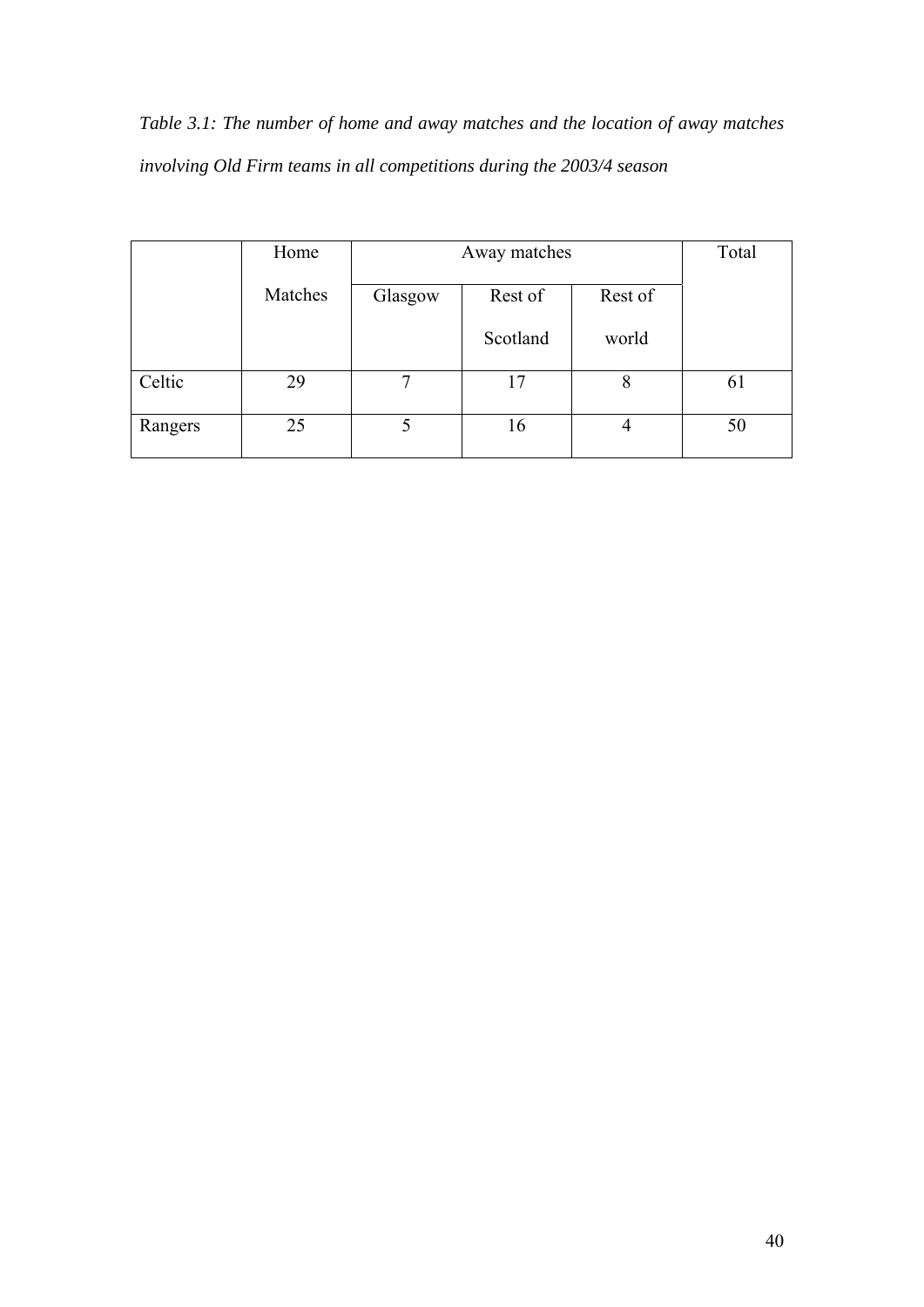*Table 3.1: The number of home and away matches and the location of away matches involving Old Firm teams in all competitions during the 2003/4 season*

| | Home Matches | Away matches | | | Total |
|---|---|---|---|---|---|
| | | Glasgow | Rest of Scotland | Rest of world | |
| Celtic | 29 | 7 | 17 | 8 | 61 |
| Rangers | 25 | 5 | 16 | 4 | 50 |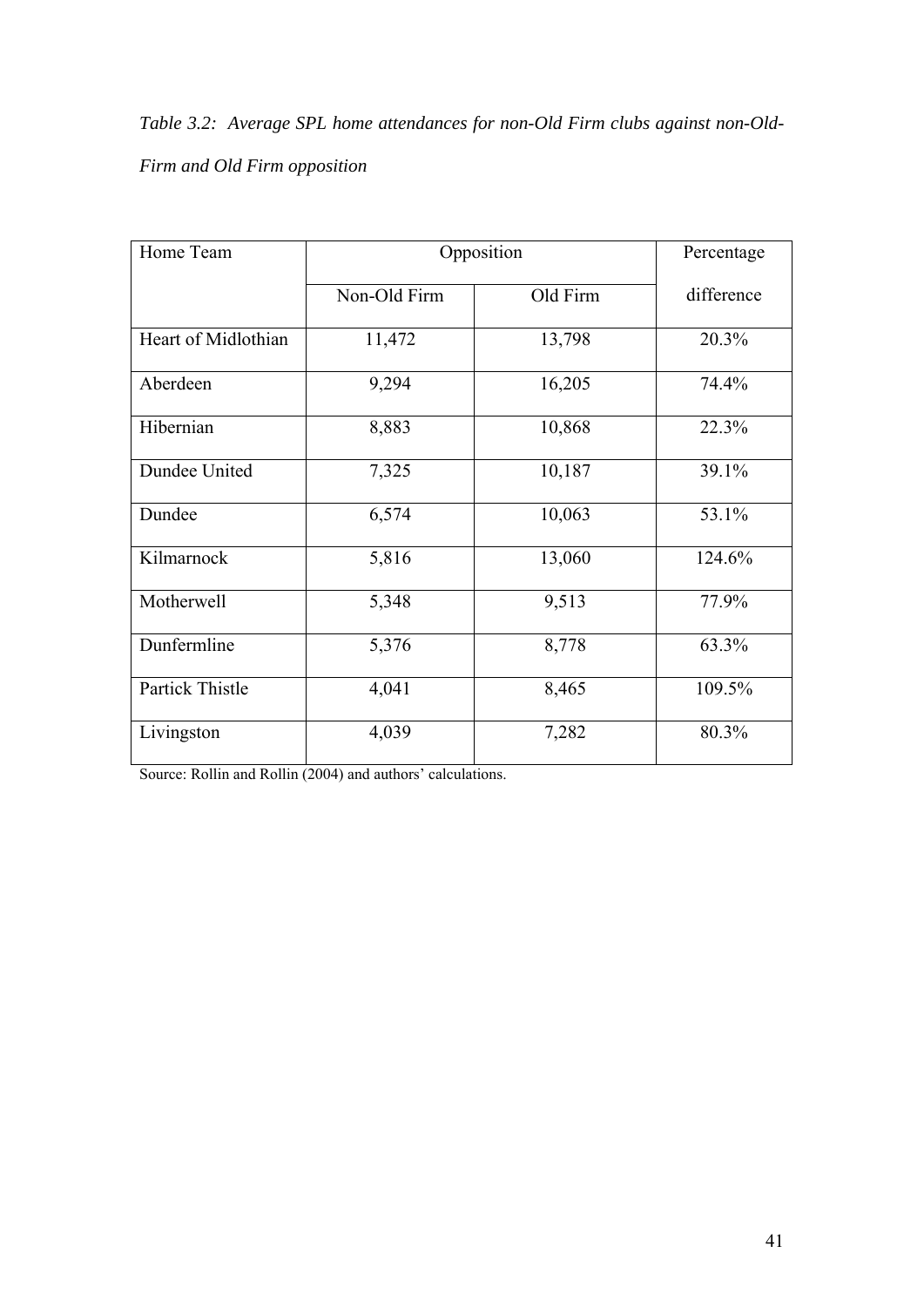*Table 3.2: Average SPL home attendances for non-Old Firm clubs against non-Old-Firm and Old Firm opposition*

| Home Team | Opposition | | Percentage difference |
|---|---|---|---|
| | Non-Old Firm | Old Firm | |
| Heart of Midlothian | 11,472 | 13,798 | 20.3% |
| Aberdeen | 9,294 | 16,205 | 74.4% |
| Hibernian | 8,883 | 10,868 | 22.3% |
| Dundee United | 7,325 | 10,187 | 39.1% |
| Dundee | 6,574 | 10,063 | 53.1% |
| Kilmarnock | 5,816 | 13,060 | 124.6% |
| Motherwell | 5,348 | 9,513 | 77.9% |
| Dunfermline | 5,376 | 8,778 | 63.3% |
| Partick Thistle | 4,041 | 8,465 | 109.5% |
| Livingston | 4,039 | 7,282 | 80.3% |

Source: Rollin and Rollin (2004) and authors' calculations.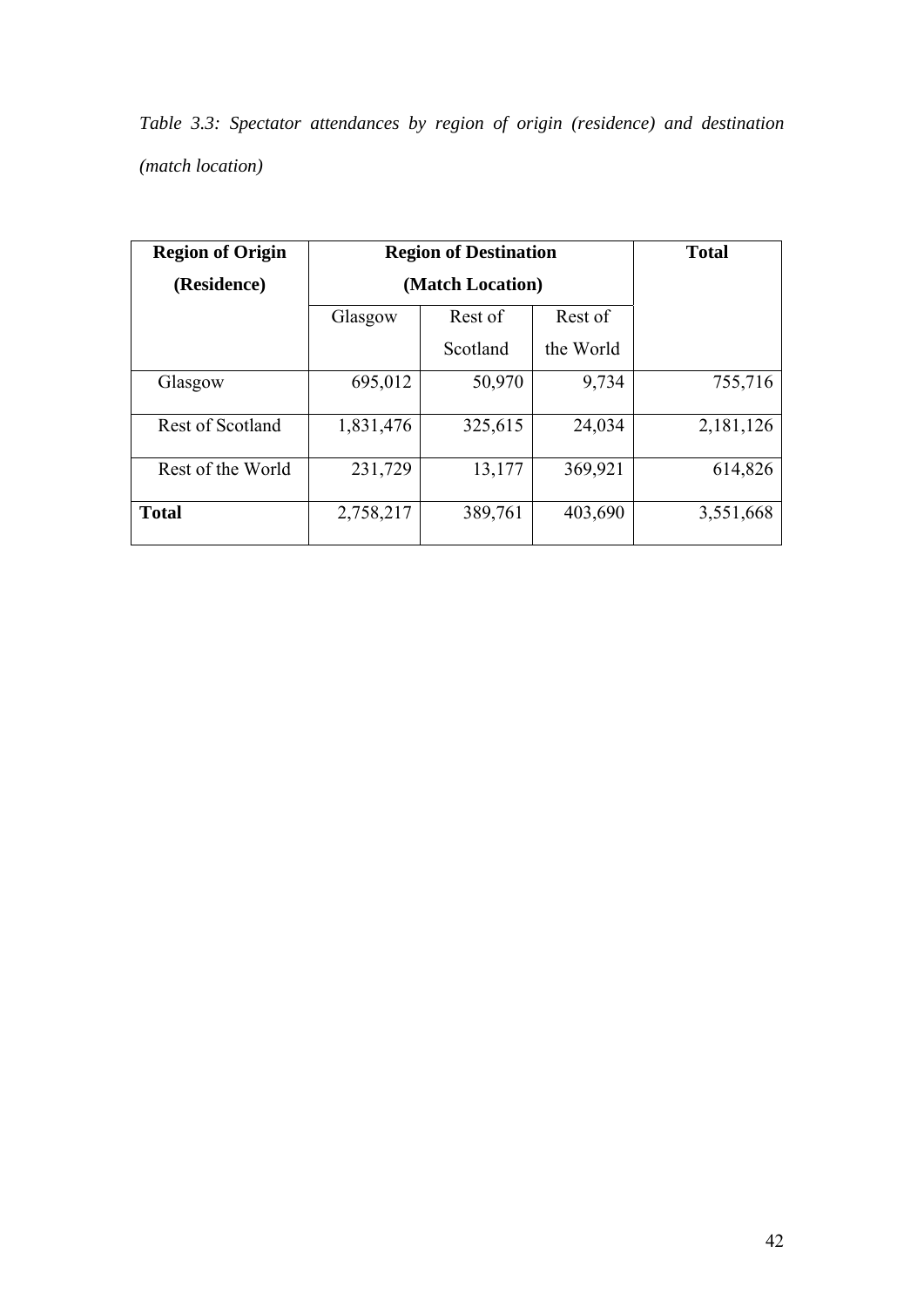*Table 3.3: Spectator attendances by region of origin (residence) and destination (match location)*

| **Region of Origin (Residence)** | **Region of Destination (Match Location)** | | | **Total** |
|---|---|---|---|---|
| | Glasgow | Rest of Scotland | Rest of the World | |
| Glasgow | 695,012 | 50,970 | 9,734 | 755,716 |
| Rest of Scotland | 1,831,476 | 325,615 | 24,034 | 2,181,126 |
| Rest of the World | 231,729 | 13,177 | 369,921 | 614,826 |
| **Total** | 2,758,217 | 389,761 | 403,690 | 3,551,668 |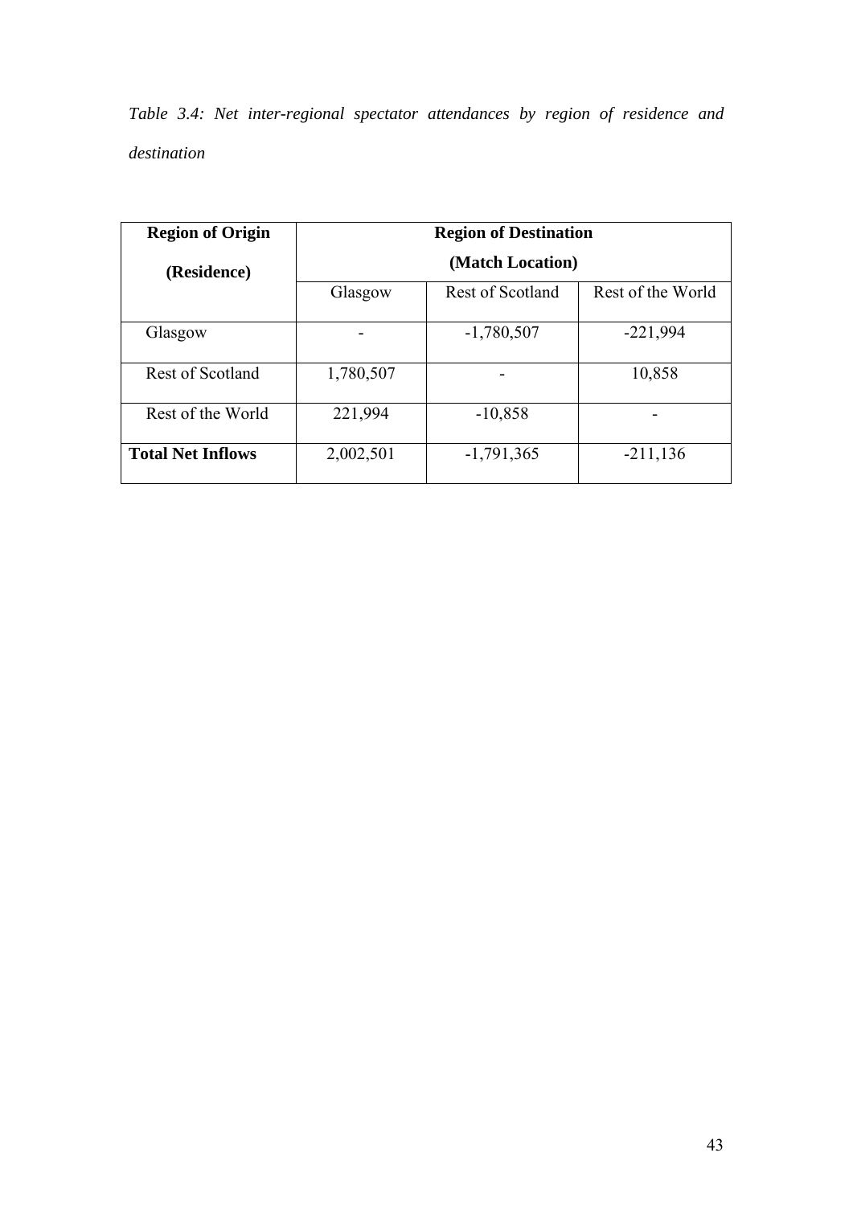*Table 3.4: Net inter-regional spectator attendances by region of residence and destination*

| **Region of Origin (Residence)** | **Region of Destination (Match Location)** | | |
|---|---|---|---|
| | Glasgow | Rest of Scotland | Rest of the World |
| Glasgow | - | -1,780,507 | -221,994 |
| Rest of Scotland | 1,780,507 | - | 10,858 |
| Rest of the World | 221,994 | -10,858 | - |
| **Total Net Inflows** | 2,002,501 | -1,791,365 | -211,136 |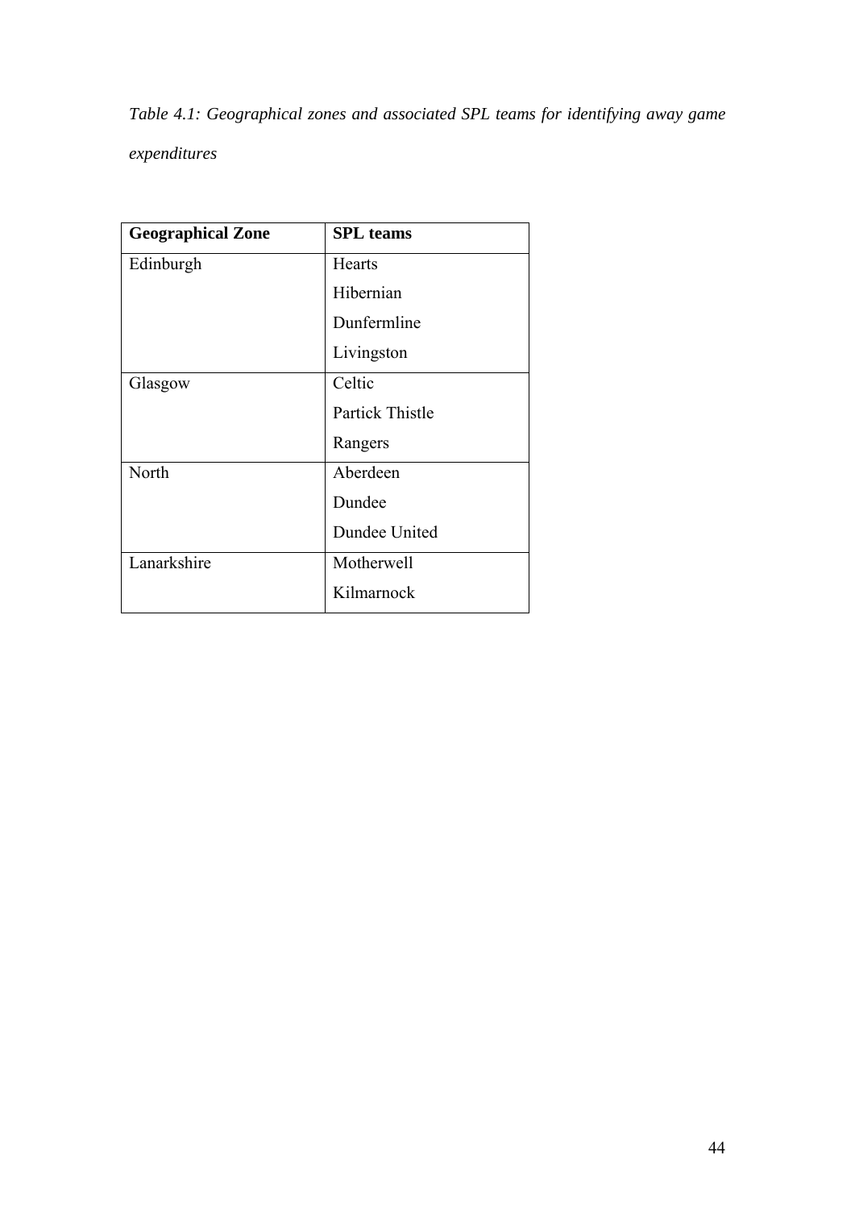*Table 4.1: Geographical zones and associated SPL teams for identifying away game expenditures*

| Geographical Zone | SPL teams |
|---|---|
| Edinburgh | Hearts |
| | Hibernian |
| | Dunfermline |
| | Livingston |
| Glasgow | Celtic |
| | Partick Thistle |
| | Rangers |
| North | Aberdeen |
| | Dundee |
| | Dundee United |
| Lanarkshire | Motherwell |
| | Kilmarnock |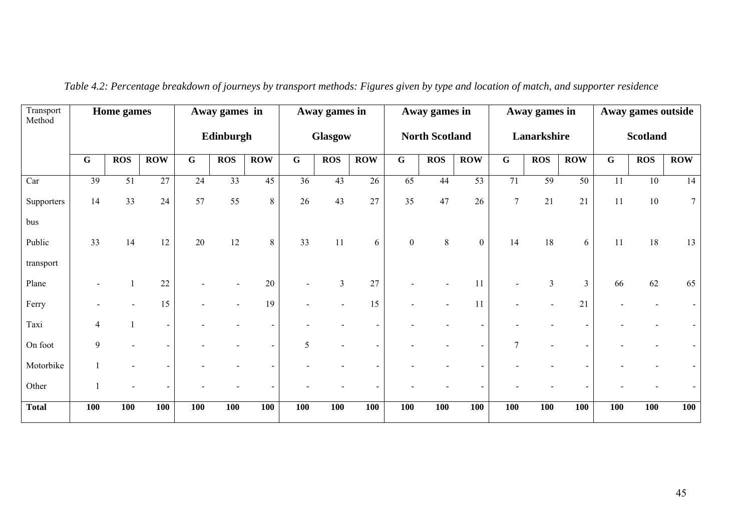*Table 4.2: Percentage breakdown of journeys by transport methods: Figures given by type and location of match, and supporter residence*

| Transport Method | Home games | | | Away games in Edinburgh | | | Away games in Glasgow | | | Away games in North Scotland | | | Away games in Lanarkshire | | | Away games outside Scotland | | |
|---|---|---|---|---|---|---|---|---|---|---|---|---|---|---|---|---|---|---|
| | **G** | **ROS** | **ROW** | **G** | **ROS** | **ROW** | **G** | **ROS** | **ROW** | **G** | **ROS** | **ROW** | **G** | **ROS** | **ROW** | **G** | **ROS** | **ROW** |
| Car | 39 | 51 | 27 | 24 | 33 | 45 | 36 | 43 | 26 | 65 | 44 | 53 | 71 | 59 | 50 | 11 | 10 | 14 |
| Supporters bus | 14 | 33 | 24 | 57 | 55 | 8 | 26 | 43 | 27 | 35 | 47 | 26 | 7 | 21 | 21 | 11 | 10 | 7 |
| Public transport | 33 | 14 | 12 | 20 | 12 | 8 | 33 | 11 | 6 | 0 | 8 | 0 | 14 | 18 | 6 | 11 | 18 | 13 |
| Plane | - | 1 | 22 | - | - | 20 | - | 3 | 27 | - | - | 11 | - | 3 | 3 | 66 | 62 | 65 |
| Ferry | - | - | 15 | - | - | 19 | - | - | 15 | - | - | 11 | - | - | 21 | - | - | - |
| Taxi | 4 | 1 | - | - | - | - | - | - | - | - | - | - | - | - | - | - | - | - |
| On foot | 9 | - | - | - | - | - | 5 | - | - | - | - | - | 7 | - | - | - | - | - |
| Motorbike | 1 | - | - | - | - | - | - | - | - | - | - | - | - | - | - | - | - | - |
| Other | 1 | - | - | - | - | - | - | - | - | - | - | - | - | - | - | - | - | - |
| **Total** | **100** | **100** | **100** | **100** | **100** | **100** | **100** | **100** | **100** | **100** | **100** | **100** | **100** | **100** | **100** | **100** | **100** | **100** |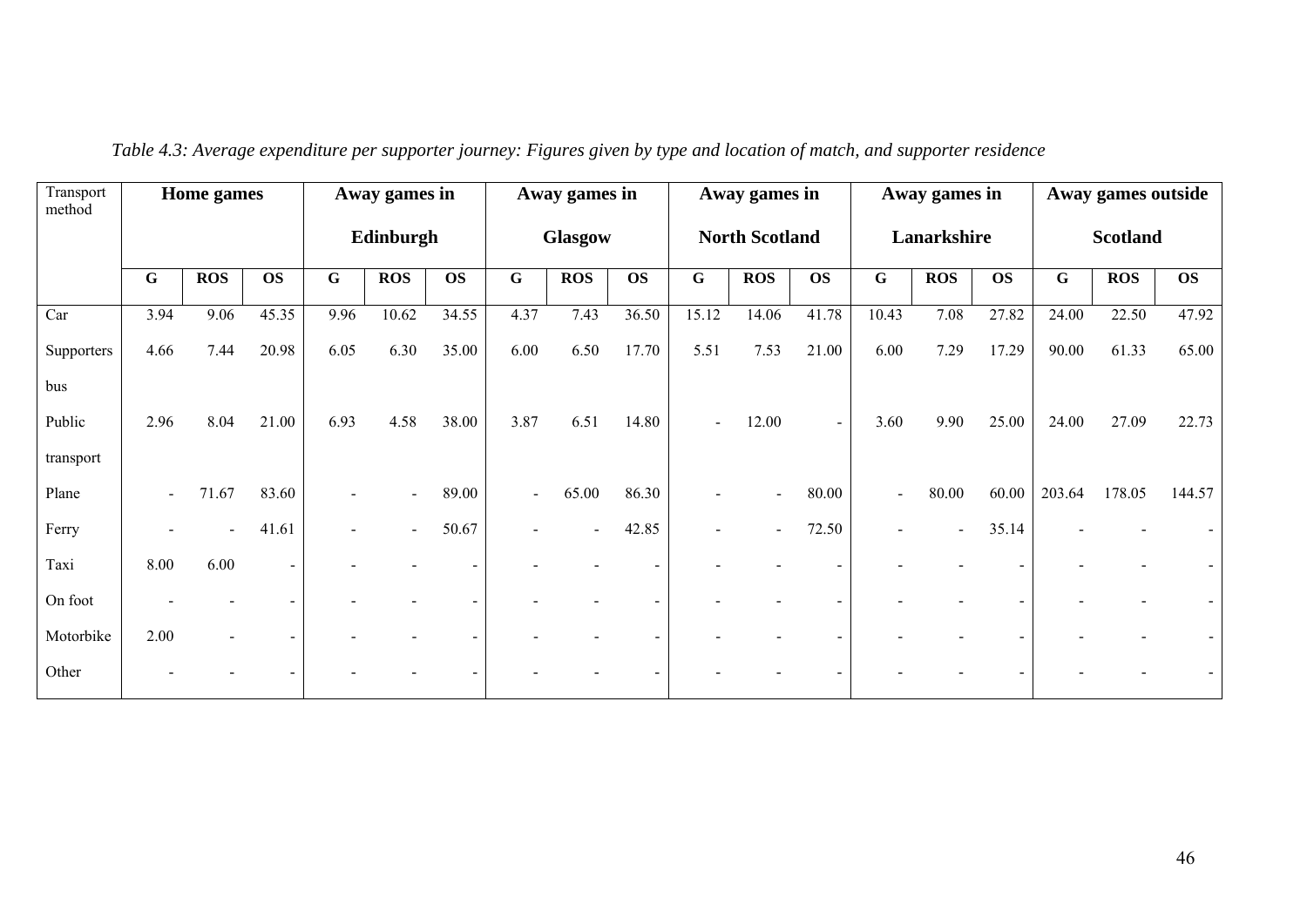*Table 4.3: Average expenditure per supporter journey: Figures given by type and location of match, and supporter residence*

| Transport method | Home games | | | Away games in Edinburgh | | | Away games in Glasgow | | | Away games in North Scotland | | | Away games in Lanarkshire | | | Away games outside Scotland | | |
|---|---|---|---|---|---|---|---|---|---|---|---|---|---|---|---|---|---|---|
| | **G** | **ROS** | **OS** | **G** | **ROS** | **OS** | **G** | **ROS** | **OS** | **G** | **ROS** | **OS** | **G** | **ROS** | **OS** | **G** | **ROS** | **OS** |
| Car | 3.94 | 9.06 | 45.35 | 9.96 | 10.62 | 34.55 | 4.37 | 7.43 | 36.50 | 15.12 | 14.06 | 41.78 | 10.43 | 7.08 | 27.82 | 24.00 | 22.50 | 47.92 |
| Supporters bus | 4.66 | 7.44 | 20.98 | 6.05 | 6.30 | 35.00 | 6.00 | 6.50 | 17.70 | 5.51 | 7.53 | 21.00 | 6.00 | 7.29 | 17.29 | 90.00 | 61.33 | 65.00 |
| Public transport | 2.96 | 8.04 | 21.00 | 6.93 | 4.58 | 38.00 | 3.87 | 6.51 | 14.80 | - | 12.00 | - | 3.60 | 9.90 | 25.00 | 24.00 | 27.09 | 22.73 |
| Plane | - | 71.67 | 83.60 | - | - | 89.00 | - | 65.00 | 86.30 | - | - | 80.00 | - | 80.00 | 60.00 | 203.64 | 178.05 | 144.57 |
| Ferry | - | - | 41.61 | - | - | 50.67 | - | - | 42.85 | - | - | 72.50 | - | - | 35.14 | - | - | - |
| Taxi | 8.00 | 6.00 | - | - | - | - | - | - | - | - | - | - | - | - | - | - | - | - |
| On foot | - | - | - | - | - | - | - | - | - | - | - | - | - | - | - | - | - | - |
| Motorbike | 2.00 | - | - | - | - | - | - | - | - | - | - | - | - | - | - | - | - | - |
| Other | - | - | - | - | - | - | - | - | - | - | - | - | - | - | - | - | - | - |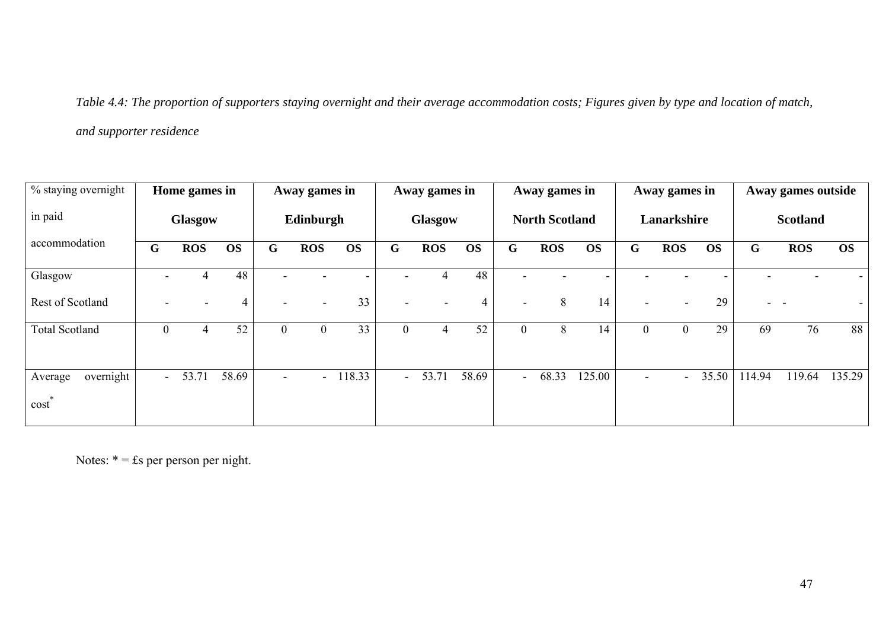*Table 4.4: The proportion of supporters staying overnight and their average accommodation costs; Figures given by type and location of match, and supporter residence*

| % staying overnight in paid accommodation | Home games in Glasgow | | | Away games in Edinburgh | | | Away games in Glasgow | | | Away games in North Scotland | | | Away games in Lanarkshire | | | Away games outside Scotland | | |
|---|---|---|---|---|---|---|---|---|---|---|---|---|---|---|---|---|---|---|
| | G | ROS | OS | G | ROS | OS | G | ROS | OS | G | ROS | OS | G | ROS | OS | G | ROS | OS |
| Glasgow | - | 4 | 48 | - | - | - | - | 4 | 48 | - | - | - | - | - | - | - | - | - |
| Rest of Scotland | - | - | 4 | - | - | 33 | - | - | 4 | - | 8 | 14 | - | - | 29 | - - | | - |
| Total Scotland | 0 | 4 | 52 | 0 | 0 | 33 | 0 | 4 | 52 | 0 | 8 | 14 | 0 | 0 | 29 | 69 | 76 | 88 |
| Average overnight cost* | - | 53.71 | 58.69 | - | - | 118.33 | - | 53.71 | 58.69 | - | 68.33 | 125.00 | - | - | 35.50 | 114.94 | 119.64 | 135.29 |

Notes: * = £s per person per night.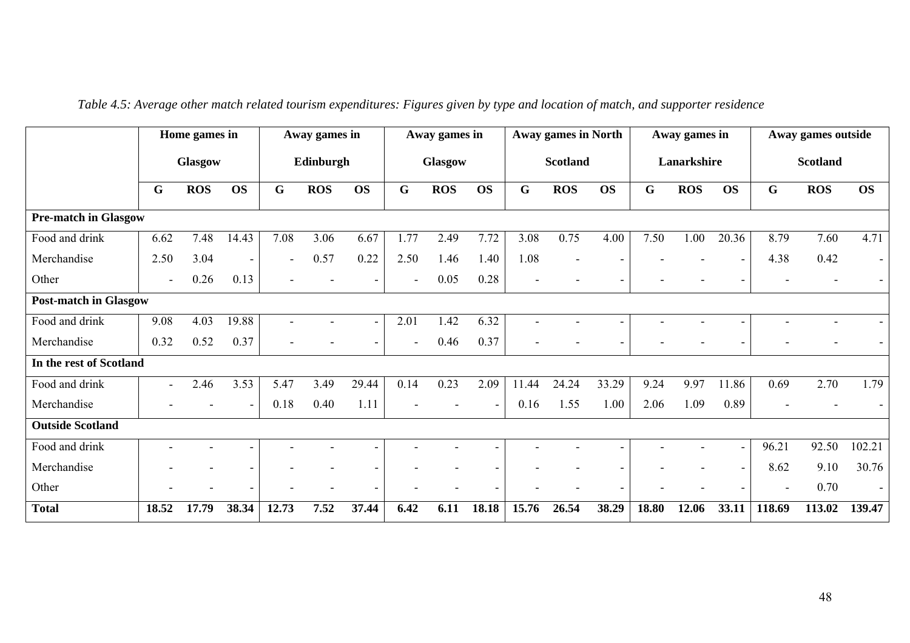*Table 4.5: Average other match related tourism expenditures: Figures given by type and location of match, and supporter residence*

| | Home games in Glasgow | | | Away games in Edinburgh | | | Away games in Glasgow | | | Away games in North Scotland | | | Away games in Lanarkshire | | | Away games outside Scotland | | |
|---|---|---|---|---|---|---|---|---|---|---|---|---|---|---|---|---|---|---|
| | **G** | **ROS** | **OS** | **G** | **ROS** | **OS** | **G** | **ROS** | **OS** | **G** | **ROS** | **OS** | **G** | **ROS** | **OS** | **G** | **ROS** | **OS** |
| **Pre-match in Glasgow** | | | | | | | | | | | | | | | | | | |
| Food and drink | 6.62 | 7.48 | 14.43 | 7.08 | 3.06 | 6.67 | 1.77 | 2.49 | 7.72 | 3.08 | 0.75 | 4.00 | 7.50 | 1.00 | 20.36 | 8.79 | 7.60 | 4.71 |
| Merchandise | 2.50 | 3.04 | - | - | 0.57 | 0.22 | 2.50 | 1.46 | 1.40 | 1.08 | - | - | - | - | - | 4.38 | 0.42 | - |
| Other | - | 0.26 | 0.13 | - | - | - | - | 0.05 | 0.28 | - | - | - | - | - | - | - | - | - |
| **Post-match in Glasgow** | | | | | | | | | | | | | | | | | | |
| Food and drink | 9.08 | 4.03 | 19.88 | - | - | - | 2.01 | 1.42 | 6.32 | - | - | - | - | - | - | - | - | - |
| Merchandise | 0.32 | 0.52 | 0.37 | - | - | - | - | 0.46 | 0.37 | - | - | - | - | - | - | - | - | - |
| **In the rest of Scotland** | | | | | | | | | | | | | | | | | | |
| Food and drink | - | 2.46 | 3.53 | 5.47 | 3.49 | 29.44 | 0.14 | 0.23 | 2.09 | 11.44 | 24.24 | 33.29 | 9.24 | 9.97 | 11.86 | 0.69 | 2.70 | 1.79 |
| Merchandise | - | - | - | 0.18 | 0.40 | 1.11 | - | - | - | 0.16 | 1.55 | 1.00 | 2.06 | 1.09 | 0.89 | - | - | - |
| **Outside Scotland** | | | | | | | | | | | | | | | | | | |
| Food and drink | - | - | - | - | - | - | - | - | - | - | - | - | - | - | - | 96.21 | 92.50 | 102.21 |
| Merchandise | - | - | - | - | - | - | - | - | - | - | - | - | - | - | - | 8.62 | 9.10 | 30.76 |
| Other | - | - | - | - | - | - | - | - | - | - | - | - | - | - | - | - | 0.70 | - |
| **Total** | **18.52** | **17.79** | **38.34** | **12.73** | **7.52** | **37.44** | **6.42** | **6.11** | **18.18** | **15.76** | **26.54** | **38.29** | **18.80** | **12.06** | **33.11** | **118.69** | **113.02** | **139.47** |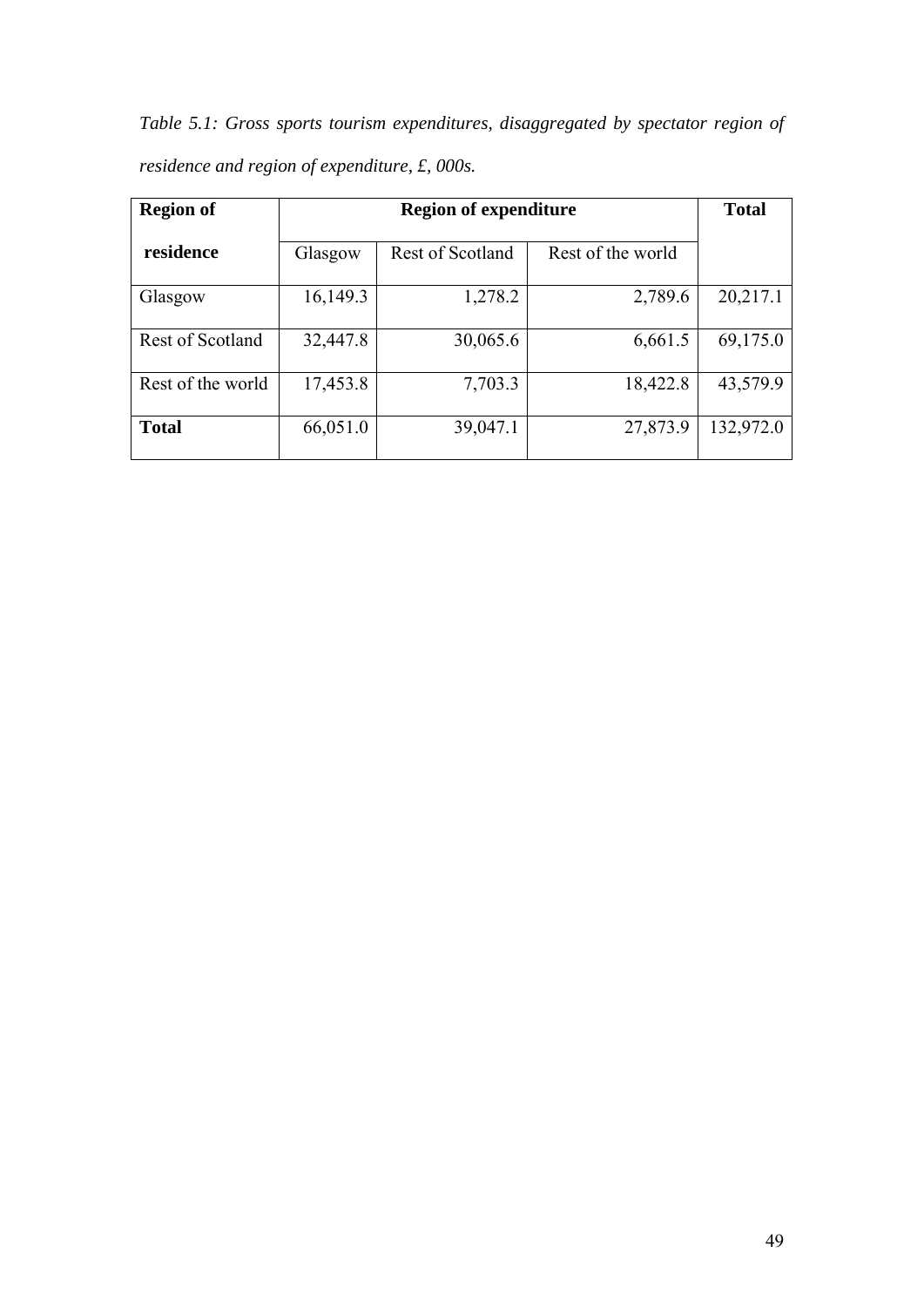*Table 5.1: Gross sports tourism expenditures, disaggregated by spectator region of residence and region of expenditure, £, 000s.*

| **Region of residence** | **Region of expenditure** | | | **Total** |
|---|---|---|---|---|
| | Glasgow | Rest of Scotland | Rest of the world | |
| Glasgow | 16,149.3 | 1,278.2 | 2,789.6 | 20,217.1 |
| Rest of Scotland | 32,447.8 | 30,065.6 | 6,661.5 | 69,175.0 |
| Rest of the world | 17,453.8 | 7,703.3 | 18,422.8 | 43,579.9 |
| **Total** | 66,051.0 | 39,047.1 | 27,873.9 | 132,972.0 |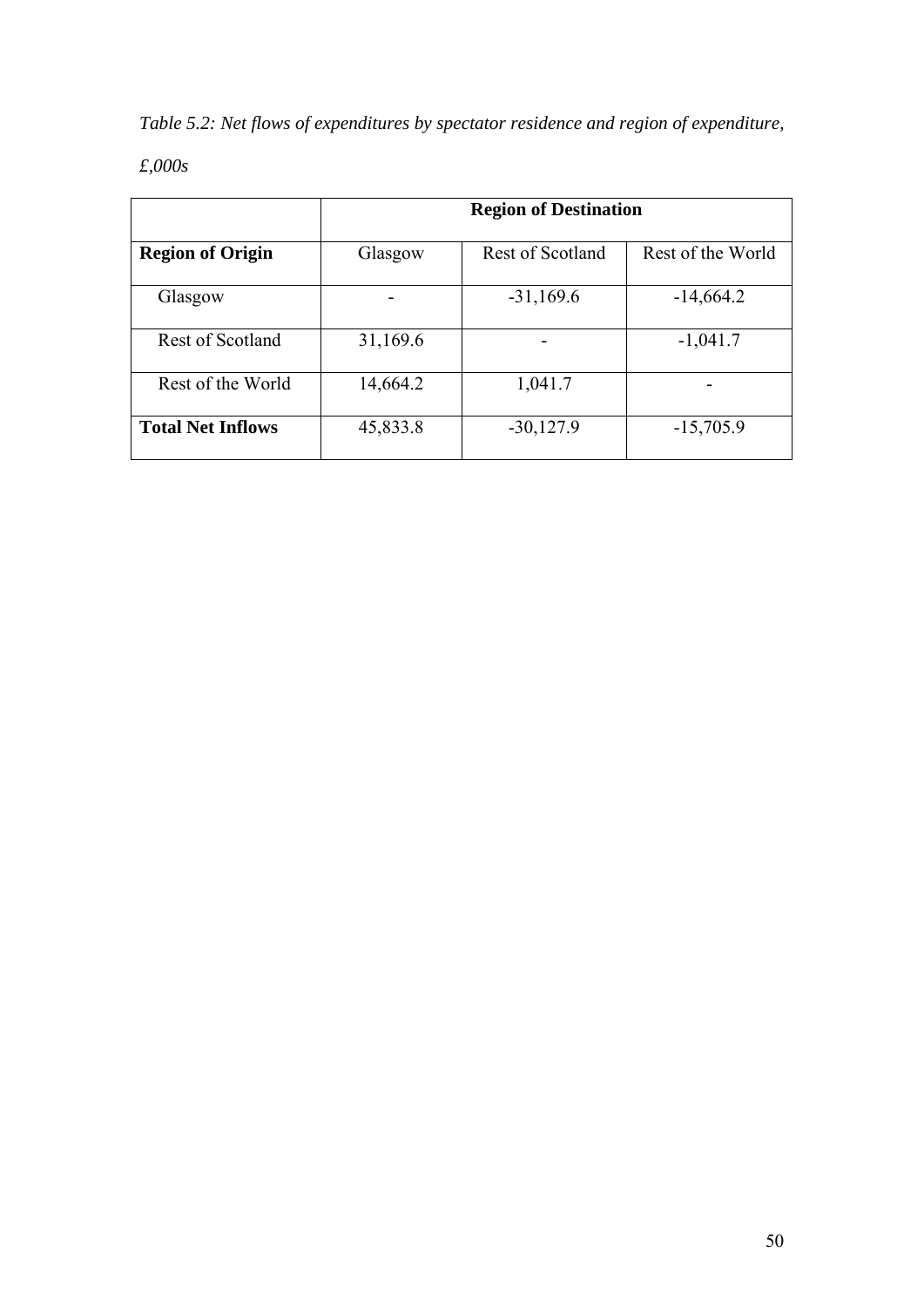*Table 5.2: Net flows of expenditures by spectator residence and region of expenditure, £,000s*

| | **Region of Destination** | | |
|---|---|---|---|
| **Region of Origin** | Glasgow | Rest of Scotland | Rest of the World |
| Glasgow | - | -31,169.6 | -14,664.2 |
| Rest of Scotland | 31,169.6 | - | -1,041.7 |
| Rest of the World | 14,664.2 | 1,041.7 | - |
| **Total Net Inflows** | 45,833.8 | -30,127.9 | -15,705.9 |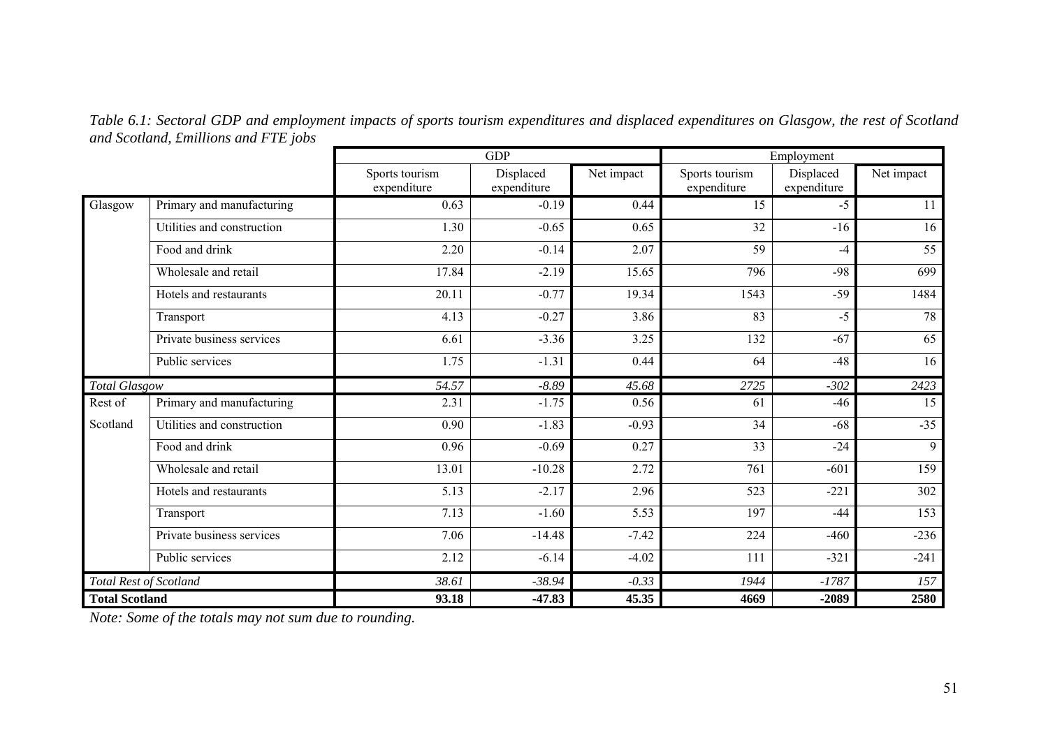*Table 6.1: Sectoral GDP and employment impacts of sports tourism expenditures and displaced expenditures on Glasgow, the rest of Scotland and Scotland, £millions and FTE jobs*

| | | GDP | | | Employment | | |
|---|---|---|---|---|---|---|---|
| | | Sports tourism expenditure | Displaced expenditure | Net impact | Sports tourism expenditure | Displaced expenditure | Net impact |
| Glasgow | Primary and manufacturing | 0.63 | -0.19 | 0.44 | 15 | -5 | 11 |
| | Utilities and construction | 1.30 | -0.65 | 0.65 | 32 | -16 | 16 |
| | Food and drink | 2.20 | -0.14 | 2.07 | 59 | -4 | 55 |
| | Wholesale and retail | 17.84 | -2.19 | 15.65 | 796 | -98 | 699 |
| | Hotels and restaurants | 20.11 | -0.77 | 19.34 | 1543 | -59 | 1484 |
| | Transport | 4.13 | -0.27 | 3.86 | 83 | -5 | 78 |
| | Private business services | 6.61 | -3.36 | 3.25 | 132 | -67 | 65 |
| | Public services | 1.75 | -1.31 | 0.44 | 64 | -48 | 16 |
| *Total Glasgow* | | *54.57* | *-8.89* | *45.68* | *2725* | *-302* | *2423* |
| Rest of Scotland | Primary and manufacturing | 2.31 | -1.75 | 0.56 | 61 | -46 | 15 |
| | Utilities and construction | 0.90 | -1.83 | -0.93 | 34 | -68 | -35 |
| | Food and drink | 0.96 | -0.69 | 0.27 | 33 | -24 | 9 |
| | Wholesale and retail | 13.01 | -10.28 | 2.72 | 761 | -601 | 159 |
| | Hotels and restaurants | 5.13 | -2.17 | 2.96 | 523 | -221 | 302 |
| | Transport | 7.13 | -1.60 | 5.53 | 197 | -44 | 153 |
| | Private business services | 7.06 | -14.48 | -7.42 | 224 | -460 | -236 |
| | Public services | 2.12 | -6.14 | -4.02 | 111 | -321 | -241 |
| *Total Rest of Scotland* | | *38.61* | *-38.94* | *-0.33* | *1944* | *-1787* | *157* |
| **Total Scotland** | | **93.18** | **-47.83** | **45.35** | **4669** | **-2089** | **2580** |

*Note: Some of the totals may not sum due to rounding.*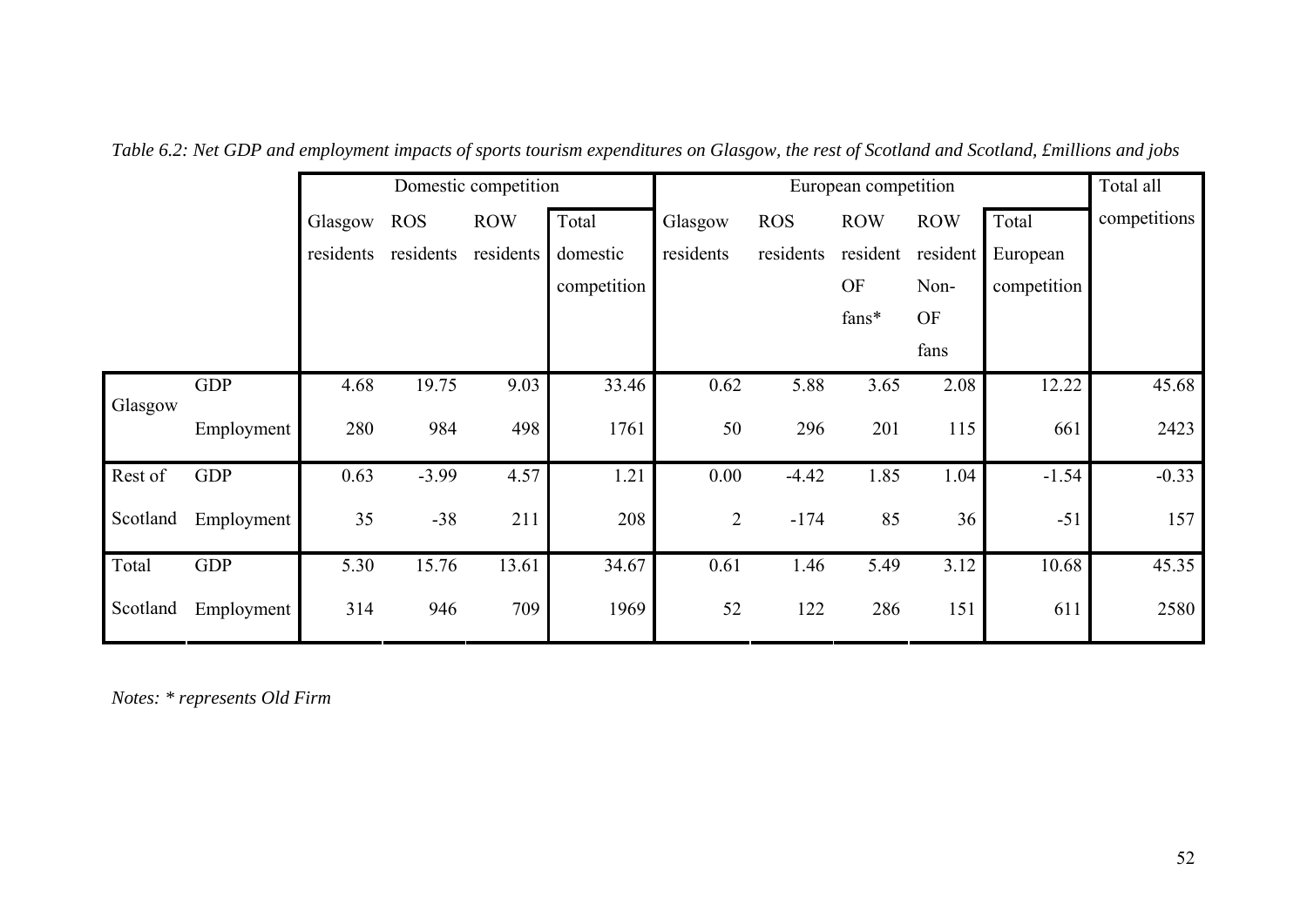*Table 6.2: Net GDP and employment impacts of sports tourism expenditures on Glasgow, the rest of Scotland and Scotland, £millions and jobs*

| | | Domestic competition | | | | European competition | | | | | Total all competitions |
|---|---|---|---|---|---|---|---|---|---|---|---|
| | | Glasgow residents | ROS residents | ROW residents | Total domestic competition | Glasgow residents | ROS residents | ROW resident OF fans* | ROW resident Non-OF fans | Total European competition | |
| Glasgow | GDP | 4.68 | 19.75 | 9.03 | 33.46 | 0.62 | 5.88 | 3.65 | 2.08 | 12.22 | 45.68 |
| | Employment | 280 | 984 | 498 | 1761 | 50 | 296 | 201 | 115 | 661 | 2423 |
| Rest of Scotland | GDP | 0.63 | -3.99 | 4.57 | 1.21 | 0.00 | -4.42 | 1.85 | 1.04 | -1.54 | -0.33 |
| | Employment | 35 | -38 | 211 | 208 | 2 | -174 | 85 | 36 | -51 | 157 |
| Total Scotland | GDP | 5.30 | 15.76 | 13.61 | 34.67 | 0.61 | 1.46 | 5.49 | 3.12 | 10.68 | 45.35 |
| | Employment | 314 | 946 | 709 | 1969 | 52 | 122 | 286 | 151 | 611 | 2580 |

*Notes: * represents Old Firm*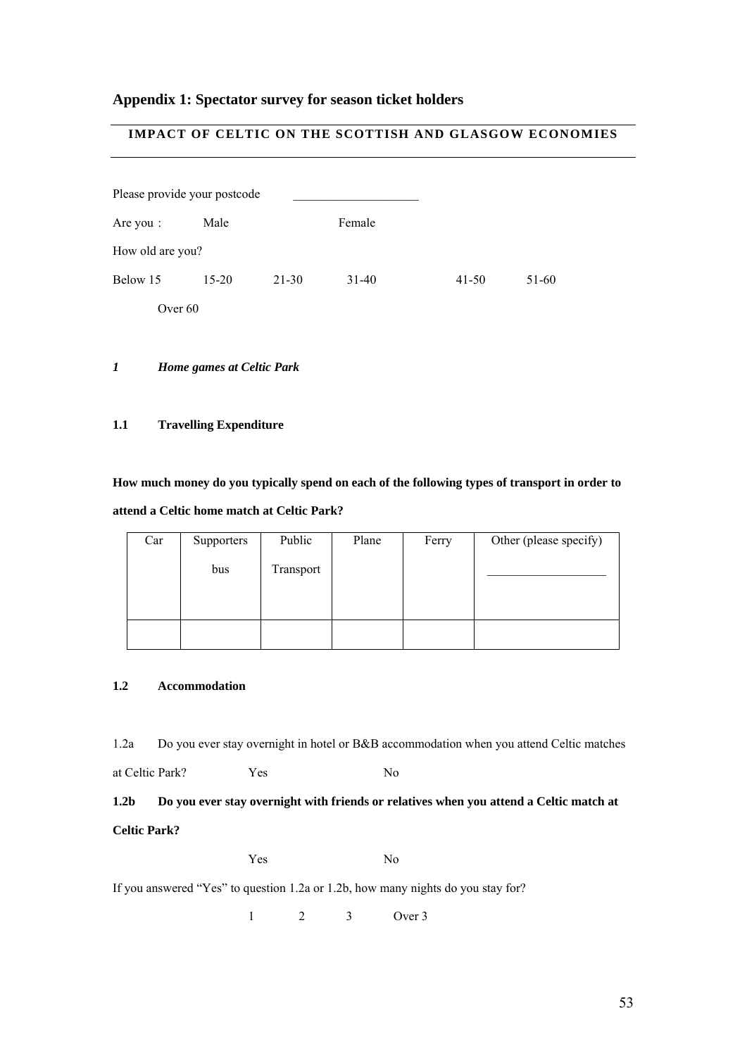## Appendix 1: Spectator survey for season ticket holders

**IMPACT OF CELTIC ON THE SCOTTISH AND GLASGOW ECONOMIES**

Please provide your postcode ____________________

Are you : Male Female

How old are you?

Below 15 15-20 21-30 31-40 41-50 51-60

Over 60

### *1 Home games at Celtic Park*

#### 1.1 Travelling Expenditure

**How much money do you typically spend on each of the following types of transport in order to attend a Celtic home match at Celtic Park?**

| Car | Supporters bus | Public Transport | Plane | Ferry | Other (please specify) ___________________ |
|---|---|---|---|---|---|
| | | | | | |

#### 1.2 Accommodation

1.2a Do you ever stay overnight in hotel or B&B accommodation when you attend Celtic matches at Celtic Park? Yes No

**1.2b Do you ever stay overnight with friends or relatives when you attend a Celtic match at Celtic Park?**

Yes No

If you answered "Yes" to question 1.2a or 1.2b, how many nights do you stay for?

1 2 3 Over 3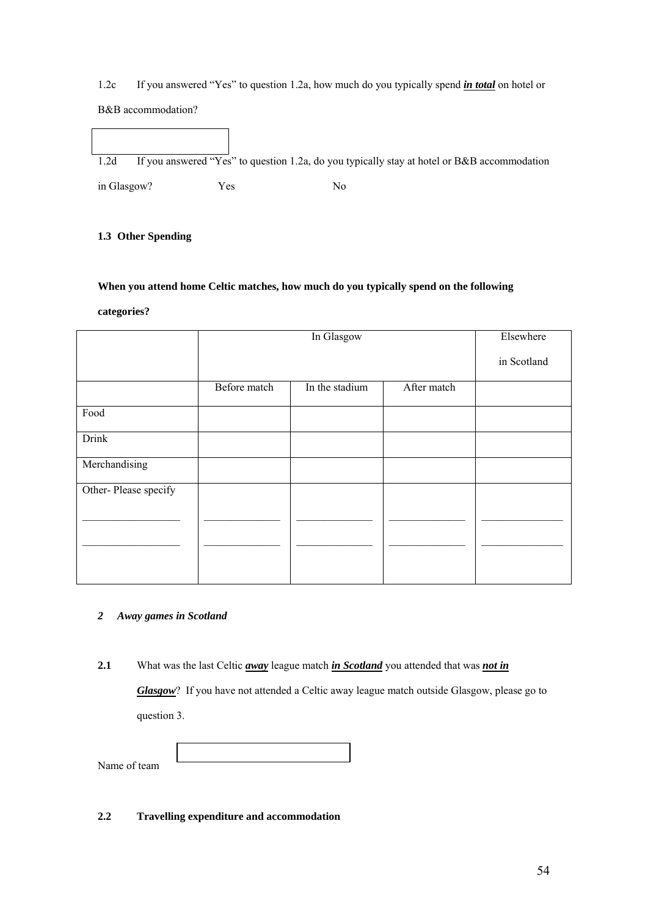1.2c If you answered "Yes" to question 1.2a, how much do you typically spend ***in total*** on hotel or B&B accommodation?

1.2d If you answered "Yes" to question 1.2a, do you typically stay at hotel or B&B accommodation in Glasgow? Yes No

**1.3 Other Spending**

**When you attend home Celtic matches, how much do you typically spend on the following categories?**

| | In Glasgow | | | Elsewhere in Scotland |
|---|---|---|---|---|
| | Before match | In the stadium | After match | |
| Food | | | | |
| Drink | | | | |
| Merchandising | | | | |
| Other- Please specify<br>__________________<br>__________________ | ______________<br>______________ | ______________<br>______________ | ______________<br>______________ | _______________<br>_______________ |

## *2 Away games in Scotland*

**2.1** What was the last Celtic ***away*** league match ***in Scotland*** you attended that was ***not in Glasgow***? If you have not attended a Celtic away league match outside Glasgow, please go to question 3.

Name of team

**2.2 Travelling expenditure and accommodation**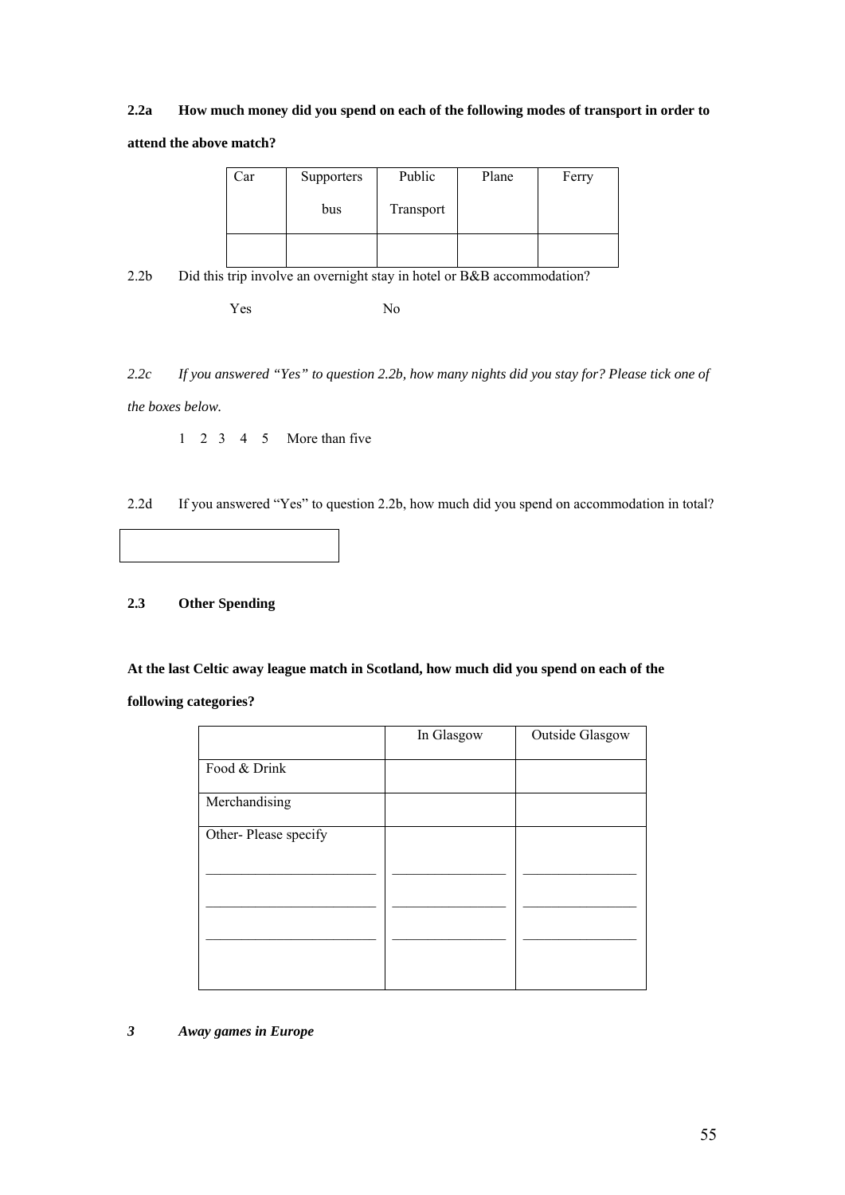**2.2a How much money did you spend on each of the following modes of transport in order to attend the above match?**

| Car | Supporters bus | Public Transport | Plane | Ferry |
|---|---|---|---|---|
| | | | | |

2.2b Did this trip involve an overnight stay in hotel or B&B accommodation?

Yes No

*2.2c If you answered "Yes" to question 2.2b, how many nights did you stay for? Please tick one of the boxes below.*

1 2 3 4 5 More than five

2.2d If you answered "Yes" to question 2.2b, how much did you spend on accommodation in total?

| |
|---|
| |

**2.3 Other Spending**

**At the last Celtic away league match in Scotland, how much did you spend on each of the following categories?**

| | In Glasgow | Outside Glasgow |
|---|---|---|
| Food & Drink | | |
| Merchandising | | |
| Other- Please specify<br>\_\_\_\_\_\_\_\_\_\_\_\_\_\_\_\_\_\_\_\_\_\_\_\_<br>\_\_\_\_\_\_\_\_\_\_\_\_\_\_\_\_\_\_\_\_\_\_\_\_<br>\_\_\_\_\_\_\_\_\_\_\_\_\_\_\_\_\_\_\_\_\_\_\_\_ | \_\_\_\_\_\_\_\_\_\_\_\_\_\_\_\_<br>\_\_\_\_\_\_\_\_\_\_\_\_\_\_\_\_<br>\_\_\_\_\_\_\_\_\_\_\_\_\_\_\_\_ | \_\_\_\_\_\_\_\_\_\_\_\_\_\_\_\_<br>\_\_\_\_\_\_\_\_\_\_\_\_\_\_\_\_<br>\_\_\_\_\_\_\_\_\_\_\_\_\_\_\_\_ |

***3 Away games in Europe***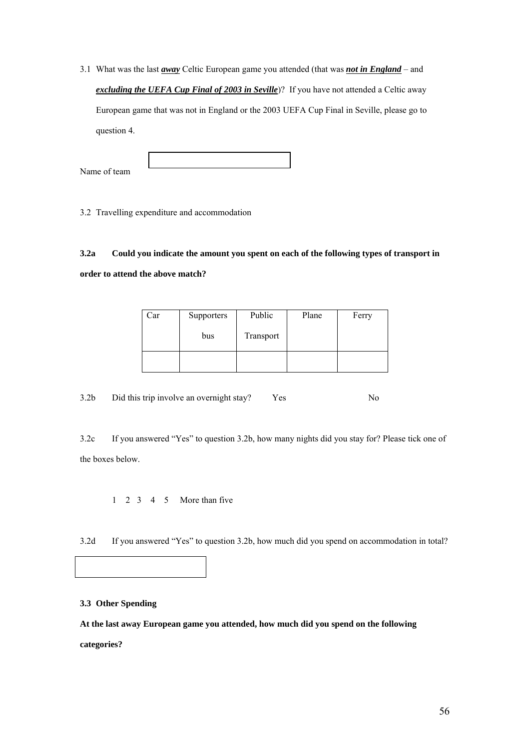3.1 What was the last ***away*** Celtic European game you attended (that was ***not in England*** – and ***excluding the UEFA Cup Final of 2003 in Seville***)? If you have not attended a Celtic away European game that was not in England or the 2003 UEFA Cup Final in Seville, please go to question 4.

Name of team

3.2 Travelling expenditure and accommodation

**3.2a Could you indicate the amount you spent on each of the following types of transport in order to attend the above match?**

| Car | Supporters bus | Public Transport | Plane | Ferry |
|---|---|---|---|---|
| | | | | |

3.2b Did this trip involve an overnight stay? Yes No

3.2c If you answered "Yes" to question 3.2b, how many nights did you stay for? Please tick one of the boxes below.

1 2 3 4 5 More than five

3.2d If you answered "Yes" to question 3.2b, how much did you spend on accommodation in total?

**3.3 Other Spending**

**At the last away European game you attended, how much did you spend on the following categories?**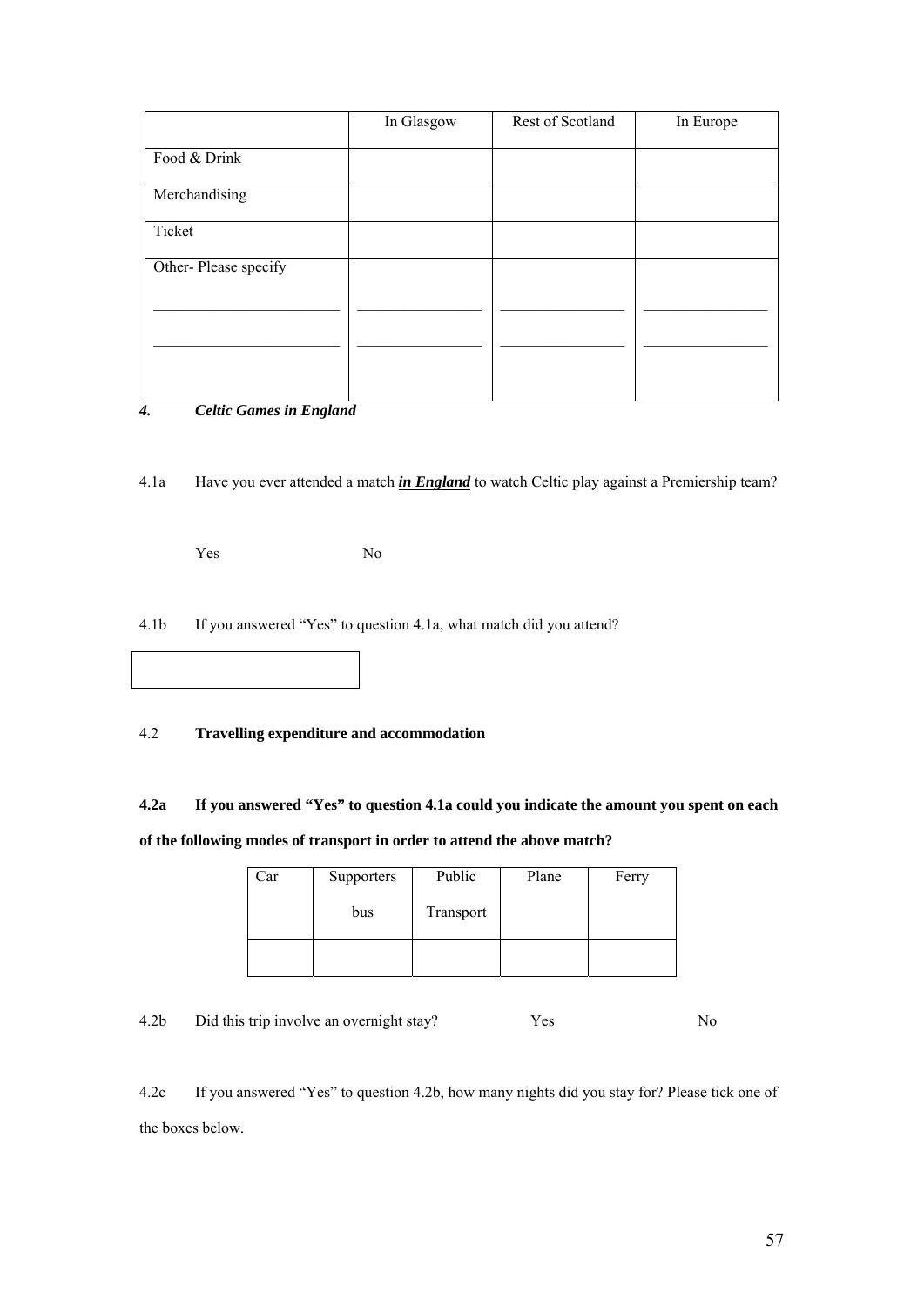| | In Glasgow | Rest of Scotland | In Europe |
|---|---|---|---|
| Food & Drink | | | |
| Merchandising | | | |
| Ticket | | | |
| Other- Please specify<br>\_\_\_\_\_\_\_\_\_\_\_\_\_\_\_\_\_\_\_\_<br>\_\_\_\_\_\_\_\_\_\_\_\_\_\_\_\_\_\_\_\_ | \_\_\_\_\_\_\_\_\_\_\_\_\_\_<br>\_\_\_\_\_\_\_\_\_\_\_\_\_\_ | \_\_\_\_\_\_\_\_\_\_\_\_\_\_<br>\_\_\_\_\_\_\_\_\_\_\_\_\_\_ | \_\_\_\_\_\_\_\_\_\_\_\_\_\_<br>\_\_\_\_\_\_\_\_\_\_\_\_\_\_ |

***4. Celtic Games in England***

4.1a Have you ever attended a match ***in England*** to watch Celtic play against a Premiership team?

Yes No

4.1b If you answered "Yes" to question 4.1a, what match did you attend?

| |
|---|

4.2 **Travelling expenditure and accommodation**

**4.2a If you answered "Yes" to question 4.1a could you indicate the amount you spent on each of the following modes of transport in order to attend the above match?**

| Car | Supporters bus | Public Transport | Plane | Ferry |
|---|---|---|---|---|
| | | | | |

4.2b Did this trip involve an overnight stay? Yes No

4.2c If you answered "Yes" to question 4.2b, how many nights did you stay for? Please tick one of the boxes below.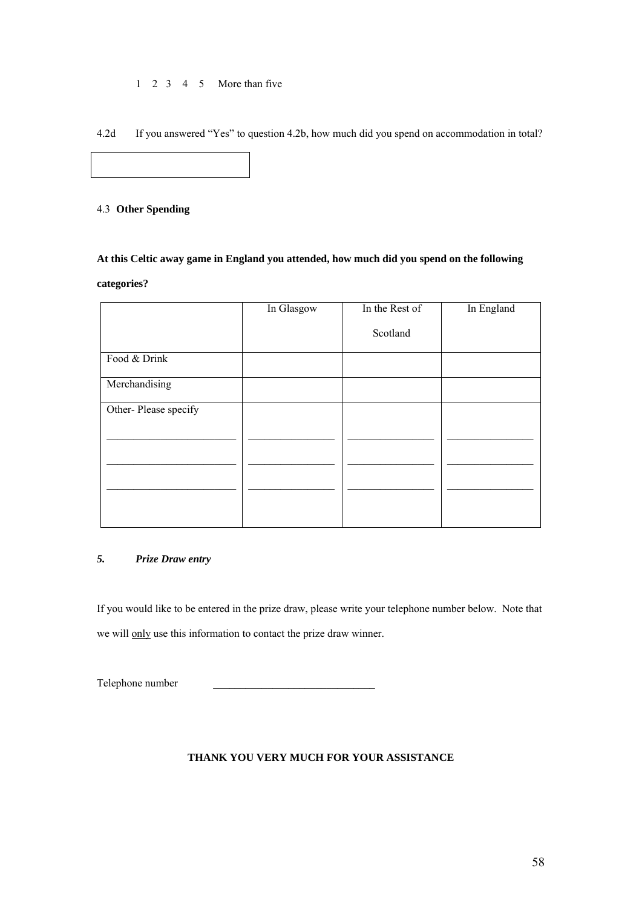1 2 3 4 5 More than five

4.2d If you answered "Yes" to question 4.2b, how much did you spend on accommodation in total?

| |
|---|
| |

4.3 **Other Spending**

**At this Celtic away game in England you attended, how much did you spend on the following categories?**

| | In Glasgow | In the Rest of Scotland | In England |
|---|---|---|---|
| Food & Drink | | | |
| Merchandising | | | |
| Other- Please specify | | | |
| ___________________ | _____________ | _____________ | _____________ |
| ___________________ | _____________ | _____________ | _____________ |
| ___________________ | _____________ | _____________ | _____________ |

### *5. Prize Draw entry*

If you would like to be entered in the prize draw, please write your telephone number below. Note that we will only use this information to contact the prize draw winner.

Telephone number ______________________________

**THANK YOU VERY MUCH FOR YOUR ASSISTANCE**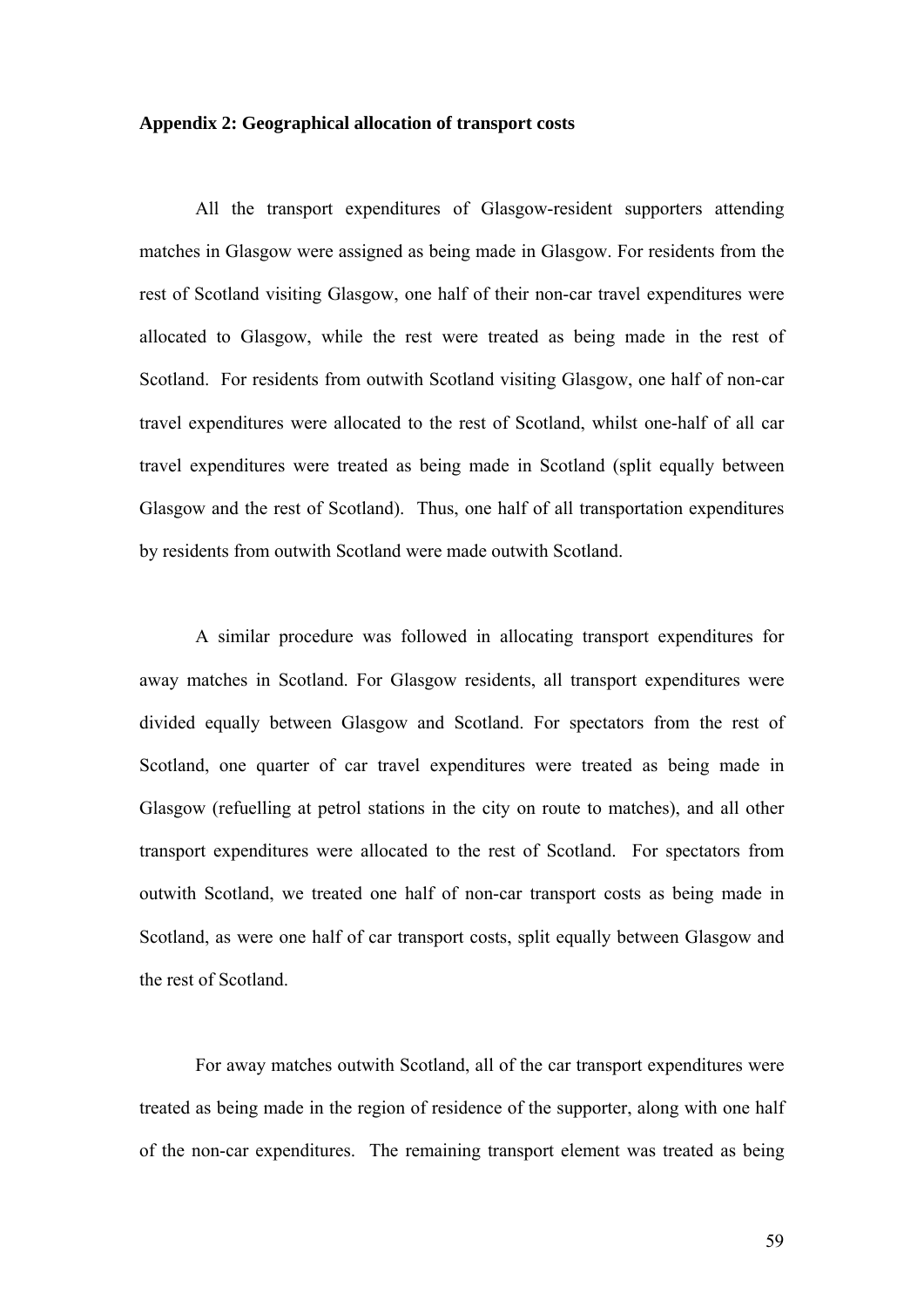**Appendix 2: Geographical allocation of transport costs**

All the transport expenditures of Glasgow-resident supporters attending matches in Glasgow were assigned as being made in Glasgow. For residents from the rest of Scotland visiting Glasgow, one half of their non-car travel expenditures were allocated to Glasgow, while the rest were treated as being made in the rest of Scotland. For residents from outwith Scotland visiting Glasgow, one half of non-car travel expenditures were allocated to the rest of Scotland, whilst one-half of all car travel expenditures were treated as being made in Scotland (split equally between Glasgow and the rest of Scotland). Thus, one half of all transportation expenditures by residents from outwith Scotland were made outwith Scotland.

A similar procedure was followed in allocating transport expenditures for away matches in Scotland. For Glasgow residents, all transport expenditures were divided equally between Glasgow and Scotland. For spectators from the rest of Scotland, one quarter of car travel expenditures were treated as being made in Glasgow (refuelling at petrol stations in the city on route to matches), and all other transport expenditures were allocated to the rest of Scotland. For spectators from outwith Scotland, we treated one half of non-car transport costs as being made in Scotland, as were one half of car transport costs, split equally between Glasgow and the rest of Scotland.

For away matches outwith Scotland, all of the car transport expenditures were treated as being made in the region of residence of the supporter, along with one half of the non-car expenditures. The remaining transport element was treated as being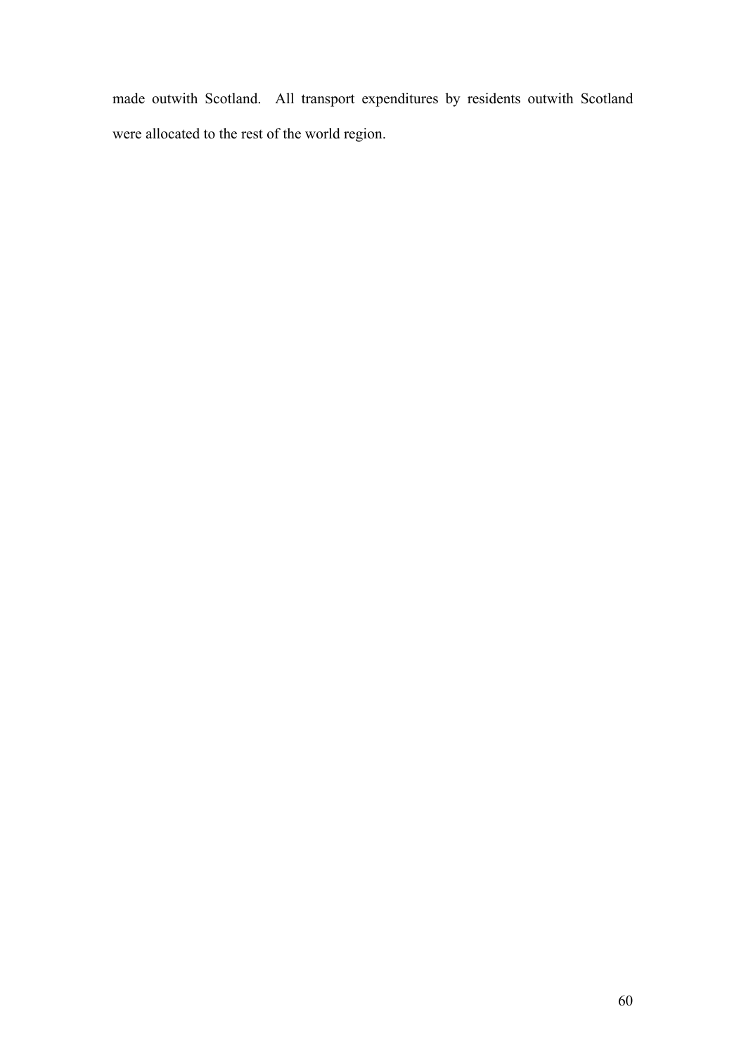made outwith Scotland. All transport expenditures by residents outwith Scotland were allocated to the rest of the world region.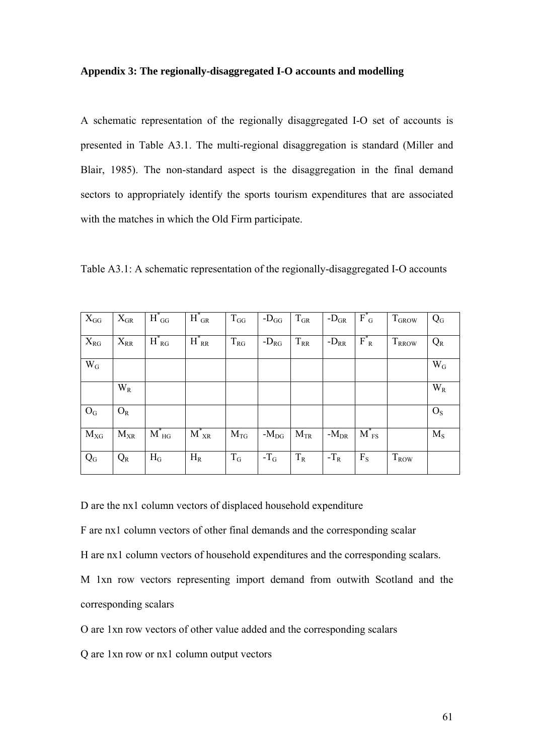**Appendix 3: The regionally-disaggregated I-O accounts and modelling**

A schematic representation of the regionally disaggregated I-O set of accounts is presented in Table A3.1. The multi-regional disaggregation is standard (Miller and Blair, 1985). The non-standard aspect is the disaggregation in the final demand sectors to appropriately identify the sports tourism expenditures that are associated with the matches in which the Old Firm participate.

Table A3.1: A schematic representation of the regionally-disaggregated I-O accounts

| | | | | | | | | | | |
|---|---|---|---|---|---|---|---|---|---|---|
| $X_{GG}$ | $X_{GR}$ | $H^*_{GG}$ | $H^*_{GR}$ | $T_{GG}$ | $-D_{GG}$ | $T_{GR}$ | $-D_{GR}$ | $F^*_G$ | $T_{GROW}$ | $Q_G$ |
| $X_{RG}$ | $X_{RR}$ | $H^*_{RG}$ | $H^*_{RR}$ | $T_{RG}$ | $-D_{RG}$ | $T_{RR}$ | $-D_{RR}$ | $F^*_R$ | $T_{RROW}$ | $Q_R$ |
| $W_G$ | | | | | | | | | | $W_G$ |
| | $W_R$ | | | | | | | | | $W_R$ |
| $O_G$ | $O_R$ | | | | | | | | | $O_S$ |
| $M_{XG}$ | $M_{XR}$ | $M^*_{HG}$ | $M^*_{XR}$ | $M_{TG}$ | $-M_{DG}$ | $M_{TR}$ | $-M_{DR}$ | $M^*_{FS}$ | | $M_S$ |
| $Q_G$ | $Q_R$ | $H_G$ | $H_R$ | $T_G$ | $-T_G$ | $T_R$ | $-T_R$ | $F_S$ | $T_{ROW}$ | |

D are the nx1 column vectors of displaced household expenditure

F are nx1 column vectors of other final demands and the corresponding scalar

H are nx1 column vectors of household expenditures and the corresponding scalars.

M 1xn row vectors representing import demand from outwith Scotland and the corresponding scalars

O are 1xn row vectors of other value added and the corresponding scalars

Q are 1xn row or nx1 column output vectors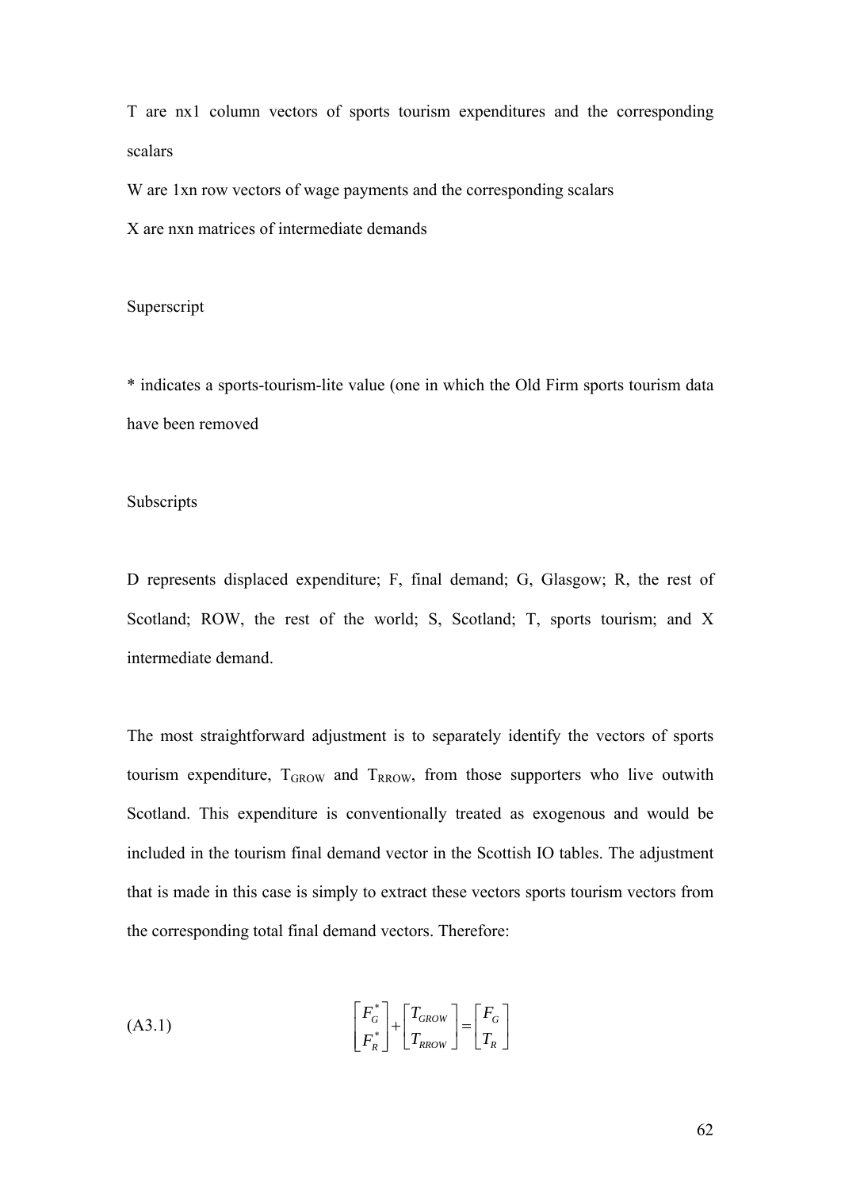T are nx1 column vectors of sports tourism expenditures and the corresponding scalars

W are 1xn row vectors of wage payments and the corresponding scalars

X are nxn matrices of intermediate demands

Superscript

* indicates a sports-tourism-lite value (one in which the Old Firm sports tourism data have been removed

Subscripts

D represents displaced expenditure; F, final demand; G, Glasgow; R, the rest of Scotland; ROW, the rest of the world; S, Scotland; T, sports tourism; and X intermediate demand.

The most straightforward adjustment is to separately identify the vectors of sports tourism expenditure, $T_{GROW}$ and $T_{RROW}$, from those supporters who live outwith Scotland. This expenditure is conventionally treated as exogenous and would be included in the tourism final demand vector in the Scottish IO tables. The adjustment that is made in this case is simply to extract these vectors sports tourism vectors from the corresponding total final demand vectors. Therefore:

(A3.1)
$$\begin{bmatrix} F_G^* \\ F_R^* \end{bmatrix} + \begin{bmatrix} T_{GROW} \\ T_{RROW} \end{bmatrix} = \begin{bmatrix} F_G \\ T_R \end{bmatrix}$$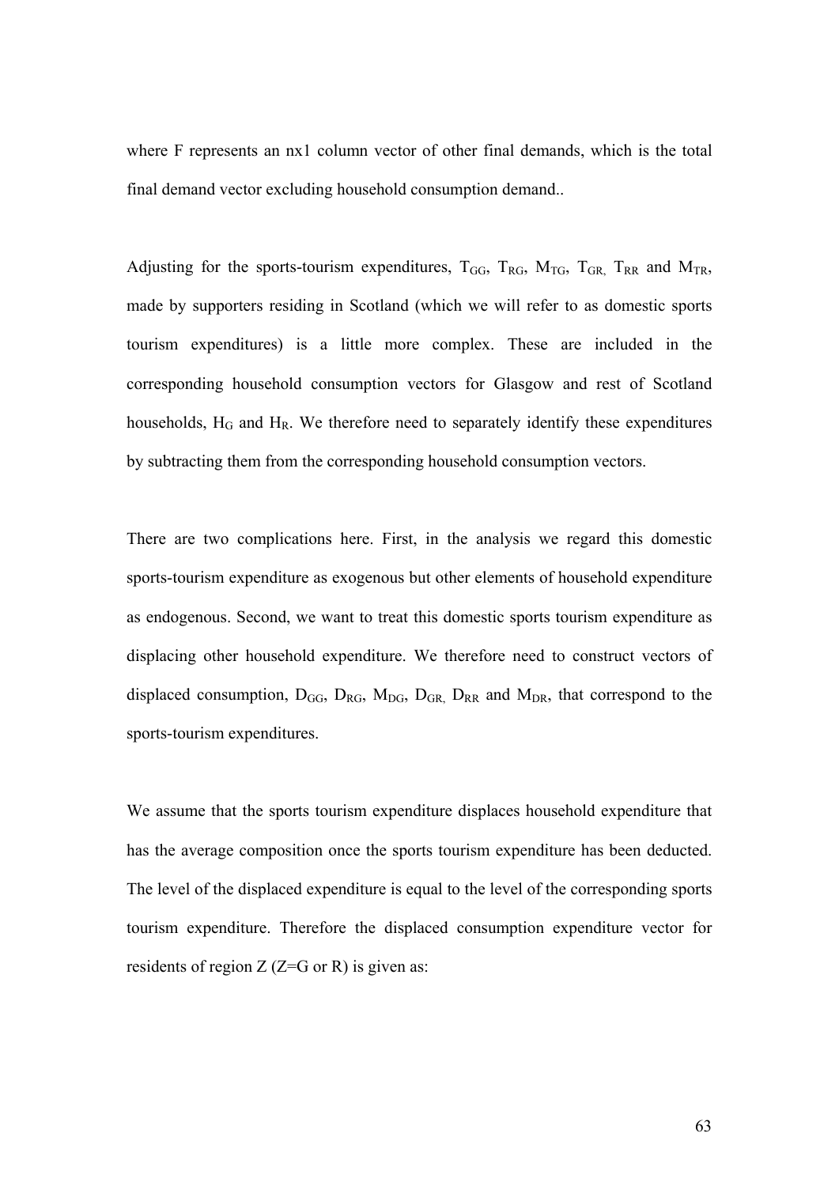where F represents an nx1 column vector of other final demands, which is the total final demand vector excluding household consumption demand..

Adjusting for the sports-tourism expenditures, $T_{GG}$, $T_{RG}$, $M_{TG}$, $T_{GR,}$ $T_{RR}$ and $M_{TR}$, made by supporters residing in Scotland (which we will refer to as domestic sports tourism expenditures) is a little more complex. These are included in the corresponding household consumption vectors for Glasgow and rest of Scotland households, $H_G$ and $H_R$. We therefore need to separately identify these expenditures by subtracting them from the corresponding household consumption vectors.

There are two complications here. First, in the analysis we regard this domestic sports-tourism expenditure as exogenous but other elements of household expenditure as endogenous. Second, we want to treat this domestic sports tourism expenditure as displacing other household expenditure. We therefore need to construct vectors of displaced consumption, $D_{GG}$, $D_{RG}$, $M_{DG}$, $D_{GR,}$ $D_{RR}$ and $M_{DR}$, that correspond to the sports-tourism expenditures.

We assume that the sports tourism expenditure displaces household expenditure that has the average composition once the sports tourism expenditure has been deducted. The level of the displaced expenditure is equal to the level of the corresponding sports tourism expenditure. Therefore the displaced consumption expenditure vector for residents of region Z (Z=G or R) is given as: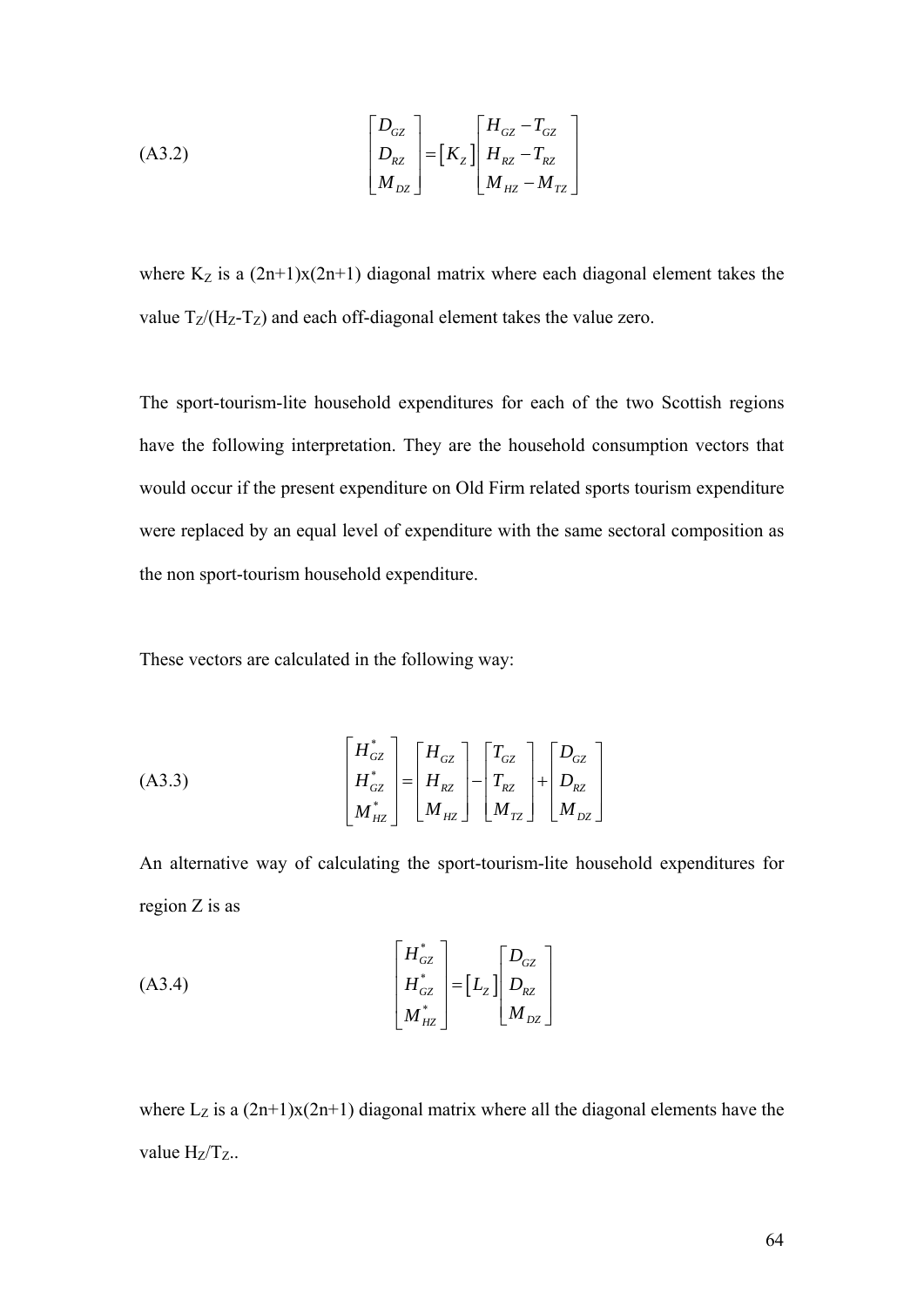$$\text{(A3.2)} \qquad \begin{bmatrix} D_{GZ} \\ D_{RZ} \\ M_{DZ} \end{bmatrix} = \begin{bmatrix} K_Z \end{bmatrix} \begin{bmatrix} H_{GZ} - T_{GZ} \\ H_{RZ} - T_{RZ} \\ M_{HZ} - M_{TZ} \end{bmatrix}$$

where $K_Z$ is a (2n+1)x(2n+1) diagonal matrix where each diagonal element takes the value $T_Z/(H_Z-T_Z)$ and each off-diagonal element takes the value zero.

The sport-tourism-lite household expenditures for each of the two Scottish regions have the following interpretation. They are the household consumption vectors that would occur if the present expenditure on Old Firm related sports tourism expenditure were replaced by an equal level of expenditure with the same sectoral composition as the non sport-tourism household expenditure.

These vectors are calculated in the following way:

$$\text{(A3.3)} \qquad \begin{bmatrix} H^*_{GZ} \\ H^*_{GZ} \\ M^*_{HZ} \end{bmatrix} = \begin{bmatrix} H_{GZ} \\ H_{RZ} \\ M_{HZ} \end{bmatrix} - \begin{bmatrix} T_{GZ} \\ T_{RZ} \\ M_{TZ} \end{bmatrix} + \begin{bmatrix} D_{GZ} \\ D_{RZ} \\ M_{DZ} \end{bmatrix}$$

An alternative way of calculating the sport-tourism-lite household expenditures for region Z is as

$$\text{(A3.4)} \qquad \begin{bmatrix} H^*_{GZ} \\ H^*_{GZ} \\ M^*_{HZ} \end{bmatrix} = \begin{bmatrix} L_Z \end{bmatrix} \begin{bmatrix} D_{GZ} \\ D_{RZ} \\ M_{DZ} \end{bmatrix}$$

where $L_Z$ is a (2n+1)x(2n+1) diagonal matrix where all the diagonal elements have the value $H_Z/T_Z$..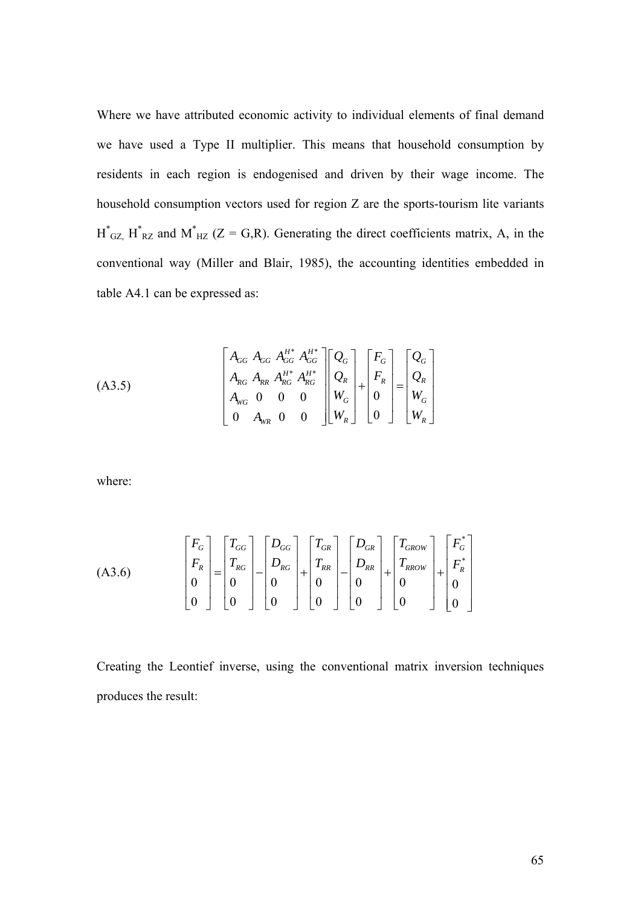Where we have attributed economic activity to individual elements of final demand we have used a Type II multiplier. This means that household consumption by residents in each region is endogenised and driven by their wage income. The household consumption vectors used for region Z are the sports-tourism lite variants $H^*_{GZ}$, $H^*_{RZ}$ and $M^*_{HZ}$ (Z = G,R). Generating the direct coefficients matrix, A, in the conventional way (Miller and Blair, 1985), the accounting identities embedded in table A4.1 can be expressed as:

(A3.5)

$$
\begin{bmatrix} A_{GG} & A_{GG} & A^{H*}_{GG} & A^{H*}_{GG} \\ A_{RG} & A_{RR} & A^{H*}_{RG} & A^{H*}_{RG} \\ A_{WG} & 0 & 0 & 0 \\ 0 & A_{WR} & 0 & 0 \end{bmatrix} \begin{bmatrix} Q_G \\ Q_R \\ W_G \\ W_R \end{bmatrix} + \begin{bmatrix} F_G \\ F_R \\ 0 \\ 0 \end{bmatrix} = \begin{bmatrix} Q_G \\ Q_R \\ W_G \\ W_R \end{bmatrix}
$$

where:

(A3.6)

$$
\begin{bmatrix} F_G \\ F_R \\ 0 \\ 0 \end{bmatrix} = \begin{bmatrix} T_{GG} \\ T_{RG} \\ 0 \\ 0 \end{bmatrix} - \begin{bmatrix} D_{GG} \\ D_{RG} \\ 0 \\ 0 \end{bmatrix} + \begin{bmatrix} T_{GR} \\ T_{RR} \\ 0 \\ 0 \end{bmatrix} - \begin{bmatrix} D_{GR} \\ D_{RR} \\ 0 \\ 0 \end{bmatrix} + \begin{bmatrix} T_{GROW} \\ T_{RROW} \\ 0 \\ 0 \end{bmatrix} + \begin{bmatrix} F^*_G \\ F^*_R \\ 0 \\ 0 \end{bmatrix}
$$

Creating the Leontief inverse, using the conventional matrix inversion techniques produces the result: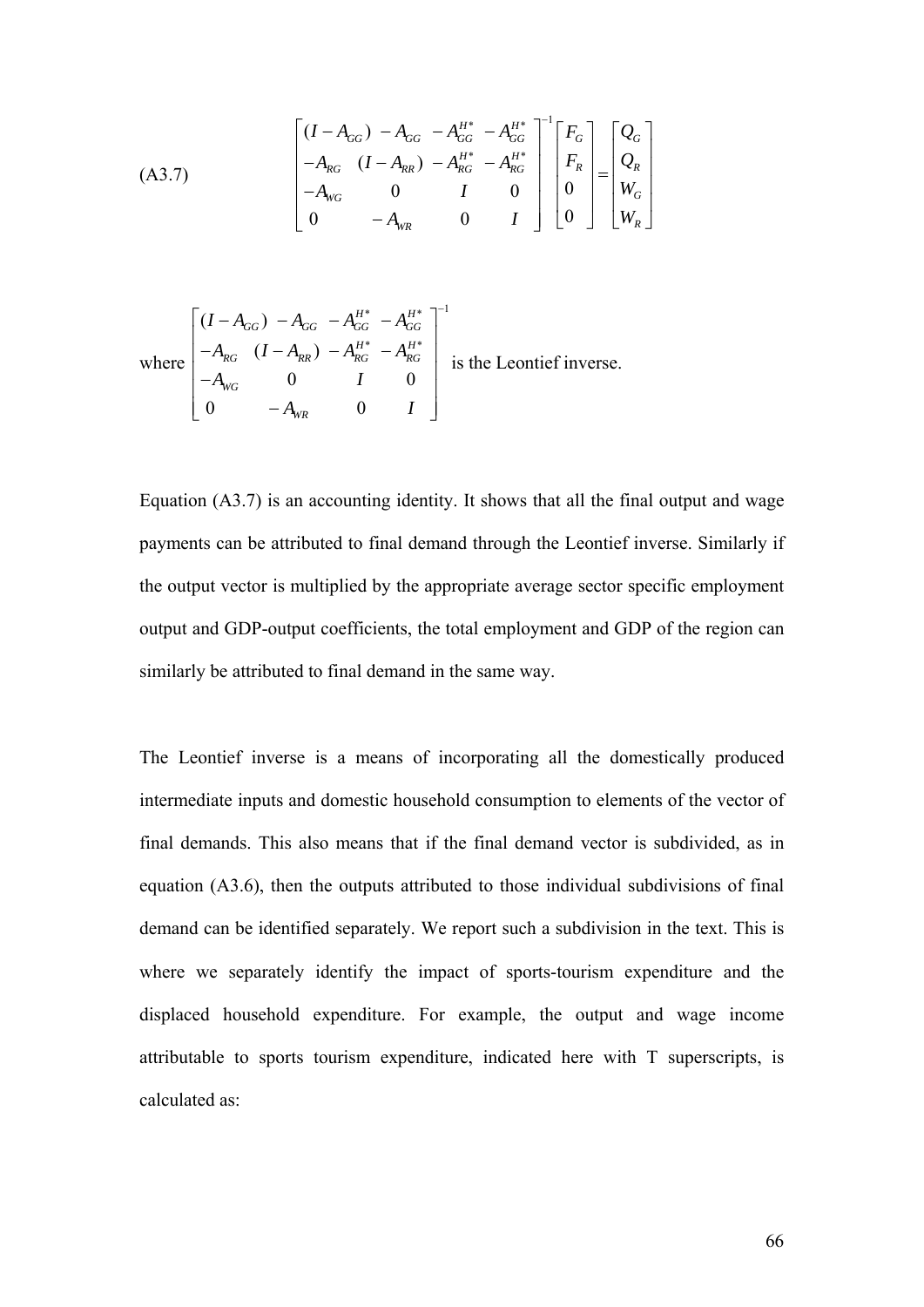(A3.7)

$$\begin{bmatrix} (I - A_{GG}) & -A_{GG} & -A_{GG}^{H*} & -A_{GG}^{H*} \\ -A_{RG} & (I - A_{RR}) & -A_{RG}^{H*} & -A_{RG}^{H*} \\ -A_{WG} & 0 & I & 0 \\ 0 & -A_{WR} & 0 & I \end{bmatrix}^{-1} \begin{bmatrix} F_G \\ F_R \\ 0 \\ 0 \end{bmatrix} = \begin{bmatrix} Q_G \\ Q_R \\ W_G \\ W_R \end{bmatrix}$$

where $\begin{bmatrix} (I - A_{GG}) & -A_{GG} & -A_{GG}^{H*} & -A_{GG}^{H*} \\ -A_{RG} & (I - A_{RR}) & -A_{RG}^{H*} & -A_{RG}^{H*} \\ -A_{WG} & 0 & I & 0 \\ 0 & -A_{WR} & 0 & I \end{bmatrix}^{-1}$ is the Leontief inverse.

Equation (A3.7) is an accounting identity. It shows that all the final output and wage payments can be attributed to final demand through the Leontief inverse. Similarly if the output vector is multiplied by the appropriate average sector specific employment output and GDP-output coefficients, the total employment and GDP of the region can similarly be attributed to final demand in the same way.

The Leontief inverse is a means of incorporating all the domestically produced intermediate inputs and domestic household consumption to elements of the vector of final demands. This also means that if the final demand vector is subdivided, as in equation (A3.6), then the outputs attributed to those individual subdivisions of final demand can be identified separately. We report such a subdivision in the text. This is where we separately identify the impact of sports-tourism expenditure and the displaced household expenditure. For example, the output and wage income attributable to sports tourism expenditure, indicated here with T superscripts, is calculated as: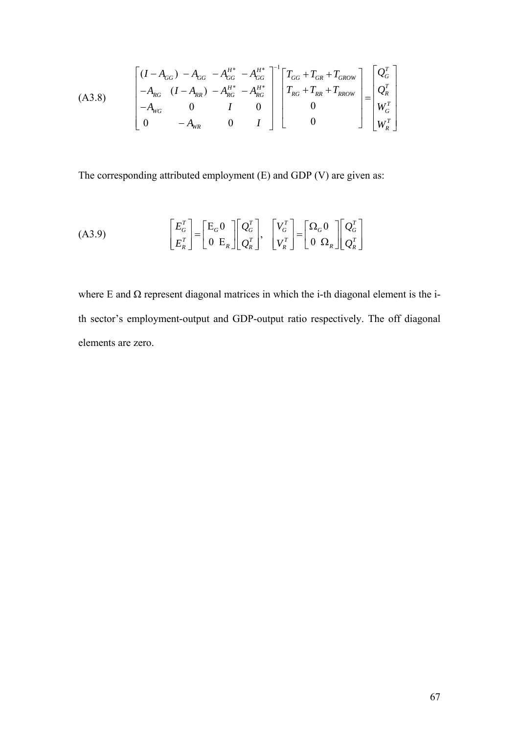(A3.8)

$$\begin{bmatrix} (I - A_{GG}) & -A_{GG} & -A_{GG}^{H*} & -A_{GG}^{H*} \\ -A_{RG} & (I - A_{RR}) & -A_{RG}^{H*} & -A_{RG}^{H*} \\ -A_{WG} & 0 & I & 0 \\ 0 & -A_{WR} & 0 & I \end{bmatrix}^{-1} \begin{bmatrix} T_{GG} + T_{GR} + T_{GROW} \\ T_{RG} + T_{RR} + T_{RROW} \\ 0 \\ 0 \end{bmatrix} = \begin{bmatrix} Q_G^T \\ Q_R^T \\ W_G^T \\ W_R^T \end{bmatrix}$$

The corresponding attributed employment (E) and GDP (V) are given as:

(A3.9)

$$\begin{bmatrix} E_G^T \\ E_R^T \end{bmatrix} = \begin{bmatrix} \mathrm{E}_G & 0 \\ 0 & \mathrm{E}_R \end{bmatrix} \begin{bmatrix} Q_G^T \\ Q_R^T \end{bmatrix}, \quad \begin{bmatrix} V_G^T \\ V_R^T \end{bmatrix} = \begin{bmatrix} \Omega_G & 0 \\ 0 & \Omega_R \end{bmatrix} \begin{bmatrix} Q_G^T \\ Q_R^T \end{bmatrix}$$

where E and Ω represent diagonal matrices in which the i-th diagonal element is the i-th sector's employment-output and GDP-output ratio respectively. The off diagonal elements are zero.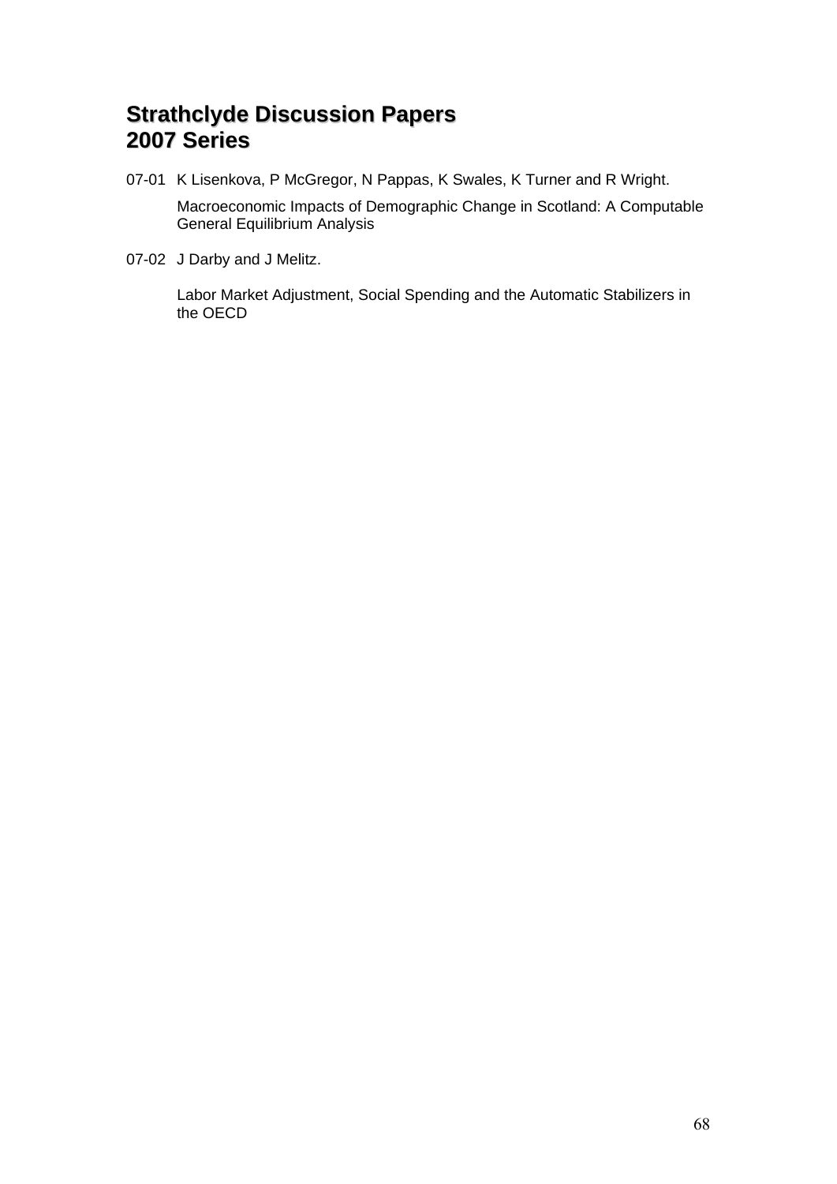## Strathclyde Discussion Papers
## 2007 Series

07-01 K Lisenkova, P McGregor, N Pappas, K Swales, K Turner and R Wright.

Macroeconomic Impacts of Demographic Change in Scotland: A Computable General Equilibrium Analysis

07-02 J Darby and J Melitz.

Labor Market Adjustment, Social Spending and the Automatic Stabilizers in the OECD